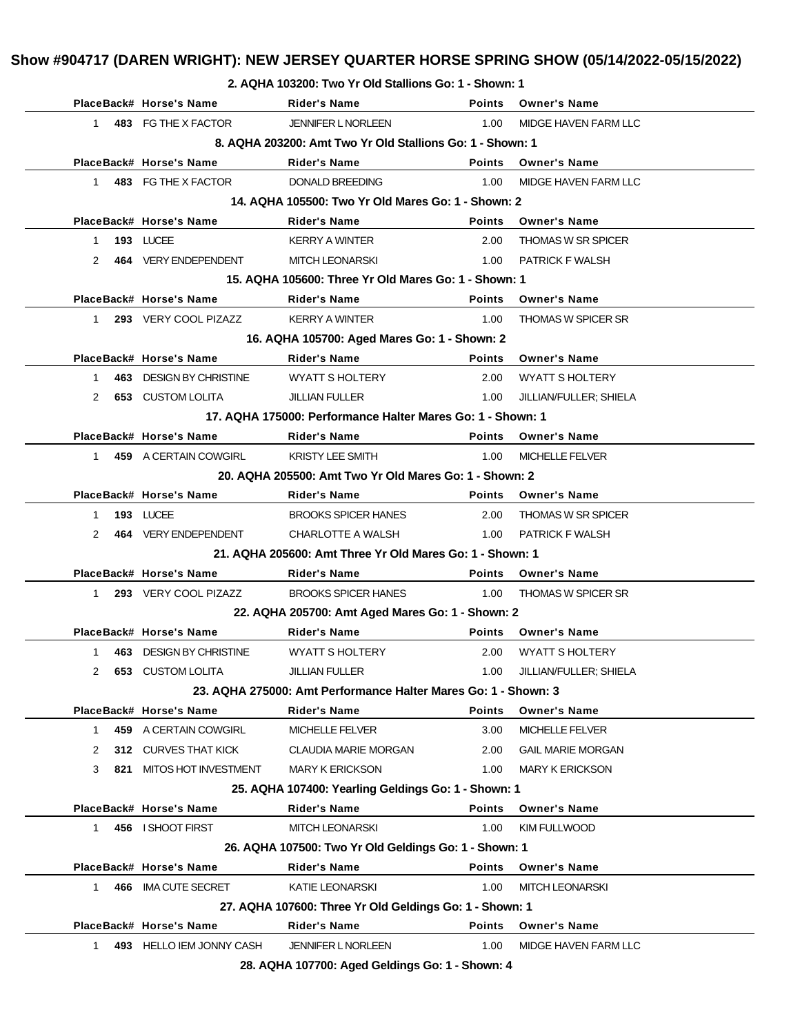# Show #904717 (DAREN WRIGHT): NEW JERSEY QUARTER HORSE SPRING SHOW (05/14/2022-05/15/2022)

### 2. AQHA 103200: Two Yr Old Stallions Go: 1 - Shown: 1

| Place | Back# | Horse's Name | Rider's Name | Points | Owner's Name |
|---|---|---|---|---|---|
| 1 | 483 | FG THE X FACTOR | JENNIFER L NORLEEN | 1.00 | MIDGE HAVEN FARM LLC |

### 8. AQHA 203200: Amt Two Yr Old Stallions Go: 1 - Shown: 1

| Place | Back# | Horse's Name | Rider's Name | Points | Owner's Name |
|---|---|---|---|---|---|
| 1 | 483 | FG THE X FACTOR | DONALD BREEDING | 1.00 | MIDGE HAVEN FARM LLC |

### 14. AQHA 105500: Two Yr Old Mares Go: 1 - Shown: 2

| Place | Back# | Horse's Name | Rider's Name | Points | Owner's Name |
|---|---|---|---|---|---|
| 1 | 193 | LUCEE | KERRY A WINTER | 2.00 | THOMAS W SR SPICER |
| 2 | 464 | VERY ENDEPENDENT | MITCH LEONARSKI | 1.00 | PATRICK F WALSH |

### 15. AQHA 105600: Three Yr Old Mares Go: 1 - Shown: 1

| Place | Back# | Horse's Name | Rider's Name | Points | Owner's Name |
|---|---|---|---|---|---|
| 1 | 293 | VERY COOL PIZAZZ | KERRY A WINTER | 1.00 | THOMAS W SPICER SR |

### 16. AQHA 105700: Aged Mares Go: 1 - Shown: 2

| Place | Back# | Horse's Name | Rider's Name | Points | Owner's Name |
|---|---|---|---|---|---|
| 1 | 463 | DESIGN BY CHRISTINE | WYATT S HOLTERY | 2.00 | WYATT S HOLTERY |
| 2 | 653 | CUSTOM LOLITA | JILLIAN FULLER | 1.00 | JILLIAN/FULLER; SHIELA |

### 17. AQHA 175000: Performance Halter Mares Go: 1 - Shown: 1

| Place | Back# | Horse's Name | Rider's Name | Points | Owner's Name |
|---|---|---|---|---|---|
| 1 | 459 | A CERTAIN COWGIRL | KRISTY LEE SMITH | 1.00 | MICHELLE FELVER |

### 20. AQHA 205500: Amt Two Yr Old Mares Go: 1 - Shown: 2

| Place | Back# | Horse's Name | Rider's Name | Points | Owner's Name |
|---|---|---|---|---|---|
| 1 | 193 | LUCEE | BROOKS SPICER HANES | 2.00 | THOMAS W SR SPICER |
| 2 | 464 | VERY ENDEPENDENT | CHARLOTTE A WALSH | 1.00 | PATRICK F WALSH |

### 21. AQHA 205600: Amt Three Yr Old Mares Go: 1 - Shown: 1

| Place | Back# | Horse's Name | Rider's Name | Points | Owner's Name |
|---|---|---|---|---|---|
| 1 | 293 | VERY COOL PIZAZZ | BROOKS SPICER HANES | 1.00 | THOMAS W SPICER SR |

### 22. AQHA 205700: Amt Aged Mares Go: 1 - Shown: 2

| Place | Back# | Horse's Name | Rider's Name | Points | Owner's Name |
|---|---|---|---|---|---|
| 1 | 463 | DESIGN BY CHRISTINE | WYATT S HOLTERY | 2.00 | WYATT S HOLTERY |
| 2 | 653 | CUSTOM LOLITA | JILLIAN FULLER | 1.00 | JILLIAN/FULLER; SHIELA |

### 23. AQHA 275000: Amt Performance Halter Mares Go: 1 - Shown: 3

| Place | Back# | Horse's Name | Rider's Name | Points | Owner's Name |
|---|---|---|---|---|---|
| 1 | 459 | A CERTAIN COWGIRL | MICHELLE FELVER | 3.00 | MICHELLE FELVER |
| 2 | 312 | CURVES THAT KICK | CLAUDIA MARIE MORGAN | 2.00 | GAIL MARIE MORGAN |
| 3 | 821 | MITOS HOT INVESTMENT | MARY K ERICKSON | 1.00 | MARY K ERICKSON |

### 25. AQHA 107400: Yearling Geldings Go: 1 - Shown: 1

| Place | Back# | Horse's Name | Rider's Name | Points | Owner's Name |
|---|---|---|---|---|---|
| 1 | 456 | I SHOOT FIRST | MITCH LEONARSKI | 1.00 | KIM FULLWOOD |

### 26. AQHA 107500: Two Yr Old Geldings Go: 1 - Shown: 1

| Place | Back# | Horse's Name | Rider's Name | Points | Owner's Name |
|---|---|---|---|---|---|
| 1 | 466 | IMA CUTE SECRET | KATIE LEONARSKI | 1.00 | MITCH LEONARSKI |

### 27. AQHA 107600: Three Yr Old Geldings Go: 1 - Shown: 1

| Place | Back# | Horse's Name | Rider's Name | Points | Owner's Name |
|---|---|---|---|---|---|
| 1 | 493 | HELLO IEM JONNY CASH | JENNIFER L NORLEEN | 1.00 | MIDGE HAVEN FARM LLC |

### 28. AQHA 107700: Aged Geldings Go: 1 - Shown: 4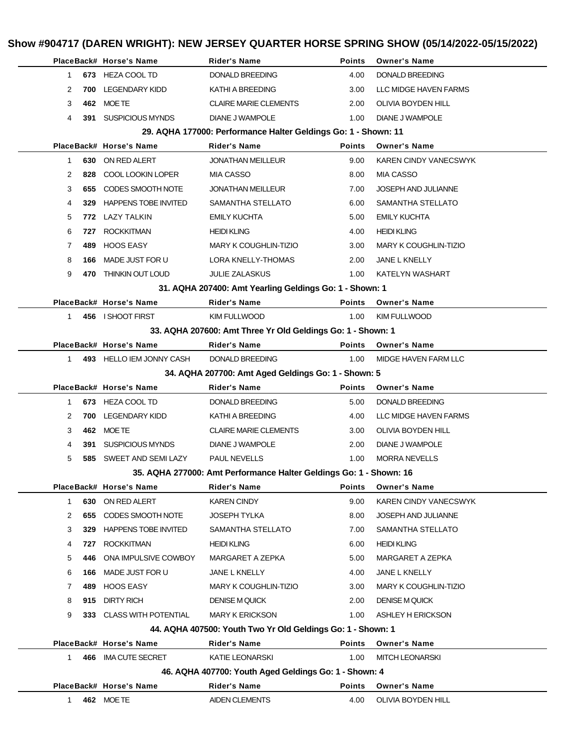# Show #904717 (DAREN WRIGHT): NEW JERSEY QUARTER HORSE SPRING SHOW (05/14/2022-05/15/2022)

| Place | Back# | Horse's Name | Rider's Name | Points | Owner's Name |
|---|---|---|---|---|---|
| 1 | 673 | HEZA COOL TD | DONALD BREEDING | 4.00 | DONALD BREEDING |
| 2 | 700 | LEGENDARY KIDD | KATHI A BREEDING | 3.00 | LLC MIDGE HAVEN FARMS |
| 3 | 462 | MOE TE | CLAIRE MARIE CLEMENTS | 2.00 | OLIVIA BOYDEN HILL |
| 4 | 391 | SUSPICIOUS MYNDS | DIANE J WAMPOLE | 1.00 | DIANE J WAMPOLE |

### 29. AQHA 177000: Performance Halter Geldings Go: 1 - Shown: 11

| Place | Back# | Horse's Name | Rider's Name | Points | Owner's Name |
|---|---|---|---|---|---|
| 1 | 630 | ON RED ALERT | JONATHAN MEILLEUR | 9.00 | KAREN CINDY VANECSWYK |
| 2 | 828 | COOL LOOKIN LOPER | MIA CASSO | 8.00 | MIA CASSO |
| 3 | 655 | CODES SMOOTH NOTE | JONATHAN MEILLEUR | 7.00 | JOSEPH AND JULIANNE |
| 4 | 329 | HAPPENS TOBE INVITED | SAMANTHA STELLATO | 6.00 | SAMANTHA STELLATO |
| 5 | 772 | LAZY TALKIN | EMILY KUCHTA | 5.00 | EMILY KUCHTA |
| 6 | 727 | ROCKKITMAN | HEIDI KLING | 4.00 | HEIDI KLING |
| 7 | 489 | HOOS EASY | MARY K COUGHLIN-TIZIO | 3.00 | MARY K COUGHLIN-TIZIO |
| 8 | 166 | MADE JUST FOR U | LORA KNELLY-THOMAS | 2.00 | JANE L KNELLY |
| 9 | 470 | THINKIN OUT LOUD | JULIE ZALASKUS | 1.00 | KATELYN WASHART |

### 31. AQHA 207400: Amt Yearling Geldings Go: 1 - Shown: 1

| Place | Back# | Horse's Name | Rider's Name | Points | Owner's Name |
|---|---|---|---|---|---|
| 1 | 456 | I SHOOT FIRST | KIM FULLWOOD | 1.00 | KIM FULLWOOD |

### 33. AQHA 207600: Amt Three Yr Old Geldings Go: 1 - Shown: 1

| Place | Back# | Horse's Name | Rider's Name | Points | Owner's Name |
|---|---|---|---|---|---|
| 1 | 493 | HELLO IEM JONNY CASH | DONALD BREEDING | 1.00 | MIDGE HAVEN FARM LLC |

### 34. AQHA 207700: Amt Aged Geldings Go: 1 - Shown: 5

| Place | Back# | Horse's Name | Rider's Name | Points | Owner's Name |
|---|---|---|---|---|---|
| 1 | 673 | HEZA COOL TD | DONALD BREEDING | 5.00 | DONALD BREEDING |
| 2 | 700 | LEGENDARY KIDD | KATHI A BREEDING | 4.00 | LLC MIDGE HAVEN FARMS |
| 3 | 462 | MOE TE | CLAIRE MARIE CLEMENTS | 3.00 | OLIVIA BOYDEN HILL |
| 4 | 391 | SUSPICIOUS MYNDS | DIANE J WAMPOLE | 2.00 | DIANE J WAMPOLE |
| 5 | 585 | SWEET AND SEMI LAZY | PAUL NEVELLS | 1.00 | MORRA NEVELLS |

### 35. AQHA 277000: Amt Performance Halter Geldings Go: 1 - Shown: 16

| Place | Back# | Horse's Name | Rider's Name | Points | Owner's Name |
|---|---|---|---|---|---|
| 1 | 630 | ON RED ALERT | KAREN CINDY | 9.00 | KAREN CINDY VANECSWYK |
| 2 | 655 | CODES SMOOTH NOTE | JOSEPH TYLKA | 8.00 | JOSEPH AND JULIANNE |
| 3 | 329 | HAPPENS TOBE INVITED | SAMANTHA STELLATO | 7.00 | SAMANTHA STELLATO |
| 4 | 727 | ROCKKITMAN | HEIDI KLING | 6.00 | HEIDI KLING |
| 5 | 446 | ONA IMPULSIVE COWBOY | MARGARET A ZEPKA | 5.00 | MARGARET A ZEPKA |
| 6 | 166 | MADE JUST FOR U | JANE L KNELLY | 4.00 | JANE L KNELLY |
| 7 | 489 | HOOS EASY | MARY K COUGHLIN-TIZIO | 3.00 | MARY K COUGHLIN-TIZIO |
| 8 | 915 | DIRTY RICH | DENISE M QUICK | 2.00 | DENISE M QUICK |
| 9 | 333 | CLASS WITH POTENTIAL | MARY K ERICKSON | 1.00 | ASHLEY H ERICKSON |

### 44. AQHA 407500: Youth Two Yr Old Geldings Go: 1 - Shown: 1

| Place | Back# | Horse's Name | Rider's Name | Points | Owner's Name |
|---|---|---|---|---|---|
| 1 | 466 | IMA CUTE SECRET | KATIE LEONARSKI | 1.00 | MITCH LEONARSKI |

### 46. AQHA 407700: Youth Aged Geldings Go: 1 - Shown: 4

| Place | Back# | Horse's Name | Rider's Name | Points | Owner's Name |
|---|---|---|---|---|---|
| 1 | 462 | MOE TE | AIDEN CLEMENTS | 4.00 | OLIVIA BOYDEN HILL |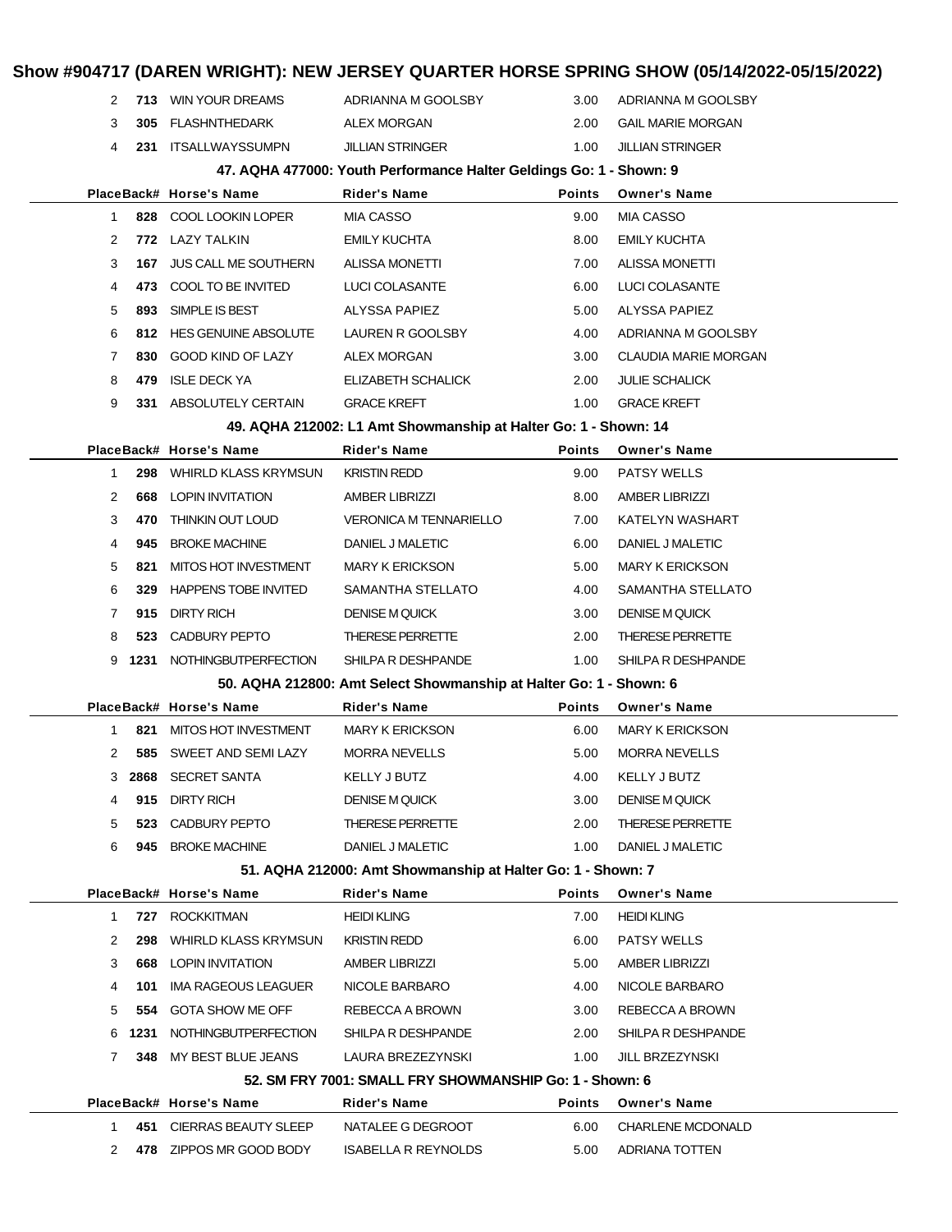# Show #904717 (DAREN WRIGHT): NEW JERSEY QUARTER HORSE SPRING SHOW (05/14/2022-05/15/2022)

| Place | Back# | Horse's Name | Rider's Name | Points | Owner's Name |
|---|---|---|---|---|---|
| 2 | 713 | WIN YOUR DREAMS | ADRIANNA M GOOLSBY | 3.00 | ADRIANNA M GOOLSBY |
| 3 | 305 | FLASHNTHEDARK | ALEX MORGAN | 2.00 | GAIL MARIE MORGAN |
| 4 | 231 | ITSALLWAYSSUMPN | JILLIAN STRINGER | 1.00 | JILLIAN STRINGER |

### 47. AQHA 477000: Youth Performance Halter Geldings Go: 1 - Shown: 9

| Place | Back# | Horse's Name | Rider's Name | Points | Owner's Name |
|---|---|---|---|---|---|
| 1 | 828 | COOL LOOKIN LOPER | MIA CASSO | 9.00 | MIA CASSO |
| 2 | 772 | LAZY TALKIN | EMILY KUCHTA | 8.00 | EMILY KUCHTA |
| 3 | 167 | JUS CALL ME SOUTHERN | ALISSA MONETTI | 7.00 | ALISSA MONETTI |
| 4 | 473 | COOL TO BE INVITED | LUCI COLASANTE | 6.00 | LUCI COLASANTE |
| 5 | 893 | SIMPLE IS BEST | ALYSSA PAPIEZ | 5.00 | ALYSSA PAPIEZ |
| 6 | 812 | HES GENUINE ABSOLUTE | LAUREN R GOOLSBY | 4.00 | ADRIANNA M GOOLSBY |
| 7 | 830 | GOOD KIND OF LAZY | ALEX MORGAN | 3.00 | CLAUDIA MARIE MORGAN |
| 8 | 479 | ISLE DECK YA | ELIZABETH SCHALICK | 2.00 | JULIE SCHALICK |
| 9 | 331 | ABSOLUTELY CERTAIN | GRACE KREFT | 1.00 | GRACE KREFT |

### 49. AQHA 212002: L1 Amt Showmanship at Halter Go: 1 - Shown: 14

| Place | Back# | Horse's Name | Rider's Name | Points | Owner's Name |
|---|---|---|---|---|---|
| 1 | 298 | WHIRLD KLASS KRYMSUN | KRISTIN REDD | 9.00 | PATSY WELLS |
| 2 | 668 | LOPIN INVITATION | AMBER LIBRIZZI | 8.00 | AMBER LIBRIZZI |
| 3 | 470 | THINKIN OUT LOUD | VERONICA M TENNARIELLO | 7.00 | KATELYN WASHART |
| 4 | 945 | BROKE MACHINE | DANIEL J MALETIC | 6.00 | DANIEL J MALETIC |
| 5 | 821 | MITOS HOT INVESTMENT | MARY K ERICKSON | 5.00 | MARY K ERICKSON |
| 6 | 329 | HAPPENS TOBE INVITED | SAMANTHA STELLATO | 4.00 | SAMANTHA STELLATO |
| 7 | 915 | DIRTY RICH | DENISE M QUICK | 3.00 | DENISE M QUICK |
| 8 | 523 | CADBURY PEPTO | THERESE PERRETTE | 2.00 | THERESE PERRETTE |
| 9 | 1231 | NOTHINGBUTPERFECTION | SHILPA R DESHPANDE | 1.00 | SHILPA R DESHPANDE |

### 50. AQHA 212800: Amt Select Showmanship at Halter Go: 1 - Shown: 6

| Place | Back# | Horse's Name | Rider's Name | Points | Owner's Name |
|---|---|---|---|---|---|
| 1 | 821 | MITOS HOT INVESTMENT | MARY K ERICKSON | 6.00 | MARY K ERICKSON |
| 2 | 585 | SWEET AND SEMI LAZY | MORRA NEVELLS | 5.00 | MORRA NEVELLS |
| 3 | 2868 | SECRET SANTA | KELLY J BUTZ | 4.00 | KELLY J BUTZ |
| 4 | 915 | DIRTY RICH | DENISE M QUICK | 3.00 | DENISE M QUICK |
| 5 | 523 | CADBURY PEPTO | THERESE PERRETTE | 2.00 | THERESE PERRETTE |
| 6 | 945 | BROKE MACHINE | DANIEL J MALETIC | 1.00 | DANIEL J MALETIC |

### 51. AQHA 212000: Amt Showmanship at Halter Go: 1 - Shown: 7

| Place | Back# | Horse's Name | Rider's Name | Points | Owner's Name |
|---|---|---|---|---|---|
| 1 | 727 | ROCKKITMAN | HEIDI KLING | 7.00 | HEIDI KLING |
| 2 | 298 | WHIRLD KLASS KRYMSUN | KRISTIN REDD | 6.00 | PATSY WELLS |
| 3 | 668 | LOPIN INVITATION | AMBER LIBRIZZI | 5.00 | AMBER LIBRIZZI |
| 4 | 101 | IMA RAGEOUS LEAGUER | NICOLE BARBARO | 4.00 | NICOLE BARBARO |
| 5 | 554 | GOTA SHOW ME OFF | REBECCA A BROWN | 3.00 | REBECCA A BROWN |
| 6 | 1231 | NOTHINGBUTPERFECTION | SHILPA R DESHPANDE | 2.00 | SHILPA R DESHPANDE |
| 7 | 348 | MY BEST BLUE JEANS | LAURA BREZEZYNSKI | 1.00 | JILL BRZEZYNSKI |

### 52. SM FRY 7001: SMALL FRY SHOWMANSHIP Go: 1 - Shown: 6

| Place | Back# | Horse's Name | Rider's Name | Points | Owner's Name |
|---|---|---|---|---|---|
| 1 | 451 | CIERRAS BEAUTY SLEEP | NATALEE G DEGROOT | 6.00 | CHARLENE MCDONALD |
| 2 | 478 | ZIPPOS MR GOOD BODY | ISABELLA R REYNOLDS | 5.00 | ADRIANA TOTTEN |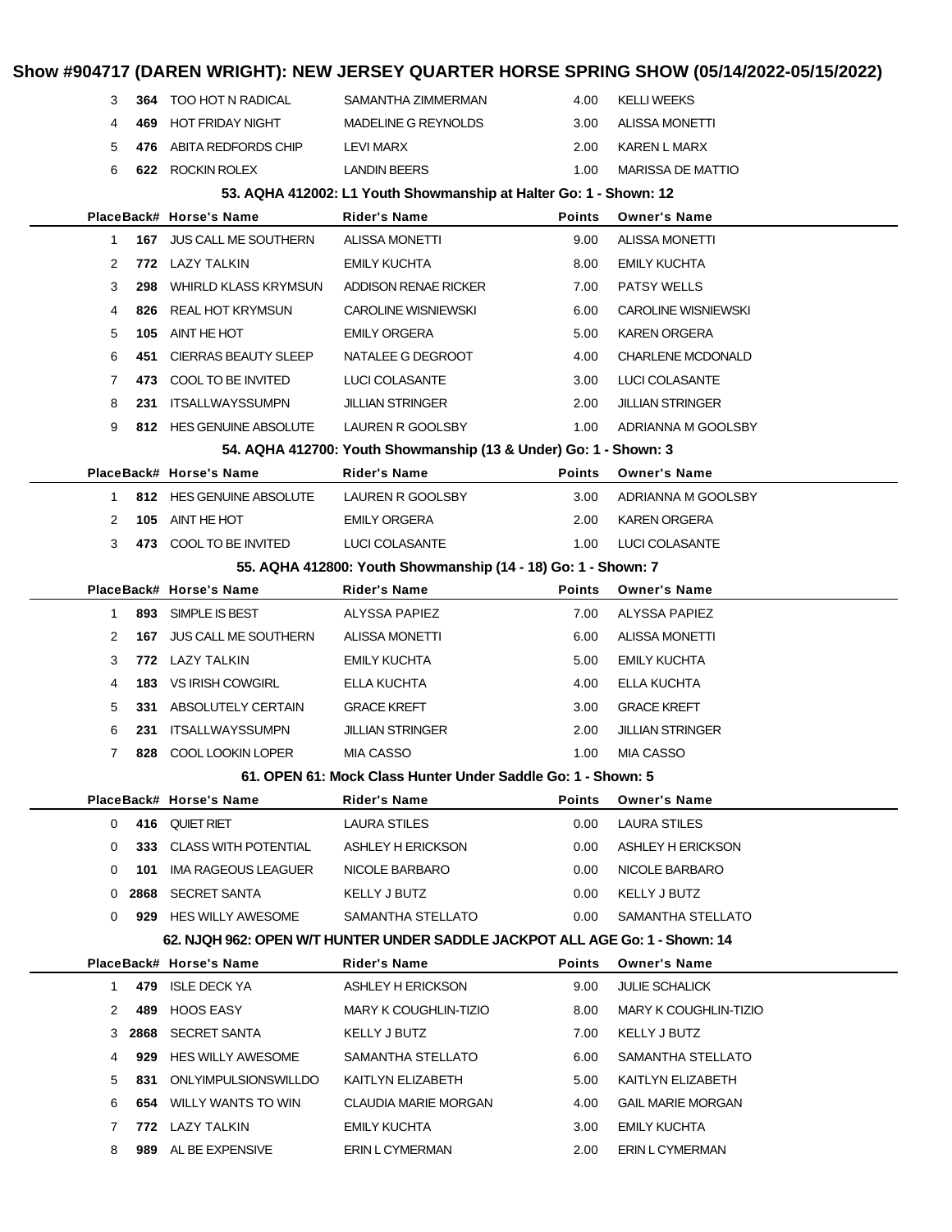# Show #904717 (DAREN WRIGHT): NEW JERSEY QUARTER HORSE SPRING SHOW (05/14/2022-05/15/2022)

| Place | Back# | Horse's Name | Rider's Name | Points | Owner's Name |
|---|---|---|---|---|---|
| 3 | 364 | TOO HOT N RADICAL | SAMANTHA ZIMMERMAN | 4.00 | KELLI WEEKS |
| 4 | 469 | HOT FRIDAY NIGHT | MADELINE G REYNOLDS | 3.00 | ALISSA MONETTI |
| 5 | 476 | ABITA REDFORDS CHIP | LEVI MARX | 2.00 | KAREN L MARX |
| 6 | 622 | ROCKIN ROLEX | LANDIN BEERS | 1.00 | MARISSA DE MATTIO |

### 53. AQHA 412002: L1 Youth Showmanship at Halter Go: 1 - Shown: 12

| Place | Back# | Horse's Name | Rider's Name | Points | Owner's Name |
|---|---|---|---|---|---|
| 1 | 167 | JUS CALL ME SOUTHERN | ALISSA MONETTI | 9.00 | ALISSA MONETTI |
| 2 | 772 | LAZY TALKIN | EMILY KUCHTA | 8.00 | EMILY KUCHTA |
| 3 | 298 | WHIRLD KLASS KRYMSUN | ADDISON RENAE RICKER | 7.00 | PATSY WELLS |
| 4 | 826 | REAL HOT KRYMSUN | CAROLINE WISNIEWSKI | 6.00 | CAROLINE WISNIEWSKI |
| 5 | 105 | AINT HE HOT | EMILY ORGERA | 5.00 | KAREN ORGERA |
| 6 | 451 | CIERRAS BEAUTY SLEEP | NATALEE G DEGROOT | 4.00 | CHARLENE MCDONALD |
| 7 | 473 | COOL TO BE INVITED | LUCI COLASANTE | 3.00 | LUCI COLASANTE |
| 8 | 231 | ITSALLWAYSSUMPN | JILLIAN STRINGER | 2.00 | JILLIAN STRINGER |
| 9 | 812 | HES GENUINE ABSOLUTE | LAUREN R GOOLSBY | 1.00 | ADRIANNA M GOOLSBY |

### 54. AQHA 412700: Youth Showmanship (13 & Under) Go: 1 - Shown: 3

| Place | Back# | Horse's Name | Rider's Name | Points | Owner's Name |
|---|---|---|---|---|---|
| 1 | 812 | HES GENUINE ABSOLUTE | LAUREN R GOOLSBY | 3.00 | ADRIANNA M GOOLSBY |
| 2 | 105 | AINT HE HOT | EMILY ORGERA | 2.00 | KAREN ORGERA |
| 3 | 473 | COOL TO BE INVITED | LUCI COLASANTE | 1.00 | LUCI COLASANTE |

### 55. AQHA 412800: Youth Showmanship (14 - 18) Go: 1 - Shown: 7

| Place | Back# | Horse's Name | Rider's Name | Points | Owner's Name |
|---|---|---|---|---|---|
| 1 | 893 | SIMPLE IS BEST | ALYSSA PAPIEZ | 7.00 | ALYSSA PAPIEZ |
| 2 | 167 | JUS CALL ME SOUTHERN | ALISSA MONETTI | 6.00 | ALISSA MONETTI |
| 3 | 772 | LAZY TALKIN | EMILY KUCHTA | 5.00 | EMILY KUCHTA |
| 4 | 183 | VS IRISH COWGIRL | ELLA KUCHTA | 4.00 | ELLA KUCHTA |
| 5 | 331 | ABSOLUTELY CERTAIN | GRACE KREFT | 3.00 | GRACE KREFT |
| 6 | 231 | ITSALLWAYSSUMPN | JILLIAN STRINGER | 2.00 | JILLIAN STRINGER |
| 7 | 828 | COOL LOOKIN LOPER | MIA CASSO | 1.00 | MIA CASSO |

### 61. OPEN 61: Mock Class Hunter Under Saddle Go: 1 - Shown: 5

| Place | Back# | Horse's Name | Rider's Name | Points | Owner's Name |
|---|---|---|---|---|---|
| 0 | 416 | QUIET RIET | LAURA STILES | 0.00 | LAURA STILES |
| 0 | 333 | CLASS WITH POTENTIAL | ASHLEY H ERICKSON | 0.00 | ASHLEY H ERICKSON |
| 0 | 101 | IMA RAGEOUS LEAGUER | NICOLE BARBARO | 0.00 | NICOLE BARBARO |
| 0 | 2868 | SECRET SANTA | KELLY J BUTZ | 0.00 | KELLY J BUTZ |
| 0 | 929 | HES WILLY AWESOME | SAMANTHA STELLATO | 0.00 | SAMANTHA STELLATO |

### 62. NJQH 962: OPEN W/T HUNTER UNDER SADDLE JACKPOT ALL AGE Go: 1 - Shown: 14

| Place | Back# | Horse's Name | Rider's Name | Points | Owner's Name |
|---|---|---|---|---|---|
| 1 | 479 | ISLE DECK YA | ASHLEY H ERICKSON | 9.00 | JULIE SCHALICK |
| 2 | 489 | HOOS EASY | MARY K COUGHLIN-TIZIO | 8.00 | MARY K COUGHLIN-TIZIO |
| 3 | 2868 | SECRET SANTA | KELLY J BUTZ | 7.00 | KELLY J BUTZ |
| 4 | 929 | HES WILLY AWESOME | SAMANTHA STELLATO | 6.00 | SAMANTHA STELLATO |
| 5 | 831 | ONLYIMPULSIONSWILLDO | KAITLYN ELIZABETH | 5.00 | KAITLYN ELIZABETH |
| 6 | 654 | WILLY WANTS TO WIN | CLAUDIA MARIE MORGAN | 4.00 | GAIL MARIE MORGAN |
| 7 | 772 | LAZY TALKIN | EMILY KUCHTA | 3.00 | EMILY KUCHTA |
| 8 | 989 | AL BE EXPENSIVE | ERIN L CYMERMAN | 2.00 | ERIN L CYMERMAN |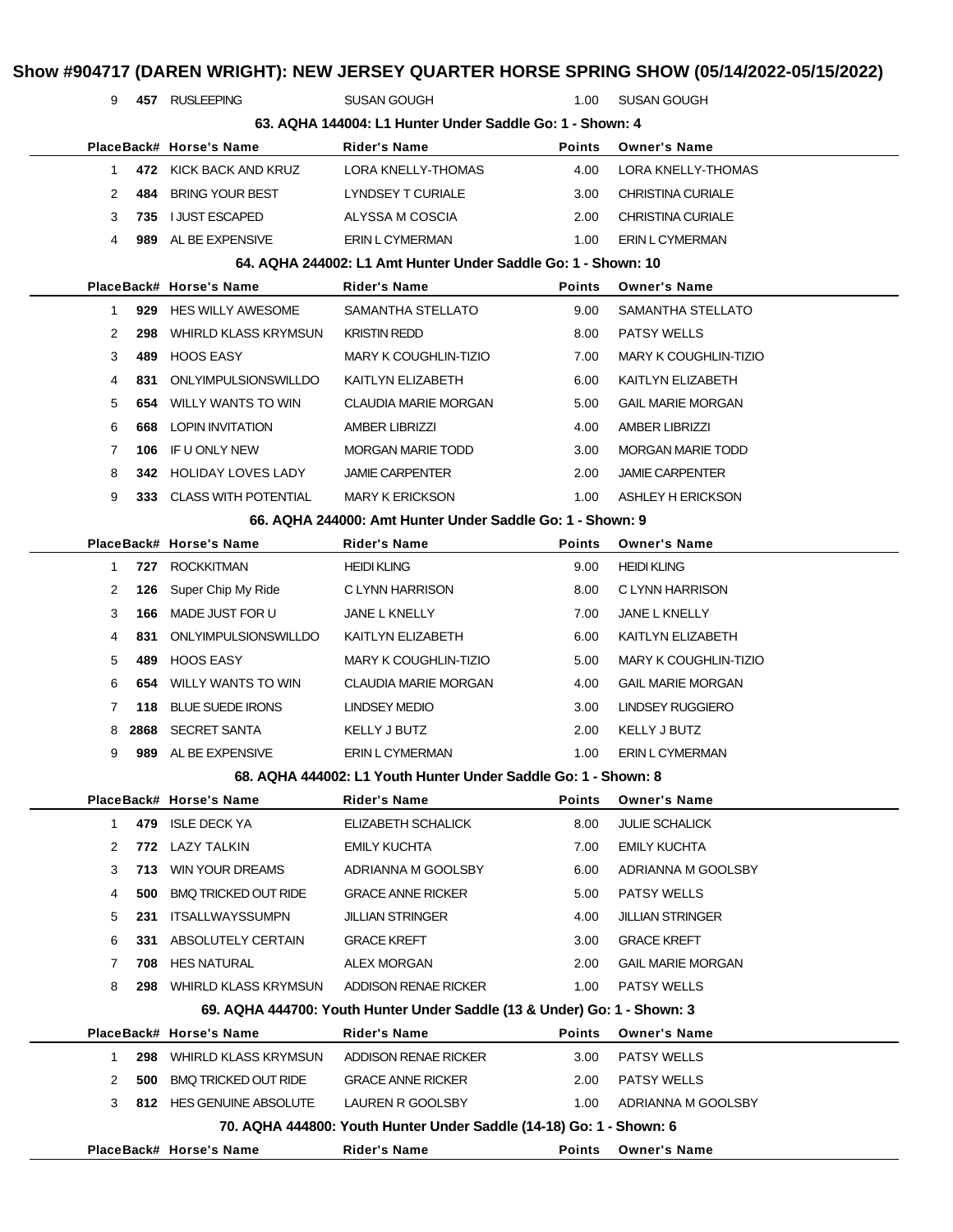## Show #904717 (DAREN WRIGHT): NEW JERSEY QUARTER HORSE SPRING SHOW (05/14/2022-05/15/2022)

| Place | Back# | Horse's Name | Rider's Name | Points | Owner's Name |
|---|---|---|---|---|---|
| 9 | 457 | RUSLEEPING | SUSAN GOUGH | 1.00 | SUSAN GOUGH |

### 63. AQHA 144004: L1 Hunter Under Saddle Go: 1 - Shown: 4

| Place | Back# | Horse's Name | Rider's Name | Points | Owner's Name |
|---|---|---|---|---|---|
| 1 | 472 | KICK BACK AND KRUZ | LORA KNELLY-THOMAS | 4.00 | LORA KNELLY-THOMAS |
| 2 | 484 | BRING YOUR BEST | LYNDSEY T CURIALE | 3.00 | CHRISTINA CURIALE |
| 3 | 735 | I JUST ESCAPED | ALYSSA M COSCIA | 2.00 | CHRISTINA CURIALE |
| 4 | 989 | AL BE EXPENSIVE | ERIN L CYMERMAN | 1.00 | ERIN L CYMERMAN |

### 64. AQHA 244002: L1 Amt Hunter Under Saddle Go: 1 - Shown: 10

| Place | Back# | Horse's Name | Rider's Name | Points | Owner's Name |
|---|---|---|---|---|---|
| 1 | 929 | HES WILLY AWESOME | SAMANTHA STELLATO | 9.00 | SAMANTHA STELLATO |
| 2 | 298 | WHIRLD KLASS KRYMSUN | KRISTIN REDD | 8.00 | PATSY WELLS |
| 3 | 489 | HOOS EASY | MARY K COUGHLIN-TIZIO | 7.00 | MARY K COUGHLIN-TIZIO |
| 4 | 831 | ONLYIMPULSIONSWILLDO | KAITLYN ELIZABETH | 6.00 | KAITLYN ELIZABETH |
| 5 | 654 | WILLY WANTS TO WIN | CLAUDIA MARIE MORGAN | 5.00 | GAIL MARIE MORGAN |
| 6 | 668 | LOPIN INVITATION | AMBER LIBRIZZI | 4.00 | AMBER LIBRIZZI |
| 7 | 106 | IF U ONLY NEW | MORGAN MARIE TODD | 3.00 | MORGAN MARIE TODD |
| 8 | 342 | HOLIDAY LOVES LADY | JAMIE CARPENTER | 2.00 | JAMIE CARPENTER |
| 9 | 333 | CLASS WITH POTENTIAL | MARY K ERICKSON | 1.00 | ASHLEY H ERICKSON |

### 66. AQHA 244000: Amt Hunter Under Saddle Go: 1 - Shown: 9

| Place | Back# | Horse's Name | Rider's Name | Points | Owner's Name |
|---|---|---|---|---|---|
| 1 | 727 | ROCKKITMAN | HEIDI KLING | 9.00 | HEIDI KLING |
| 2 | 126 | Super Chip My Ride | C LYNN HARRISON | 8.00 | C LYNN HARRISON |
| 3 | 166 | MADE JUST FOR U | JANE L KNELLY | 7.00 | JANE L KNELLY |
| 4 | 831 | ONLYIMPULSIONSWILLDO | KAITLYN ELIZABETH | 6.00 | KAITLYN ELIZABETH |
| 5 | 489 | HOOS EASY | MARY K COUGHLIN-TIZIO | 5.00 | MARY K COUGHLIN-TIZIO |
| 6 | 654 | WILLY WANTS TO WIN | CLAUDIA MARIE MORGAN | 4.00 | GAIL MARIE MORGAN |
| 7 | 118 | BLUE SUEDE IRONS | LINDSEY MEDIO | 3.00 | LINDSEY RUGGIERO |
| 8 | 2868 | SECRET SANTA | KELLY J BUTZ | 2.00 | KELLY J BUTZ |
| 9 | 989 | AL BE EXPENSIVE | ERIN L CYMERMAN | 1.00 | ERIN L CYMERMAN |

### 68. AQHA 444002: L1 Youth Hunter Under Saddle Go: 1 - Shown: 8

| Place | Back# | Horse's Name | Rider's Name | Points | Owner's Name |
|---|---|---|---|---|---|
| 1 | 479 | ISLE DECK YA | ELIZABETH SCHALICK | 8.00 | JULIE SCHALICK |
| 2 | 772 | LAZY TALKIN | EMILY KUCHTA | 7.00 | EMILY KUCHTA |
| 3 | 713 | WIN YOUR DREAMS | ADRIANNA M GOOLSBY | 6.00 | ADRIANNA M GOOLSBY |
| 4 | 500 | BMQ TRICKED OUT RIDE | GRACE ANNE RICKER | 5.00 | PATSY WELLS |
| 5 | 231 | ITSALLWAYSSUMPN | JILLIAN STRINGER | 4.00 | JILLIAN STRINGER |
| 6 | 331 | ABSOLUTELY CERTAIN | GRACE KREFT | 3.00 | GRACE KREFT |
| 7 | 708 | HES NATURAL | ALEX MORGAN | 2.00 | GAIL MARIE MORGAN |
| 8 | 298 | WHIRLD KLASS KRYMSUN | ADDISON RENAE RICKER | 1.00 | PATSY WELLS |

### 69. AQHA 444700: Youth Hunter Under Saddle (13 & Under) Go: 1 - Shown: 3

| Place | Back# | Horse's Name | Rider's Name | Points | Owner's Name |
|---|---|---|---|---|---|
| 1 | 298 | WHIRLD KLASS KRYMSUN | ADDISON RENAE RICKER | 3.00 | PATSY WELLS |
| 2 | 500 | BMQ TRICKED OUT RIDE | GRACE ANNE RICKER | 2.00 | PATSY WELLS |
| 3 | 812 | HES GENUINE ABSOLUTE | LAUREN R GOOLSBY | 1.00 | ADRIANNA M GOOLSBY |

### 70. AQHA 444800: Youth Hunter Under Saddle (14-18) Go: 1 - Shown: 6

| Place | Back# | Horse's Name | Rider's Name | Points | Owner's Name |
|---|---|---|---|---|---|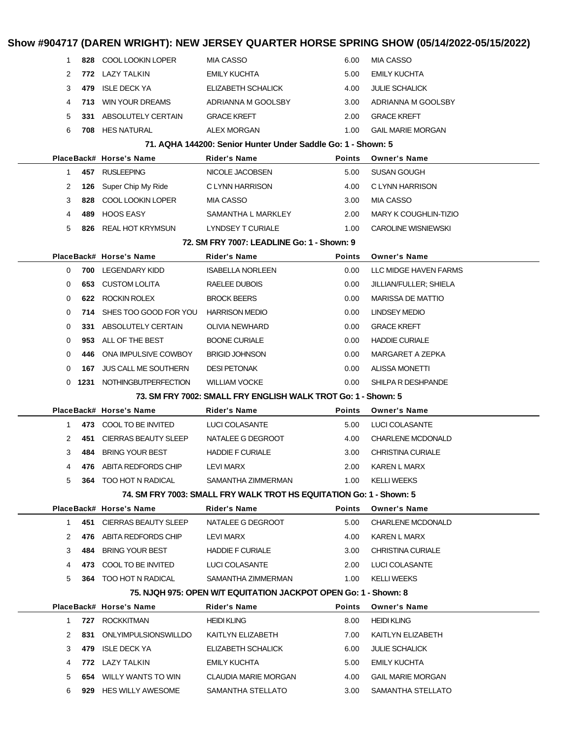# Show #904717 (DAREN WRIGHT): NEW JERSEY QUARTER HORSE SPRING SHOW (05/14/2022-05/15/2022)

| Place | Back# | Horse's Name | Rider's Name | Points | Owner's Name |
|---|---|---|---|---|---|
| 1 | **828** | COOL LOOKIN LOPER | MIA CASSO | 6.00 | MIA CASSO |
| 2 | **772** | LAZY TALKIN | EMILY KUCHTA | 5.00 | EMILY KUCHTA |
| 3 | **479** | ISLE DECK YA | ELIZABETH SCHALICK | 4.00 | JULIE SCHALICK |
| 4 | **713** | WIN YOUR DREAMS | ADRIANNA M GOOLSBY | 3.00 | ADRIANNA M GOOLSBY |
| 5 | **331** | ABSOLUTELY CERTAIN | GRACE KREFT | 2.00 | GRACE KREFT |
| 6 | **708** | HES NATURAL | ALEX MORGAN | 1.00 | GAIL MARIE MORGAN |

### 71. AQHA 144200: Senior Hunter Under Saddle Go: 1 - Shown: 5

| Place | Back# | Horse's Name | Rider's Name | Points | Owner's Name |
|---|---|---|---|---|---|
| 1 | **457** | RUSLEEPING | NICOLE JACOBSEN | 5.00 | SUSAN GOUGH |
| 2 | **126** | Super Chip My Ride | C LYNN HARRISON | 4.00 | C LYNN HARRISON |
| 3 | **828** | COOL LOOKIN LOPER | MIA CASSO | 3.00 | MIA CASSO |
| 4 | **489** | HOOS EASY | SAMANTHA L MARKLEY | 2.00 | MARY K COUGHLIN-TIZIO |
| 5 | **826** | REAL HOT KRYMSUN | LYNDSEY T CURIALE | 1.00 | CAROLINE WISNIEWSKI |

### 72. SM FRY 7007: LEADLINE Go: 1 - Shown: 9

| Place | Back# | Horse's Name | Rider's Name | Points | Owner's Name |
|---|---|---|---|---|---|
| 0 | **700** | LEGENDARY KIDD | ISABELLA NORLEEN | 0.00 | LLC MIDGE HAVEN FARMS |
| 0 | **653** | CUSTOM LOLITA | RAELEE DUBOIS | 0.00 | JILLIAN/FULLER; SHIELA |
| 0 | **622** | ROCKIN ROLEX | BROCK BEERS | 0.00 | MARISSA DE MATTIO |
| 0 | **714** | SHES TOO GOOD FOR YOU | HARRISON MEDIO | 0.00 | LINDSEY MEDIO |
| 0 | **331** | ABSOLUTELY CERTAIN | OLIVIA NEWHARD | 0.00 | GRACE KREFT |
| 0 | **953** | ALL OF THE BEST | BOONE CURIALE | 0.00 | HADDIE CURIALE |
| 0 | **446** | ONA IMPULSIVE COWBOY | BRIGID JOHNSON | 0.00 | MARGARET A ZEPKA |
| 0 | **167** | JUS CALL ME SOUTHERN | DESI PETONAK | 0.00 | ALISSA MONETTI |
| 0 | **1231** | NOTHINGBUTPERFECTION | WILLIAM VOCKE | 0.00 | SHILPA R DESHPANDE |

### 73. SM FRY 7002: SMALL FRY ENGLISH WALK TROT Go: 1 - Shown: 5

| Place | Back# | Horse's Name | Rider's Name | Points | Owner's Name |
|---|---|---|---|---|---|
| 1 | **473** | COOL TO BE INVITED | LUCI COLASANTE | 5.00 | LUCI COLASANTE |
| 2 | **451** | CIERRAS BEAUTY SLEEP | NATALEE G DEGROOT | 4.00 | CHARLENE MCDONALD |
| 3 | **484** | BRING YOUR BEST | HADDIE F CURIALE | 3.00 | CHRISTINA CURIALE |
| 4 | **476** | ABITA REDFORDS CHIP | LEVI MARX | 2.00 | KAREN L MARX |
| 5 | **364** | TOO HOT N RADICAL | SAMANTHA ZIMMERMAN | 1.00 | KELLI WEEKS |

### 74. SM FRY 7003: SMALL FRY WALK TROT HS EQUITATION Go: 1 - Shown: 5

| Place | Back# | Horse's Name | Rider's Name | Points | Owner's Name |
|---|---|---|---|---|---|
| 1 | **451** | CIERRAS BEAUTY SLEEP | NATALEE G DEGROOT | 5.00 | CHARLENE MCDONALD |
| 2 | **476** | ABITA REDFORDS CHIP | LEVI MARX | 4.00 | KAREN L MARX |
| 3 | **484** | BRING YOUR BEST | HADDIE F CURIALE | 3.00 | CHRISTINA CURIALE |
| 4 | **473** | COOL TO BE INVITED | LUCI COLASANTE | 2.00 | LUCI COLASANTE |
| 5 | **364** | TOO HOT N RADICAL | SAMANTHA ZIMMERMAN | 1.00 | KELLI WEEKS |

### 75. NJQH 975: OPEN W/T EQUITATION JACKPOT OPEN Go: 1 - Shown: 8

| Place | Back# | Horse's Name | Rider's Name | Points | Owner's Name |
|---|---|---|---|---|---|
| 1 | **727** | ROCKKITMAN | HEIDI KLING | 8.00 | HEIDI KLING |
| 2 | **831** | ONLYIMPULSIONSWILLDO | KAITLYN ELIZABETH | 7.00 | KAITLYN ELIZABETH |
| 3 | **479** | ISLE DECK YA | ELIZABETH SCHALICK | 6.00 | JULIE SCHALICK |
| 4 | **772** | LAZY TALKIN | EMILY KUCHTA | 5.00 | EMILY KUCHTA |
| 5 | **654** | WILLY WANTS TO WIN | CLAUDIA MARIE MORGAN | 4.00 | GAIL MARIE MORGAN |
| 6 | **929** | HES WILLY AWESOME | SAMANTHA STELLATO | 3.00 | SAMANTHA STELLATO |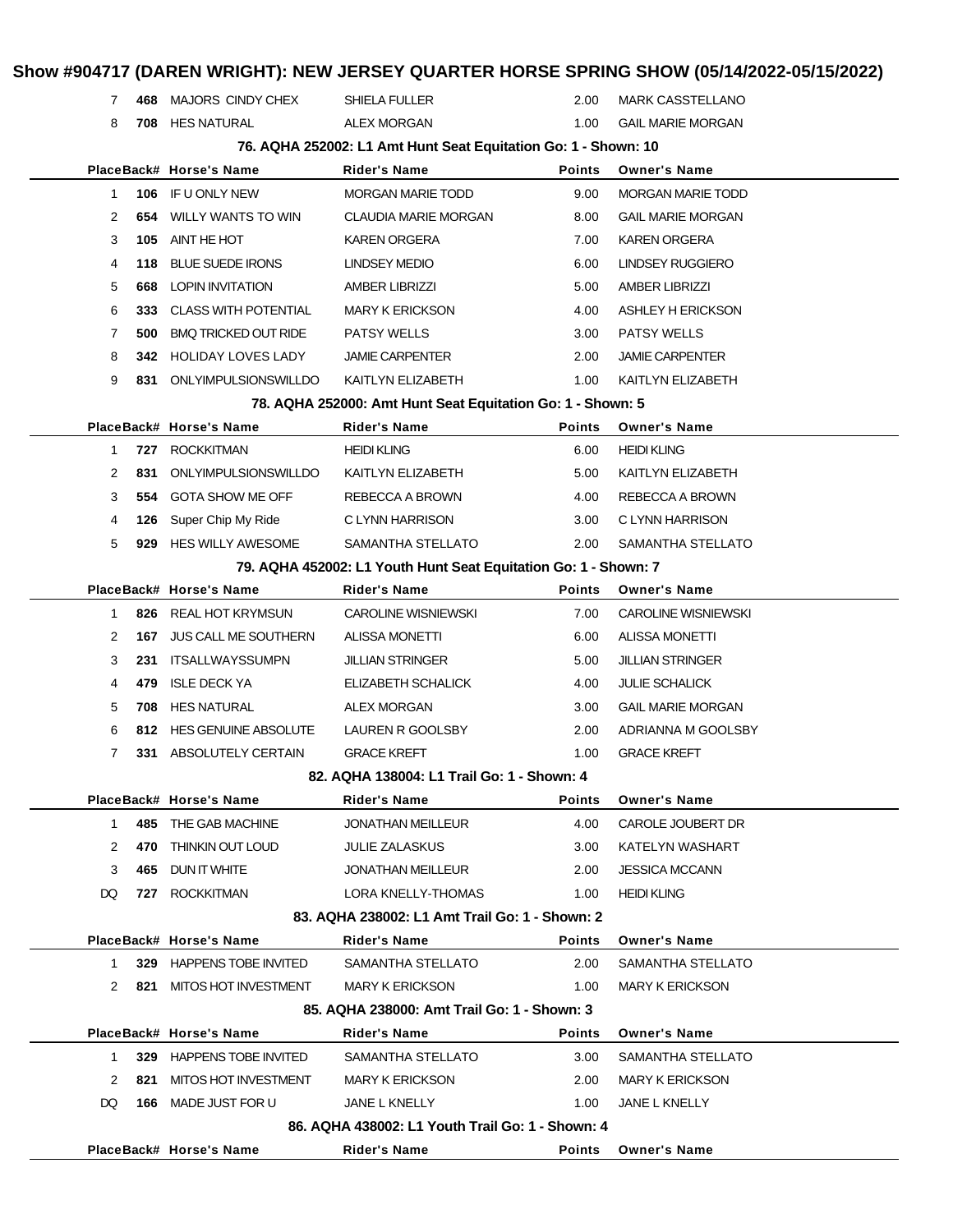# Show #904717 (DAREN WRIGHT): NEW JERSEY QUARTER HORSE SPRING SHOW (05/14/2022-05/15/2022)

| Place | Back# | Horse's Name | Rider's Name | Points | Owner's Name |
|---|---|---|---|---|---|
| 7 | 468 | MAJORS CINDY CHEX | SHIELA FULLER | 2.00 | MARK CASSTELLANO |
| 8 | 708 | HES NATURAL | ALEX MORGAN | 1.00 | GAIL MARIE MORGAN |

### 76. AQHA 252002: L1 Amt Hunt Seat Equitation Go: 1 - Shown: 10

| Place | Back# | Horse's Name | Rider's Name | Points | Owner's Name |
|---|---|---|---|---|---|
| 1 | 106 | IF U ONLY NEW | MORGAN MARIE TODD | 9.00 | MORGAN MARIE TODD |
| 2 | 654 | WILLY WANTS TO WIN | CLAUDIA MARIE MORGAN | 8.00 | GAIL MARIE MORGAN |
| 3 | 105 | AINT HE HOT | KAREN ORGERA | 7.00 | KAREN ORGERA |
| 4 | 118 | BLUE SUEDE IRONS | LINDSEY MEDIO | 6.00 | LINDSEY RUGGIERO |
| 5 | 668 | LOPIN INVITATION | AMBER LIBRIZZI | 5.00 | AMBER LIBRIZZI |
| 6 | 333 | CLASS WITH POTENTIAL | MARY K ERICKSON | 4.00 | ASHLEY H ERICKSON |
| 7 | 500 | BMQ TRICKED OUT RIDE | PATSY WELLS | 3.00 | PATSY WELLS |
| 8 | 342 | HOLIDAY LOVES LADY | JAMIE CARPENTER | 2.00 | JAMIE CARPENTER |
| 9 | 831 | ONLYIMPULSIONSWILLDO | KAITLYN ELIZABETH | 1.00 | KAITLYN ELIZABETH |

### 78. AQHA 252000: Amt Hunt Seat Equitation Go: 1 - Shown: 5

| Place | Back# | Horse's Name | Rider's Name | Points | Owner's Name |
|---|---|---|---|---|---|
| 1 | 727 | ROCKKITMAN | HEIDI KLING | 6.00 | HEIDI KLING |
| 2 | 831 | ONLYIMPULSIONSWILLDO | KAITLYN ELIZABETH | 5.00 | KAITLYN ELIZABETH |
| 3 | 554 | GOTA SHOW ME OFF | REBECCA A BROWN | 4.00 | REBECCA A BROWN |
| 4 | 126 | Super Chip My Ride | C LYNN HARRISON | 3.00 | C LYNN HARRISON |
| 5 | 929 | HES WILLY AWESOME | SAMANTHA STELLATO | 2.00 | SAMANTHA STELLATO |

### 79. AQHA 452002: L1 Youth Hunt Seat Equitation Go: 1 - Shown: 7

| Place | Back# | Horse's Name | Rider's Name | Points | Owner's Name |
|---|---|---|---|---|---|
| 1 | 826 | REAL HOT KRYMSUN | CAROLINE WISNIEWSKI | 7.00 | CAROLINE WISNIEWSKI |
| 2 | 167 | JUS CALL ME SOUTHERN | ALISSA MONETTI | 6.00 | ALISSA MONETTI |
| 3 | 231 | ITSALLWAYSSUMPN | JILLIAN STRINGER | 5.00 | JILLIAN STRINGER |
| 4 | 479 | ISLE DECK YA | ELIZABETH SCHALICK | 4.00 | JULIE SCHALICK |
| 5 | 708 | HES NATURAL | ALEX MORGAN | 3.00 | GAIL MARIE MORGAN |
| 6 | 812 | HES GENUINE ABSOLUTE | LAUREN R GOOLSBY | 2.00 | ADRIANNA M GOOLSBY |
| 7 | 331 | ABSOLUTELY CERTAIN | GRACE KREFT | 1.00 | GRACE KREFT |

### 82. AQHA 138004: L1 Trail Go: 1 - Shown: 4

| Place | Back# | Horse's Name | Rider's Name | Points | Owner's Name |
|---|---|---|---|---|---|
| 1 | 485 | THE GAB MACHINE | JONATHAN MEILLEUR | 4.00 | CAROLE JOUBERT DR |
| 2 | 470 | THINKIN OUT LOUD | JULIE ZALASKUS | 3.00 | KATELYN WASHART |
| 3 | 465 | DUN IT WHITE | JONATHAN MEILLEUR | 2.00 | JESSICA MCCANN |
| DQ | 727 | ROCKKITMAN | LORA KNELLY-THOMAS | 1.00 | HEIDI KLING |

### 83. AQHA 238002: L1 Amt Trail Go: 1 - Shown: 2

| Place | Back# | Horse's Name | Rider's Name | Points | Owner's Name |
|---|---|---|---|---|---|
| 1 | 329 | HAPPENS TOBE INVITED | SAMANTHA STELLATO | 2.00 | SAMANTHA STELLATO |
| 2 | 821 | MITOS HOT INVESTMENT | MARY K ERICKSON | 1.00 | MARY K ERICKSON |

### 85. AQHA 238000: Amt Trail Go: 1 - Shown: 3

| Place | Back# | Horse's Name | Rider's Name | Points | Owner's Name |
|---|---|---|---|---|---|
| 1 | 329 | HAPPENS TOBE INVITED | SAMANTHA STELLATO | 3.00 | SAMANTHA STELLATO |
| 2 | 821 | MITOS HOT INVESTMENT | MARY K ERICKSON | 2.00 | MARY K ERICKSON |
| DQ | 166 | MADE JUST FOR U | JANE L KNELLY | 1.00 | JANE L KNELLY |

### 86. AQHA 438002: L1 Youth Trail Go: 1 - Shown: 4

| Place | Back# | Horse's Name | Rider's Name | Points | Owner's Name |
|---|---|---|---|---|---|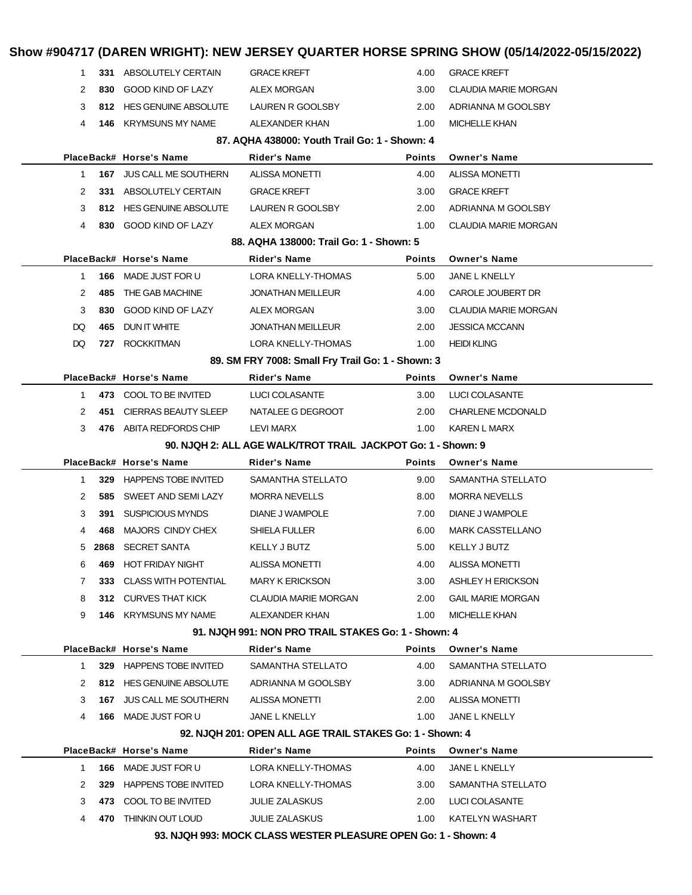# Show #904717 (DAREN WRIGHT): NEW JERSEY QUARTER HORSE SPRING SHOW (05/14/2022-05/15/2022)

| Place | Back# | Horse's Name | Rider's Name | Points | Owner's Name |
|---|---|---|---|---|---|
| 1 | 331 | ABSOLUTELY CERTAIN | GRACE KREFT | 4.00 | GRACE KREFT |
| 2 | 830 | GOOD KIND OF LAZY | ALEX MORGAN | 3.00 | CLAUDIA MARIE MORGAN |
| 3 | 812 | HES GENUINE ABSOLUTE | LAUREN R GOOLSBY | 2.00 | ADRIANNA M GOOLSBY |
| 4 | 146 | KRYMSUNS MY NAME | ALEXANDER KHAN | 1.00 | MICHELLE KHAN |

### 87. AQHA 438000: Youth Trail Go: 1 - Shown: 4

| Place | Back# | Horse's Name | Rider's Name | Points | Owner's Name |
|---|---|---|---|---|---|
| 1 | 167 | JUS CALL ME SOUTHERN | ALISSA MONETTI | 4.00 | ALISSA MONETTI |
| 2 | 331 | ABSOLUTELY CERTAIN | GRACE KREFT | 3.00 | GRACE KREFT |
| 3 | 812 | HES GENUINE ABSOLUTE | LAUREN R GOOLSBY | 2.00 | ADRIANNA M GOOLSBY |
| 4 | 830 | GOOD KIND OF LAZY | ALEX MORGAN | 1.00 | CLAUDIA MARIE MORGAN |

### 88. AQHA 138000: Trail Go: 1 - Shown: 5

| Place | Back# | Horse's Name | Rider's Name | Points | Owner's Name |
|---|---|---|---|---|---|
| 1 | 166 | MADE JUST FOR U | LORA KNELLY-THOMAS | 5.00 | JANE L KNELLY |
| 2 | 485 | THE GAB MACHINE | JONATHAN MEILLEUR | 4.00 | CAROLE JOUBERT DR |
| 3 | 830 | GOOD KIND OF LAZY | ALEX MORGAN | 3.00 | CLAUDIA MARIE MORGAN |
| DQ | 465 | DUN IT WHITE | JONATHAN MEILLEUR | 2.00 | JESSICA MCCANN |
| DQ | 727 | ROCKKITMAN | LORA KNELLY-THOMAS | 1.00 | HEIDI KLING |

### 89. SM FRY 7008: Small Fry Trail Go: 1 - Shown: 3

| Place | Back# | Horse's Name | Rider's Name | Points | Owner's Name |
|---|---|---|---|---|---|
| 1 | 473 | COOL TO BE INVITED | LUCI COLASANTE | 3.00 | LUCI COLASANTE |
| 2 | 451 | CIERRAS BEAUTY SLEEP | NATALEE G DEGROOT | 2.00 | CHARLENE MCDONALD |
| 3 | 476 | ABITA REDFORDS CHIP | LEVI MARX | 1.00 | KAREN L MARX |

### 90. NJQH 2: ALL AGE WALK/TROT TRAIL JACKPOT Go: 1 - Shown: 9

| Place | Back# | Horse's Name | Rider's Name | Points | Owner's Name |
|---|---|---|---|---|---|
| 1 | 329 | HAPPENS TOBE INVITED | SAMANTHA STELLATO | 9.00 | SAMANTHA STELLATO |
| 2 | 585 | SWEET AND SEMI LAZY | MORRA NEVELLS | 8.00 | MORRA NEVELLS |
| 3 | 391 | SUSPICIOUS MYNDS | DIANE J WAMPOLE | 7.00 | DIANE J WAMPOLE |
| 4 | 468 | MAJORS CINDY CHEX | SHIELA FULLER | 6.00 | MARK CASSTELLANO |
| 5 | 2868 | SECRET SANTA | KELLY J BUTZ | 5.00 | KELLY J BUTZ |
| 6 | 469 | HOT FRIDAY NIGHT | ALISSA MONETTI | 4.00 | ALISSA MONETTI |
| 7 | 333 | CLASS WITH POTENTIAL | MARY K ERICKSON | 3.00 | ASHLEY H ERICKSON |
| 8 | 312 | CURVES THAT KICK | CLAUDIA MARIE MORGAN | 2.00 | GAIL MARIE MORGAN |
| 9 | 146 | KRYMSUNS MY NAME | ALEXANDER KHAN | 1.00 | MICHELLE KHAN |

### 91. NJQH 991: NON PRO TRAIL STAKES Go: 1 - Shown: 4

| Place | Back# | Horse's Name | Rider's Name | Points | Owner's Name |
|---|---|---|---|---|---|
| 1 | 329 | HAPPENS TOBE INVITED | SAMANTHA STELLATO | 4.00 | SAMANTHA STELLATO |
| 2 | 812 | HES GENUINE ABSOLUTE | ADRIANNA M GOOLSBY | 3.00 | ADRIANNA M GOOLSBY |
| 3 | 167 | JUS CALL ME SOUTHERN | ALISSA MONETTI | 2.00 | ALISSA MONETTI |
| 4 | 166 | MADE JUST FOR U | JANE L KNELLY | 1.00 | JANE L KNELLY |

### 92. NJQH 201: OPEN ALL AGE TRAIL STAKES Go: 1 - Shown: 4

| Place | Back# | Horse's Name | Rider's Name | Points | Owner's Name |
|---|---|---|---|---|---|
| 1 | 166 | MADE JUST FOR U | LORA KNELLY-THOMAS | 4.00 | JANE L KNELLY |
| 2 | 329 | HAPPENS TOBE INVITED | LORA KNELLY-THOMAS | 3.00 | SAMANTHA STELLATO |
| 3 | 473 | COOL TO BE INVITED | JULIE ZALASKUS | 2.00 | LUCI COLASANTE |
| 4 | 470 | THINKIN OUT LOUD | JULIE ZALASKUS | 1.00 | KATELYN WASHART |

### 93. NJQH 993: MOCK CLASS WESTER PLEASURE OPEN Go: 1 - Shown: 4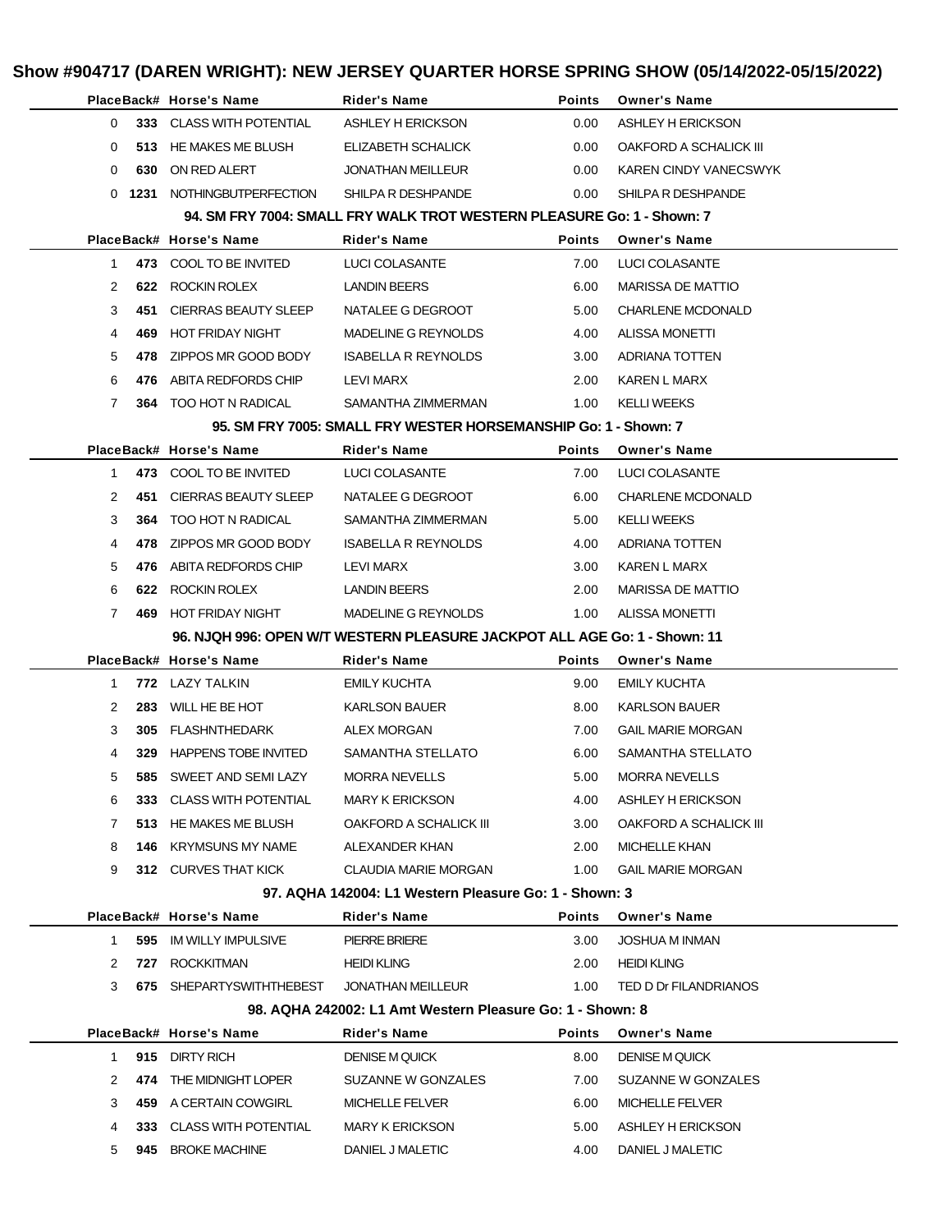# Show #904717 (DAREN WRIGHT): NEW JERSEY QUARTER HORSE SPRING SHOW (05/14/2022-05/15/2022)

| Place | Back# | Horse's Name | Rider's Name | Points | Owner's Name |
|---|---|---|---|---|---|
| 0 | 333 | CLASS WITH POTENTIAL | ASHLEY H ERICKSON | 0.00 | ASHLEY H ERICKSON |
| 0 | 513 | HE MAKES ME BLUSH | ELIZABETH SCHALICK | 0.00 | OAKFORD A SCHALICK III |
| 0 | 630 | ON RED ALERT | JONATHAN MEILLEUR | 0.00 | KAREN CINDY VANECSWYK |
| 0 | 1231 | NOTHINGBUTPERFECTION | SHILPA R DESHPANDE | 0.00 | SHILPA R DESHPANDE |

### 94. SM FRY 7004: SMALL FRY WALK TROT WESTERN PLEASURE Go: 1 - Shown: 7

| Place | Back# | Horse's Name | Rider's Name | Points | Owner's Name |
|---|---|---|---|---|---|
| 1 | 473 | COOL TO BE INVITED | LUCI COLASANTE | 7.00 | LUCI COLASANTE |
| 2 | 622 | ROCKIN ROLEX | LANDIN BEERS | 6.00 | MARISSA DE MATTIO |
| 3 | 451 | CIERRAS BEAUTY SLEEP | NATALEE G DEGROOT | 5.00 | CHARLENE MCDONALD |
| 4 | 469 | HOT FRIDAY NIGHT | MADELINE G REYNOLDS | 4.00 | ALISSA MONETTI |
| 5 | 478 | ZIPPOS MR GOOD BODY | ISABELLA R REYNOLDS | 3.00 | ADRIANA TOTTEN |
| 6 | 476 | ABITA REDFORDS CHIP | LEVI MARX | 2.00 | KAREN L MARX |
| 7 | 364 | TOO HOT N RADICAL | SAMANTHA ZIMMERMAN | 1.00 | KELLI WEEKS |

### 95. SM FRY 7005: SMALL FRY WESTER HORSEMANSHIP Go: 1 - Shown: 7

| Place | Back# | Horse's Name | Rider's Name | Points | Owner's Name |
|---|---|---|---|---|---|
| 1 | 473 | COOL TO BE INVITED | LUCI COLASANTE | 7.00 | LUCI COLASANTE |
| 2 | 451 | CIERRAS BEAUTY SLEEP | NATALEE G DEGROOT | 6.00 | CHARLENE MCDONALD |
| 3 | 364 | TOO HOT N RADICAL | SAMANTHA ZIMMERMAN | 5.00 | KELLI WEEKS |
| 4 | 478 | ZIPPOS MR GOOD BODY | ISABELLA R REYNOLDS | 4.00 | ADRIANA TOTTEN |
| 5 | 476 | ABITA REDFORDS CHIP | LEVI MARX | 3.00 | KAREN L MARX |
| 6 | 622 | ROCKIN ROLEX | LANDIN BEERS | 2.00 | MARISSA DE MATTIO |
| 7 | 469 | HOT FRIDAY NIGHT | MADELINE G REYNOLDS | 1.00 | ALISSA MONETTI |

### 96. NJQH 996: OPEN W/T WESTERN PLEASURE JACKPOT ALL AGE Go: 1 - Shown: 11

| Place | Back# | Horse's Name | Rider's Name | Points | Owner's Name |
|---|---|---|---|---|---|
| 1 | 772 | LAZY TALKIN | EMILY KUCHTA | 9.00 | EMILY KUCHTA |
| 2 | 283 | WILL HE BE HOT | KARLSON BAUER | 8.00 | KARLSON BAUER |
| 3 | 305 | FLASHNTHEDARK | ALEX MORGAN | 7.00 | GAIL MARIE MORGAN |
| 4 | 329 | HAPPENS TOBE INVITED | SAMANTHA STELLATO | 6.00 | SAMANTHA STELLATO |
| 5 | 585 | SWEET AND SEMI LAZY | MORRA NEVELLS | 5.00 | MORRA NEVELLS |
| 6 | 333 | CLASS WITH POTENTIAL | MARY K ERICKSON | 4.00 | ASHLEY H ERICKSON |
| 7 | 513 | HE MAKES ME BLUSH | OAKFORD A SCHALICK III | 3.00 | OAKFORD A SCHALICK III |
| 8 | 146 | KRYMSUNS MY NAME | ALEXANDER KHAN | 2.00 | MICHELLE KHAN |
| 9 | 312 | CURVES THAT KICK | CLAUDIA MARIE MORGAN | 1.00 | GAIL MARIE MORGAN |

### 97. AQHA 142004: L1 Western Pleasure Go: 1 - Shown: 3

| Place | Back# | Horse's Name | Rider's Name | Points | Owner's Name |
|---|---|---|---|---|---|
| 1 | 595 | IM WILLY IMPULSIVE | PIERRE BRIERE | 3.00 | JOSHUA M INMAN |
| 2 | 727 | ROCKKITMAN | HEIDI KLING | 2.00 | HEIDI KLING |
| 3 | 675 | SHEPARTYSWITHTHEBEST | JONATHAN MEILLEUR | 1.00 | TED D Dr FILANDRIANOS |

### 98. AQHA 242002: L1 Amt Western Pleasure Go: 1 - Shown: 8

| Place | Back# | Horse's Name | Rider's Name | Points | Owner's Name |
|---|---|---|---|---|---|
| 1 | 915 | DIRTY RICH | DENISE M QUICK | 8.00 | DENISE M QUICK |
| 2 | 474 | THE MIDNIGHT LOPER | SUZANNE W GONZALES | 7.00 | SUZANNE W GONZALES |
| 3 | 459 | A CERTAIN COWGIRL | MICHELLE FELVER | 6.00 | MICHELLE FELVER |
| 4 | 333 | CLASS WITH POTENTIAL | MARY K ERICKSON | 5.00 | ASHLEY H ERICKSON |
| 5 | 945 | BROKE MACHINE | DANIEL J MALETIC | 4.00 | DANIEL J MALETIC |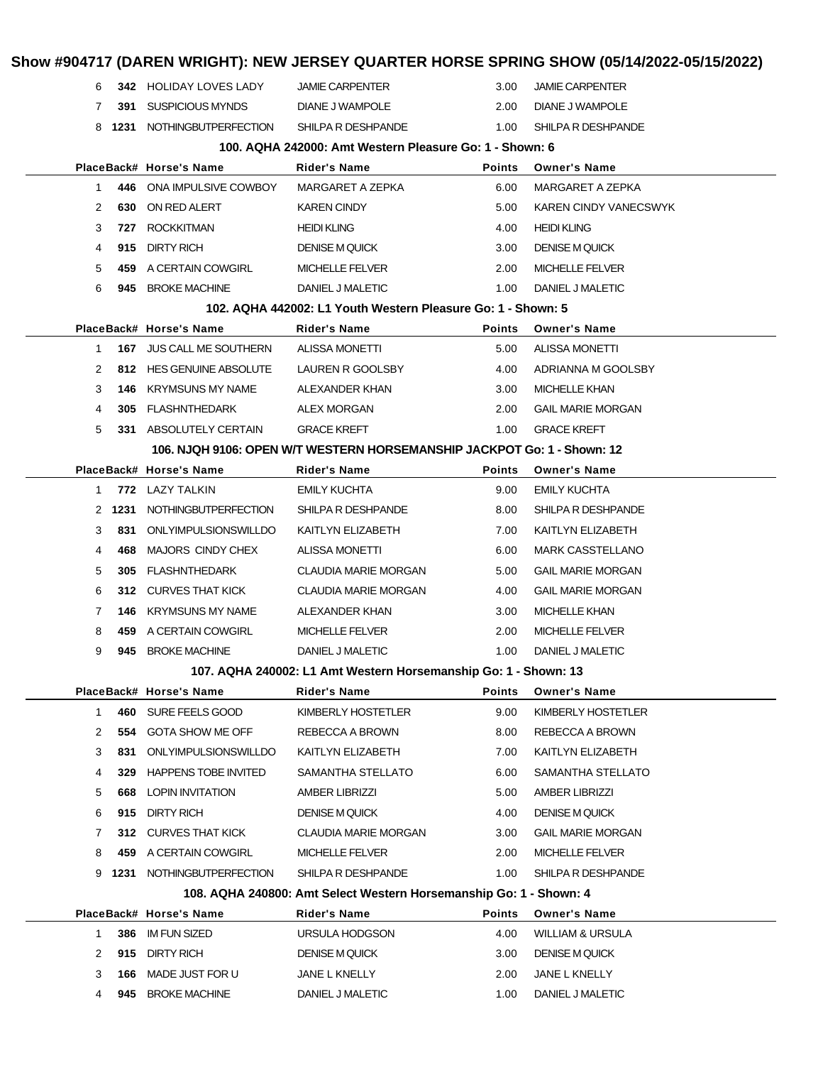| Place | Back# | Horse's Name | Rider's Name | Points | Owner's Name |
|---|---|---|---|---|---|
| 6 | 342 | HOLIDAY LOVES LADY | JAMIE CARPENTER | 3.00 | JAMIE CARPENTER |
| 7 | 391 | SUSPICIOUS MYNDS | DIANE J WAMPOLE | 2.00 | DIANE J WAMPOLE |
| 8 | 1231 | NOTHINGBUTPERFECTION | SHILPA R DESHPANDE | 1.00 | SHILPA R DESHPANDE |

### 100. AQHA 242000: Amt Western Pleasure Go: 1 - Shown: 6

| Place | Back# | Horse's Name | Rider's Name | Points | Owner's Name |
|---|---|---|---|---|---|
| 1 | 446 | ONA IMPULSIVE COWBOY | MARGARET A ZEPKA | 6.00 | MARGARET A ZEPKA |
| 2 | 630 | ON RED ALERT | KAREN CINDY | 5.00 | KAREN CINDY VANECSWYK |
| 3 | 727 | ROCKKITMAN | HEIDI KLING | 4.00 | HEIDI KLING |
| 4 | 915 | DIRTY RICH | DENISE M QUICK | 3.00 | DENISE M QUICK |
| 5 | 459 | A CERTAIN COWGIRL | MICHELLE FELVER | 2.00 | MICHELLE FELVER |
| 6 | 945 | BROKE MACHINE | DANIEL J MALETIC | 1.00 | DANIEL J MALETIC |

### 102. AQHA 442002: L1 Youth Western Pleasure Go: 1 - Shown: 5

| Place | Back# | Horse's Name | Rider's Name | Points | Owner's Name |
|---|---|---|---|---|---|
| 1 | 167 | JUS CALL ME SOUTHERN | ALISSA MONETTI | 5.00 | ALISSA MONETTI |
| 2 | 812 | HES GENUINE ABSOLUTE | LAUREN R GOOLSBY | 4.00 | ADRIANNA M GOOLSBY |
| 3 | 146 | KRYMSUNS MY NAME | ALEXANDER KHAN | 3.00 | MICHELLE KHAN |
| 4 | 305 | FLASHNTHEDARK | ALEX MORGAN | 2.00 | GAIL MARIE MORGAN |
| 5 | 331 | ABSOLUTELY CERTAIN | GRACE KREFT | 1.00 | GRACE KREFT |

### 106. NJQH 9106: OPEN W/T WESTERN HORSEMANSHIP JACKPOT Go: 1 - Shown: 12

| Place | Back# | Horse's Name | Rider's Name | Points | Owner's Name |
|---|---|---|---|---|---|
| 1 | 772 | LAZY TALKIN | EMILY KUCHTA | 9.00 | EMILY KUCHTA |
| 2 | 1231 | NOTHINGBUTPERFECTION | SHILPA R DESHPANDE | 8.00 | SHILPA R DESHPANDE |
| 3 | 831 | ONLYIMPULSIONSWILLDO | KAITLYN ELIZABETH | 7.00 | KAITLYN ELIZABETH |
| 4 | 468 | MAJORS CINDY CHEX | ALISSA MONETTI | 6.00 | MARK CASSTELLANO |
| 5 | 305 | FLASHNTHEDARK | CLAUDIA MARIE MORGAN | 5.00 | GAIL MARIE MORGAN |
| 6 | 312 | CURVES THAT KICK | CLAUDIA MARIE MORGAN | 4.00 | GAIL MARIE MORGAN |
| 7 | 146 | KRYMSUNS MY NAME | ALEXANDER KHAN | 3.00 | MICHELLE KHAN |
| 8 | 459 | A CERTAIN COWGIRL | MICHELLE FELVER | 2.00 | MICHELLE FELVER |
| 9 | 945 | BROKE MACHINE | DANIEL J MALETIC | 1.00 | DANIEL J MALETIC |

### 107. AQHA 240002: L1 Amt Western Horsemanship Go: 1 - Shown: 13

| Place | Back# | Horse's Name | Rider's Name | Points | Owner's Name |
|---|---|---|---|---|---|
| 1 | 460 | SURE FEELS GOOD | KIMBERLY HOSTETLER | 9.00 | KIMBERLY HOSTETLER |
| 2 | 554 | GOTA SHOW ME OFF | REBECCA A BROWN | 8.00 | REBECCA A BROWN |
| 3 | 831 | ONLYIMPULSIONSWILLDO | KAITLYN ELIZABETH | 7.00 | KAITLYN ELIZABETH |
| 4 | 329 | HAPPENS TOBE INVITED | SAMANTHA STELLATO | 6.00 | SAMANTHA STELLATO |
| 5 | 668 | LOPIN INVITATION | AMBER LIBRIZZI | 5.00 | AMBER LIBRIZZI |
| 6 | 915 | DIRTY RICH | DENISE M QUICK | 4.00 | DENISE M QUICK |
| 7 | 312 | CURVES THAT KICK | CLAUDIA MARIE MORGAN | 3.00 | GAIL MARIE MORGAN |
| 8 | 459 | A CERTAIN COWGIRL | MICHELLE FELVER | 2.00 | MICHELLE FELVER |
| 9 | 1231 | NOTHINGBUTPERFECTION | SHILPA R DESHPANDE | 1.00 | SHILPA R DESHPANDE |

### 108. AQHA 240800: Amt Select Western Horsemanship Go: 1 - Shown: 4

| Place | Back# | Horse's Name | Rider's Name | Points | Owner's Name |
|---|---|---|---|---|---|
| 1 | 386 | IM FUN SIZED | URSULA HODGSON | 4.00 | WILLIAM & URSULA |
| 2 | 915 | DIRTY RICH | DENISE M QUICK | 3.00 | DENISE M QUICK |
| 3 | 166 | MADE JUST FOR U | JANE L KNELLY | 2.00 | JANE L KNELLY |
| 4 | 945 | BROKE MACHINE | DANIEL J MALETIC | 1.00 | DANIEL J MALETIC |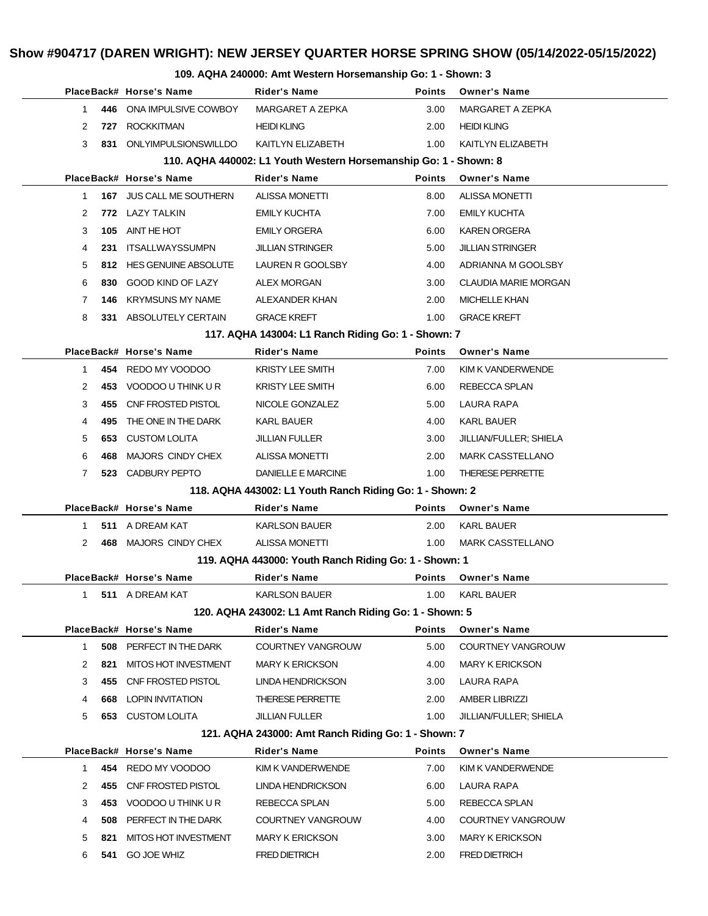## Show #904717 (DAREN WRIGHT): NEW JERSEY QUARTER HORSE SPRING SHOW (05/14/2022-05/15/2022)

### 109. AQHA 240000: Amt Western Horsemanship Go: 1 - Shown: 3

| Place | Back# | Horse's Name | Rider's Name | Points | Owner's Name |
|---|---|---|---|---|---|
| 1 | 446 | ONA IMPULSIVE COWBOY | MARGARET A ZEPKA | 3.00 | MARGARET A ZEPKA |
| 2 | 727 | ROCKKITMAN | HEIDI KLING | 2.00 | HEIDI KLING |
| 3 | 831 | ONLYIMPULSIONSWILLDO | KAITLYN ELIZABETH | 1.00 | KAITLYN ELIZABETH |

### 110. AQHA 440002: L1 Youth Western Horsemanship Go: 1 - Shown: 8

| Place | Back# | Horse's Name | Rider's Name | Points | Owner's Name |
|---|---|---|---|---|---|
| 1 | 167 | JUS CALL ME SOUTHERN | ALISSA MONETTI | 8.00 | ALISSA MONETTI |
| 2 | 772 | LAZY TALKIN | EMILY KUCHTA | 7.00 | EMILY KUCHTA |
| 3 | 105 | AINT HE HOT | EMILY ORGERA | 6.00 | KAREN ORGERA |
| 4 | 231 | ITSALLWAYSSUMPN | JILLIAN STRINGER | 5.00 | JILLIAN STRINGER |
| 5 | 812 | HES GENUINE ABSOLUTE | LAUREN R GOOLSBY | 4.00 | ADRIANNA M GOOLSBY |
| 6 | 830 | GOOD KIND OF LAZY | ALEX MORGAN | 3.00 | CLAUDIA MARIE MORGAN |
| 7 | 146 | KRYMSUNS MY NAME | ALEXANDER KHAN | 2.00 | MICHELLE KHAN |
| 8 | 331 | ABSOLUTELY CERTAIN | GRACE KREFT | 1.00 | GRACE KREFT |

### 117. AQHA 143004: L1 Ranch Riding Go: 1 - Shown: 7

| Place | Back# | Horse's Name | Rider's Name | Points | Owner's Name |
|---|---|---|---|---|---|
| 1 | 454 | REDO MY VOODOO | KRISTY LEE SMITH | 7.00 | KIM K VANDERWENDE |
| 2 | 453 | VOODOO U THINK U R | KRISTY LEE SMITH | 6.00 | REBECCA SPLAN |
| 3 | 455 | CNF FROSTED PISTOL | NICOLE GONZALEZ | 5.00 | LAURA RAPA |
| 4 | 495 | THE ONE IN THE DARK | KARL BAUER | 4.00 | KARL BAUER |
| 5 | 653 | CUSTOM LOLITA | JILLIAN FULLER | 3.00 | JILLIAN/FULLER; SHIELA |
| 6 | 468 | MAJORS CINDY CHEX | ALISSA MONETTI | 2.00 | MARK CASSTELLANO |
| 7 | 523 | CADBURY PEPTO | DANIELLE E MARCINE | 1.00 | THERESE PERRETTE |

### 118. AQHA 443002: L1 Youth Ranch Riding Go: 1 - Shown: 2

| Place | Back# | Horse's Name | Rider's Name | Points | Owner's Name |
|---|---|---|---|---|---|
| 1 | 511 | A DREAM KAT | KARLSON BAUER | 2.00 | KARL BAUER |
| 2 | 468 | MAJORS CINDY CHEX | ALISSA MONETTI | 1.00 | MARK CASSTELLANO |

### 119. AQHA 443000: Youth Ranch Riding Go: 1 - Shown: 1

| Place | Back# | Horse's Name | Rider's Name | Points | Owner's Name |
|---|---|---|---|---|---|
| 1 | 511 | A DREAM KAT | KARLSON BAUER | 1.00 | KARL BAUER |

### 120. AQHA 243002: L1 Amt Ranch Riding Go: 1 - Shown: 5

| Place | Back# | Horse's Name | Rider's Name | Points | Owner's Name |
|---|---|---|---|---|---|
| 1 | 508 | PERFECT IN THE DARK | COURTNEY VANGROUW | 5.00 | COURTNEY VANGROUW |
| 2 | 821 | MITOS HOT INVESTMENT | MARY K ERICKSON | 4.00 | MARY K ERICKSON |
| 3 | 455 | CNF FROSTED PISTOL | LINDA HENDRICKSON | 3.00 | LAURA RAPA |
| 4 | 668 | LOPIN INVITATION | THERESE PERRETTE | 2.00 | AMBER LIBRIZZI |
| 5 | 653 | CUSTOM LOLITA | JILLIAN FULLER | 1.00 | JILLIAN/FULLER; SHIELA |

### 121. AQHA 243000: Amt Ranch Riding Go: 1 - Shown: 7

| Place | Back# | Horse's Name | Rider's Name | Points | Owner's Name |
|---|---|---|---|---|---|
| 1 | 454 | REDO MY VOODOO | KIM K VANDERWENDE | 7.00 | KIM K VANDERWENDE |
| 2 | 455 | CNF FROSTED PISTOL | LINDA HENDRICKSON | 6.00 | LAURA RAPA |
| 3 | 453 | VOODOO U THINK U R | REBECCA SPLAN | 5.00 | REBECCA SPLAN |
| 4 | 508 | PERFECT IN THE DARK | COURTNEY VANGROUW | 4.00 | COURTNEY VANGROUW |
| 5 | 821 | MITOS HOT INVESTMENT | MARY K ERICKSON | 3.00 | MARY K ERICKSON |
| 6 | 541 | GO JOE WHIZ | FRED DIETRICH | 2.00 | FRED DIETRICH |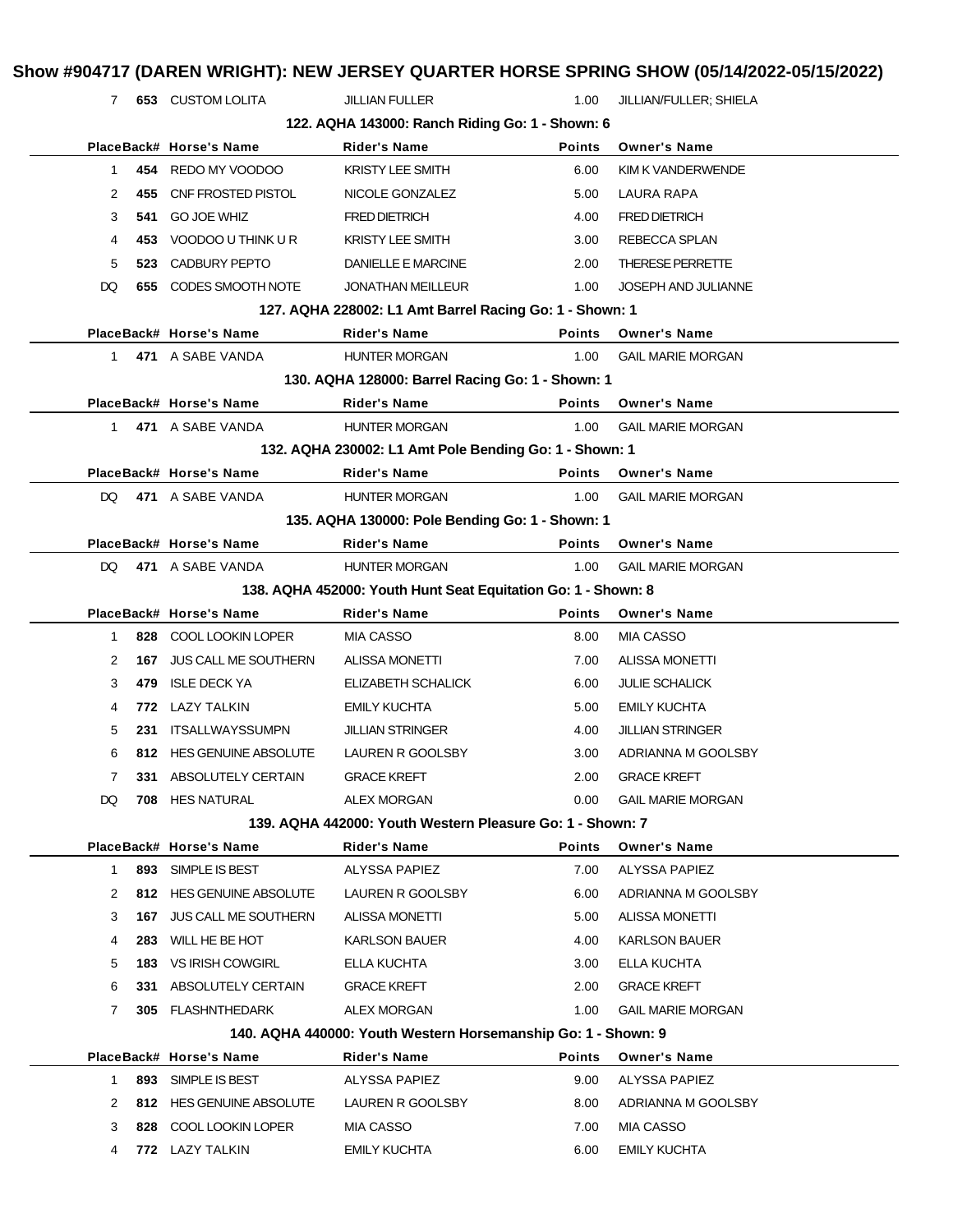| Place | Back# | Horse's Name | Rider's Name | Points | Owner's Name |
|---|---|---|---|---|---|
| 7 | 653 | CUSTOM LOLITA | JILLIAN FULLER | 1.00 | JILLIAN/FULLER; SHIELA |

**122. AQHA 143000: Ranch Riding Go: 1 - Shown: 6**

| Place | Back# | Horse's Name | Rider's Name | Points | Owner's Name |
|---|---|---|---|---|---|
| 1 | 454 | REDO MY VOODOO | KRISTY LEE SMITH | 6.00 | KIM K VANDERWENDE |
| 2 | 455 | CNF FROSTED PISTOL | NICOLE GONZALEZ | 5.00 | LAURA RAPA |
| 3 | 541 | GO JOE WHIZ | FRED DIETRICH | 4.00 | FRED DIETRICH |
| 4 | 453 | VOODOO U THINK U R | KRISTY LEE SMITH | 3.00 | REBECCA SPLAN |
| 5 | 523 | CADBURY PEPTO | DANIELLE E MARCINE | 2.00 | THERESE PERRETTE |
| DQ | 655 | CODES SMOOTH NOTE | JONATHAN MEILLEUR | 1.00 | JOSEPH AND JULIANNE |

**127. AQHA 228002: L1 Amt Barrel Racing Go: 1 - Shown: 1**

| Place | Back# | Horse's Name | Rider's Name | Points | Owner's Name |
|---|---|---|---|---|---|
| 1 | 471 | A SABE VANDA | HUNTER MORGAN | 1.00 | GAIL MARIE MORGAN |

**130. AQHA 128000: Barrel Racing Go: 1 - Shown: 1**

| Place | Back# | Horse's Name | Rider's Name | Points | Owner's Name |
|---|---|---|---|---|---|
| 1 | 471 | A SABE VANDA | HUNTER MORGAN | 1.00 | GAIL MARIE MORGAN |

**132. AQHA 230002: L1 Amt Pole Bending Go: 1 - Shown: 1**

| Place | Back# | Horse's Name | Rider's Name | Points | Owner's Name |
|---|---|---|---|---|---|
| DQ | 471 | A SABE VANDA | HUNTER MORGAN | 1.00 | GAIL MARIE MORGAN |

**135. AQHA 130000: Pole Bending Go: 1 - Shown: 1**

| Place | Back# | Horse's Name | Rider's Name | Points | Owner's Name |
|---|---|---|---|---|---|
| DQ | 471 | A SABE VANDA | HUNTER MORGAN | 1.00 | GAIL MARIE MORGAN |

**138. AQHA 452000: Youth Hunt Seat Equitation Go: 1 - Shown: 8**

| Place | Back# | Horse's Name | Rider's Name | Points | Owner's Name |
|---|---|---|---|---|---|
| 1 | 828 | COOL LOOKIN LOPER | MIA CASSO | 8.00 | MIA CASSO |
| 2 | 167 | JUS CALL ME SOUTHERN | ALISSA MONETTI | 7.00 | ALISSA MONETTI |
| 3 | 479 | ISLE DECK YA | ELIZABETH SCHALICK | 6.00 | JULIE SCHALICK |
| 4 | 772 | LAZY TALKIN | EMILY KUCHTA | 5.00 | EMILY KUCHTA |
| 5 | 231 | ITSALLWAYSSUMPN | JILLIAN STRINGER | 4.00 | JILLIAN STRINGER |
| 6 | 812 | HES GENUINE ABSOLUTE | LAUREN R GOOLSBY | 3.00 | ADRIANNA M GOOLSBY |
| 7 | 331 | ABSOLUTELY CERTAIN | GRACE KREFT | 2.00 | GRACE KREFT |
| DQ | 708 | HES NATURAL | ALEX MORGAN | 0.00 | GAIL MARIE MORGAN |

**139. AQHA 442000: Youth Western Pleasure Go: 1 - Shown: 7**

| Place | Back# | Horse's Name | Rider's Name | Points | Owner's Name |
|---|---|---|---|---|---|
| 1 | 893 | SIMPLE IS BEST | ALYSSA PAPIEZ | 7.00 | ALYSSA PAPIEZ |
| 2 | 812 | HES GENUINE ABSOLUTE | LAUREN R GOOLSBY | 6.00 | ADRIANNA M GOOLSBY |
| 3 | 167 | JUS CALL ME SOUTHERN | ALISSA MONETTI | 5.00 | ALISSA MONETTI |
| 4 | 283 | WILL HE BE HOT | KARLSON BAUER | 4.00 | KARLSON BAUER |
| 5 | 183 | VS IRISH COWGIRL | ELLA KUCHTA | 3.00 | ELLA KUCHTA |
| 6 | 331 | ABSOLUTELY CERTAIN | GRACE KREFT | 2.00 | GRACE KREFT |
| 7 | 305 | FLASHNTHEDARK | ALEX MORGAN | 1.00 | GAIL MARIE MORGAN |

**140. AQHA 440000: Youth Western Horsemanship Go: 1 - Shown: 9**

| Place | Back# | Horse's Name | Rider's Name | Points | Owner's Name |
|---|---|---|---|---|---|
| 1 | 893 | SIMPLE IS BEST | ALYSSA PAPIEZ | 9.00 | ALYSSA PAPIEZ |
| 2 | 812 | HES GENUINE ABSOLUTE | LAUREN R GOOLSBY | 8.00 | ADRIANNA M GOOLSBY |
| 3 | 828 | COOL LOOKIN LOPER | MIA CASSO | 7.00 | MIA CASSO |
| 4 | 772 | LAZY TALKIN | EMILY KUCHTA | 6.00 | EMILY KUCHTA |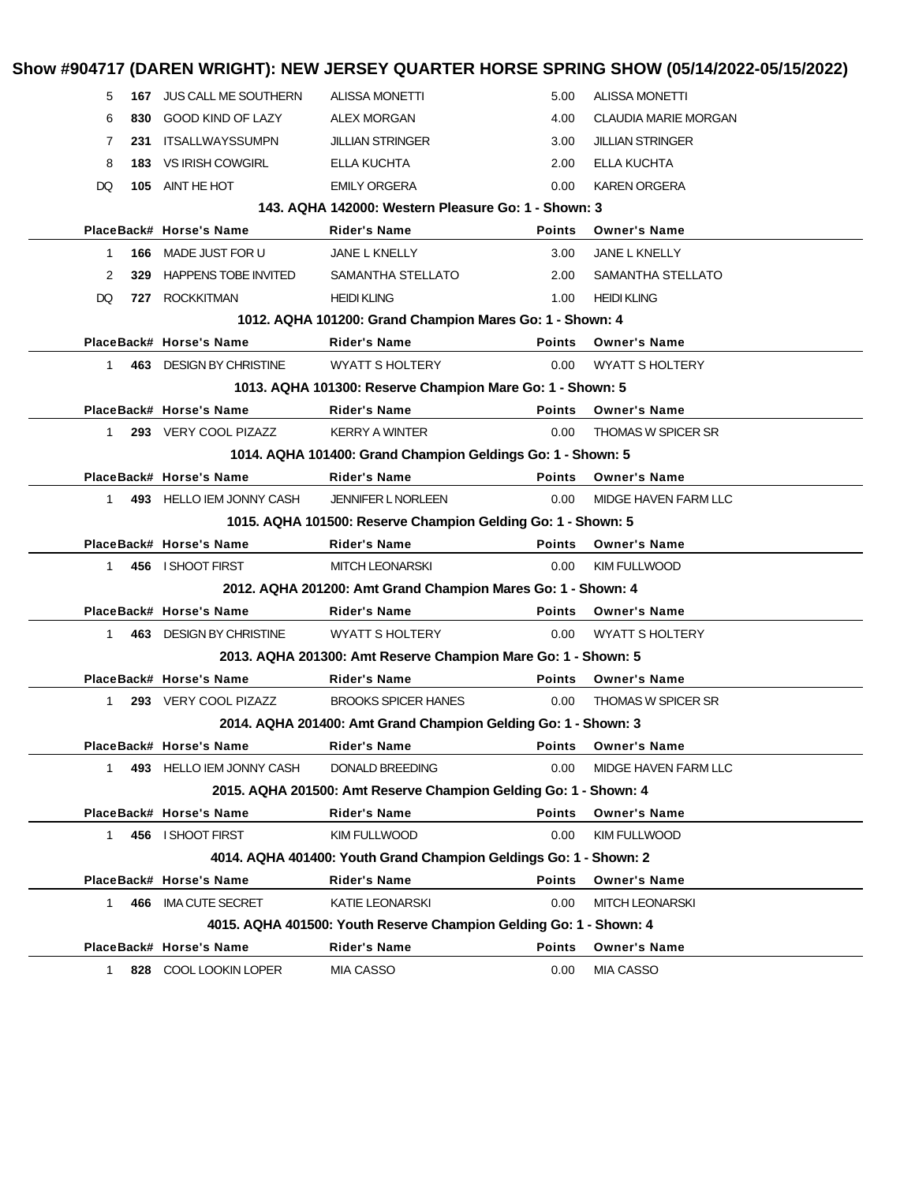# Show #904717 (DAREN WRIGHT): NEW JERSEY QUARTER HORSE SPRING SHOW (05/14/2022-05/15/2022)

| Place | Back# | Horse's Name | Rider's Name | Points | Owner's Name |
|---|---|---|---|---|---|
| 5 | 167 | JUS CALL ME SOUTHERN | ALISSA MONETTI | 5.00 | ALISSA MONETTI |
| 6 | 830 | GOOD KIND OF LAZY | ALEX MORGAN | 4.00 | CLAUDIA MARIE MORGAN |
| 7 | 231 | ITSALLWAYSSUMPN | JILLIAN STRINGER | 3.00 | JILLIAN STRINGER |
| 8 | 183 | VS IRISH COWGIRL | ELLA KUCHTA | 2.00 | ELLA KUCHTA |
| DQ | 105 | AINT HE HOT | EMILY ORGERA | 0.00 | KAREN ORGERA |

### 143. AQHA 142000: Western Pleasure Go: 1 - Shown: 3

| Place | Back# | Horse's Name | Rider's Name | Points | Owner's Name |
|---|---|---|---|---|---|
| 1 | 166 | MADE JUST FOR U | JANE L KNELLY | 3.00 | JANE L KNELLY |
| 2 | 329 | HAPPENS TOBE INVITED | SAMANTHA STELLATO | 2.00 | SAMANTHA STELLATO |
| DQ | 727 | ROCKKITMAN | HEIDI KLING | 1.00 | HEIDI KLING |

### 1012. AQHA 101200: Grand Champion Mares Go: 1 - Shown: 4

| Place | Back# | Horse's Name | Rider's Name | Points | Owner's Name |
|---|---|---|---|---|---|
| 1 | 463 | DESIGN BY CHRISTINE | WYATT S HOLTERY | 0.00 | WYATT S HOLTERY |

### 1013. AQHA 101300: Reserve Champion Mare Go: 1 - Shown: 5

| Place | Back# | Horse's Name | Rider's Name | Points | Owner's Name |
|---|---|---|---|---|---|
| 1 | 293 | VERY COOL PIZAZZ | KERRY A WINTER | 0.00 | THOMAS W SPICER SR |

### 1014. AQHA 101400: Grand Champion Geldings Go: 1 - Shown: 5

| Place | Back# | Horse's Name | Rider's Name | Points | Owner's Name |
|---|---|---|---|---|---|
| 1 | 493 | HELLO IEM JONNY CASH | JENNIFER L NORLEEN | 0.00 | MIDGE HAVEN FARM LLC |

### 1015. AQHA 101500: Reserve Champion Gelding Go: 1 - Shown: 5

| Place | Back# | Horse's Name | Rider's Name | Points | Owner's Name |
|---|---|---|---|---|---|
| 1 | 456 | I SHOOT FIRST | MITCH LEONARSKI | 0.00 | KIM FULLWOOD |

### 2012. AQHA 201200: Amt Grand Champion Mares Go: 1 - Shown: 4

| Place | Back# | Horse's Name | Rider's Name | Points | Owner's Name |
|---|---|---|---|---|---|
| 1 | 463 | DESIGN BY CHRISTINE | WYATT S HOLTERY | 0.00 | WYATT S HOLTERY |

### 2013. AQHA 201300: Amt Reserve Champion Mare Go: 1 - Shown: 5

| Place | Back# | Horse's Name | Rider's Name | Points | Owner's Name |
|---|---|---|---|---|---|
| 1 | 293 | VERY COOL PIZAZZ | BROOKS SPICER HANES | 0.00 | THOMAS W SPICER SR |

### 2014. AQHA 201400: Amt Grand Champion Gelding Go: 1 - Shown: 3

| Place | Back# | Horse's Name | Rider's Name | Points | Owner's Name |
|---|---|---|---|---|---|
| 1 | 493 | HELLO IEM JONNY CASH | DONALD BREEDING | 0.00 | MIDGE HAVEN FARM LLC |

### 2015. AQHA 201500: Amt Reserve Champion Gelding Go: 1 - Shown: 4

| Place | Back# | Horse's Name | Rider's Name | Points | Owner's Name |
|---|---|---|---|---|---|
| 1 | 456 | I SHOOT FIRST | KIM FULLWOOD | 0.00 | KIM FULLWOOD |

### 4014. AQHA 401400: Youth Grand Champion Geldings Go: 1 - Shown: 2

| Place | Back# | Horse's Name | Rider's Name | Points | Owner's Name |
|---|---|---|---|---|---|
| 1 | 466 | IMA CUTE SECRET | KATIE LEONARSKI | 0.00 | MITCH LEONARSKI |

### 4015. AQHA 401500: Youth Reserve Champion Gelding Go: 1 - Shown: 4

| Place | Back# | Horse's Name | Rider's Name | Points | Owner's Name |
|---|---|---|---|---|---|
| 1 | 828 | COOL LOOKIN LOPER | MIA CASSO | 0.00 | MIA CASSO |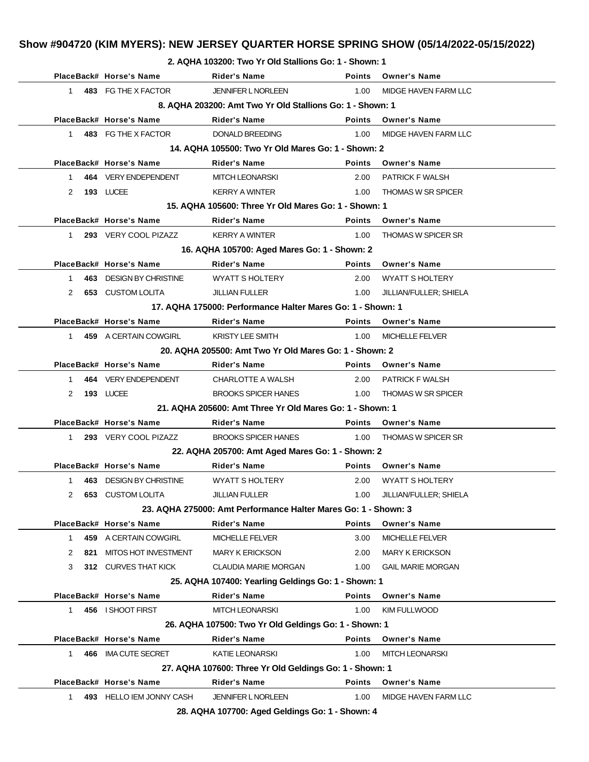# Show #904720 (KIM MYERS): NEW JERSEY QUARTER HORSE SPRING SHOW (05/14/2022-05/15/2022)

### 2. AQHA 103200: Two Yr Old Stallions Go: 1 - Shown: 1

| Place | Back# | Horse's Name | Rider's Name | Points | Owner's Name |
|---|---|---|---|---|---|
| 1 | 483 | FG THE X FACTOR | JENNIFER L NORLEEN | 1.00 | MIDGE HAVEN FARM LLC |

### 8. AQHA 203200: Amt Two Yr Old Stallions Go: 1 - Shown: 1

| Place | Back# | Horse's Name | Rider's Name | Points | Owner's Name |
|---|---|---|---|---|---|
| 1 | 483 | FG THE X FACTOR | DONALD BREEDING | 1.00 | MIDGE HAVEN FARM LLC |

### 14. AQHA 105500: Two Yr Old Mares Go: 1 - Shown: 2

| Place | Back# | Horse's Name | Rider's Name | Points | Owner's Name |
|---|---|---|---|---|---|
| 1 | 464 | VERY ENDEPENDENT | MITCH LEONARSKI | 2.00 | PATRICK F WALSH |
| 2 | 193 | LUCEE | KERRY A WINTER | 1.00 | THOMAS W SR SPICER |

### 15. AQHA 105600: Three Yr Old Mares Go: 1 - Shown: 1

| Place | Back# | Horse's Name | Rider's Name | Points | Owner's Name |
|---|---|---|---|---|---|
| 1 | 293 | VERY COOL PIZAZZ | KERRY A WINTER | 1.00 | THOMAS W SPICER SR |

### 16. AQHA 105700: Aged Mares Go: 1 - Shown: 2

| Place | Back# | Horse's Name | Rider's Name | Points | Owner's Name |
|---|---|---|---|---|---|
| 1 | 463 | DESIGN BY CHRISTINE | WYATT S HOLTERY | 2.00 | WYATT S HOLTERY |
| 2 | 653 | CUSTOM LOLITA | JILLIAN FULLER | 1.00 | JILLIAN/FULLER; SHIELA |

### 17. AQHA 175000: Performance Halter Mares Go: 1 - Shown: 1

| Place | Back# | Horse's Name | Rider's Name | Points | Owner's Name |
|---|---|---|---|---|---|
| 1 | 459 | A CERTAIN COWGIRL | KRISTY LEE SMITH | 1.00 | MICHELLE FELVER |

### 20. AQHA 205500: Amt Two Yr Old Mares Go: 1 - Shown: 2

| Place | Back# | Horse's Name | Rider's Name | Points | Owner's Name |
|---|---|---|---|---|---|
| 1 | 464 | VERY ENDEPENDENT | CHARLOTTE A WALSH | 2.00 | PATRICK F WALSH |
| 2 | 193 | LUCEE | BROOKS SPICER HANES | 1.00 | THOMAS W SR SPICER |

### 21. AQHA 205600: Amt Three Yr Old Mares Go: 1 - Shown: 1

| Place | Back# | Horse's Name | Rider's Name | Points | Owner's Name |
|---|---|---|---|---|---|
| 1 | 293 | VERY COOL PIZAZZ | BROOKS SPICER HANES | 1.00 | THOMAS W SPICER SR |

### 22. AQHA 205700: Amt Aged Mares Go: 1 - Shown: 2

| Place | Back# | Horse's Name | Rider's Name | Points | Owner's Name |
|---|---|---|---|---|---|
| 1 | 463 | DESIGN BY CHRISTINE | WYATT S HOLTERY | 2.00 | WYATT S HOLTERY |
| 2 | 653 | CUSTOM LOLITA | JILLIAN FULLER | 1.00 | JILLIAN/FULLER; SHIELA |

### 23. AQHA 275000: Amt Performance Halter Mares Go: 1 - Shown: 3

| Place | Back# | Horse's Name | Rider's Name | Points | Owner's Name |
|---|---|---|---|---|---|
| 1 | 459 | A CERTAIN COWGIRL | MICHELLE FELVER | 3.00 | MICHELLE FELVER |
| 2 | 821 | MITOS HOT INVESTMENT | MARY K ERICKSON | 2.00 | MARY K ERICKSON |
| 3 | 312 | CURVES THAT KICK | CLAUDIA MARIE MORGAN | 1.00 | GAIL MARIE MORGAN |

### 25. AQHA 107400: Yearling Geldings Go: 1 - Shown: 1

| Place | Back# | Horse's Name | Rider's Name | Points | Owner's Name |
|---|---|---|---|---|---|
| 1 | 456 | I SHOOT FIRST | MITCH LEONARSKI | 1.00 | KIM FULLWOOD |

### 26. AQHA 107500: Two Yr Old Geldings Go: 1 - Shown: 1

| Place | Back# | Horse's Name | Rider's Name | Points | Owner's Name |
|---|---|---|---|---|---|
| 1 | 466 | IMA CUTE SECRET | KATIE LEONARSKI | 1.00 | MITCH LEONARSKI |

### 27. AQHA 107600: Three Yr Old Geldings Go: 1 - Shown: 1

| Place | Back# | Horse's Name | Rider's Name | Points | Owner's Name |
|---|---|---|---|---|---|
| 1 | 493 | HELLO IEM JONNY CASH | JENNIFER L NORLEEN | 1.00 | MIDGE HAVEN FARM LLC |

### 28. AQHA 107700: Aged Geldings Go: 1 - Shown: 4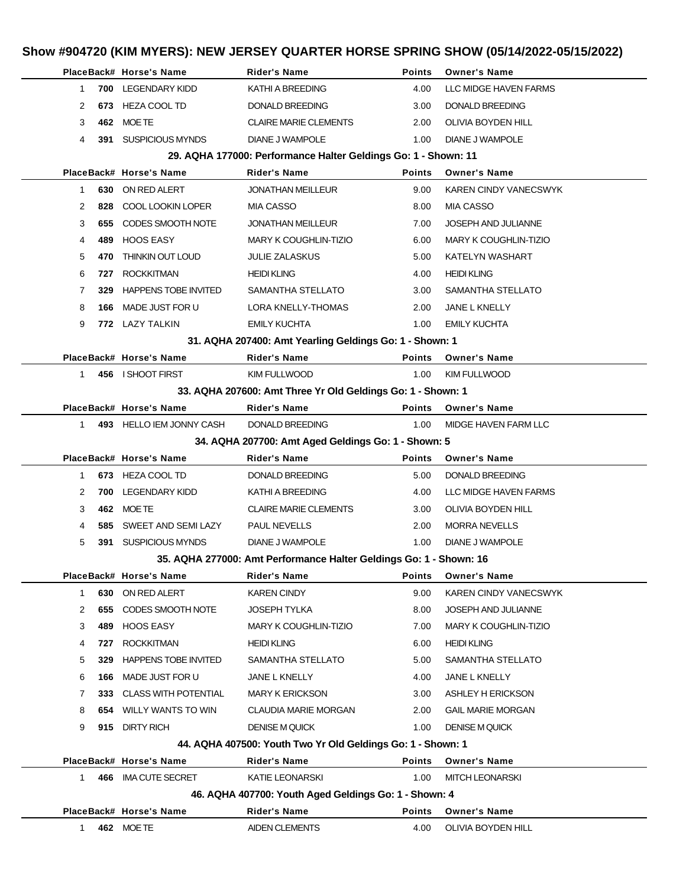## Show #904720 (KIM MYERS): NEW JERSEY QUARTER HORSE SPRING SHOW (05/14/2022-05/15/2022)

| Place | Back# | Horse's Name | Rider's Name | Points | Owner's Name |
|---|---|---|---|---|---|
| 1 | 700 | LEGENDARY KIDD | KATHI A BREEDING | 4.00 | LLC MIDGE HAVEN FARMS |
| 2 | 673 | HEZA COOL TD | DONALD BREEDING | 3.00 | DONALD BREEDING |
| 3 | 462 | MOE TE | CLAIRE MARIE CLEMENTS | 2.00 | OLIVIA BOYDEN HILL |
| 4 | 391 | SUSPICIOUS MYNDS | DIANE J WAMPOLE | 1.00 | DIANE J WAMPOLE |

### 29. AQHA 177000: Performance Halter Geldings Go: 1 - Shown: 11

| Place | Back# | Horse's Name | Rider's Name | Points | Owner's Name |
|---|---|---|---|---|---|
| 1 | 630 | ON RED ALERT | JONATHAN MEILLEUR | 9.00 | KAREN CINDY VANECSWYK |
| 2 | 828 | COOL LOOKIN LOPER | MIA CASSO | 8.00 | MIA CASSO |
| 3 | 655 | CODES SMOOTH NOTE | JONATHAN MEILLEUR | 7.00 | JOSEPH AND JULIANNE |
| 4 | 489 | HOOS EASY | MARY K COUGHLIN-TIZIO | 6.00 | MARY K COUGHLIN-TIZIO |
| 5 | 470 | THINKIN OUT LOUD | JULIE ZALASKUS | 5.00 | KATELYN WASHART |
| 6 | 727 | ROCKKITMAN | HEIDI KLING | 4.00 | HEIDI KLING |
| 7 | 329 | HAPPENS TOBE INVITED | SAMANTHA STELLATO | 3.00 | SAMANTHA STELLATO |
| 8 | 166 | MADE JUST FOR U | LORA KNELLY-THOMAS | 2.00 | JANE L KNELLY |
| 9 | 772 | LAZY TALKIN | EMILY KUCHTA | 1.00 | EMILY KUCHTA |

### 31. AQHA 207400: Amt Yearling Geldings Go: 1 - Shown: 1

| Place | Back# | Horse's Name | Rider's Name | Points | Owner's Name |
|---|---|---|---|---|---|
| 1 | 456 | I SHOOT FIRST | KIM FULLWOOD | 1.00 | KIM FULLWOOD |

### 33. AQHA 207600: Amt Three Yr Old Geldings Go: 1 - Shown: 1

| Place | Back# | Horse's Name | Rider's Name | Points | Owner's Name |
|---|---|---|---|---|---|
| 1 | 493 | HELLO IEM JONNY CASH | DONALD BREEDING | 1.00 | MIDGE HAVEN FARM LLC |

### 34. AQHA 207700: Amt Aged Geldings Go: 1 - Shown: 5

| Place | Back# | Horse's Name | Rider's Name | Points | Owner's Name |
|---|---|---|---|---|---|
| 1 | 673 | HEZA COOL TD | DONALD BREEDING | 5.00 | DONALD BREEDING |
| 2 | 700 | LEGENDARY KIDD | KATHI A BREEDING | 4.00 | LLC MIDGE HAVEN FARMS |
| 3 | 462 | MOE TE | CLAIRE MARIE CLEMENTS | 3.00 | OLIVIA BOYDEN HILL |
| 4 | 585 | SWEET AND SEMI LAZY | PAUL NEVELLS | 2.00 | MORRA NEVELLS |
| 5 | 391 | SUSPICIOUS MYNDS | DIANE J WAMPOLE | 1.00 | DIANE J WAMPOLE |

### 35. AQHA 277000: Amt Performance Halter Geldings Go: 1 - Shown: 16

| Place | Back# | Horse's Name | Rider's Name | Points | Owner's Name |
|---|---|---|---|---|---|
| 1 | 630 | ON RED ALERT | KAREN CINDY | 9.00 | KAREN CINDY VANECSWYK |
| 2 | 655 | CODES SMOOTH NOTE | JOSEPH TYLKA | 8.00 | JOSEPH AND JULIANNE |
| 3 | 489 | HOOS EASY | MARY K COUGHLIN-TIZIO | 7.00 | MARY K COUGHLIN-TIZIO |
| 4 | 727 | ROCKKITMAN | HEIDI KLING | 6.00 | HEIDI KLING |
| 5 | 329 | HAPPENS TOBE INVITED | SAMANTHA STELLATO | 5.00 | SAMANTHA STELLATO |
| 6 | 166 | MADE JUST FOR U | JANE L KNELLY | 4.00 | JANE L KNELLY |
| 7 | 333 | CLASS WITH POTENTIAL | MARY K ERICKSON | 3.00 | ASHLEY H ERICKSON |
| 8 | 654 | WILLY WANTS TO WIN | CLAUDIA MARIE MORGAN | 2.00 | GAIL MARIE MORGAN |
| 9 | 915 | DIRTY RICH | DENISE M QUICK | 1.00 | DENISE M QUICK |

### 44. AQHA 407500: Youth Two Yr Old Geldings Go: 1 - Shown: 1

| Place | Back# | Horse's Name | Rider's Name | Points | Owner's Name |
|---|---|---|---|---|---|
| 1 | 466 | IMA CUTE SECRET | KATIE LEONARSKI | 1.00 | MITCH LEONARSKI |

### 46. AQHA 407700: Youth Aged Geldings Go: 1 - Shown: 4

| Place | Back# | Horse's Name | Rider's Name | Points | Owner's Name |
|---|---|---|---|---|---|
| 1 | 462 | MOE TE | AIDEN CLEMENTS | 4.00 | OLIVIA BOYDEN HILL |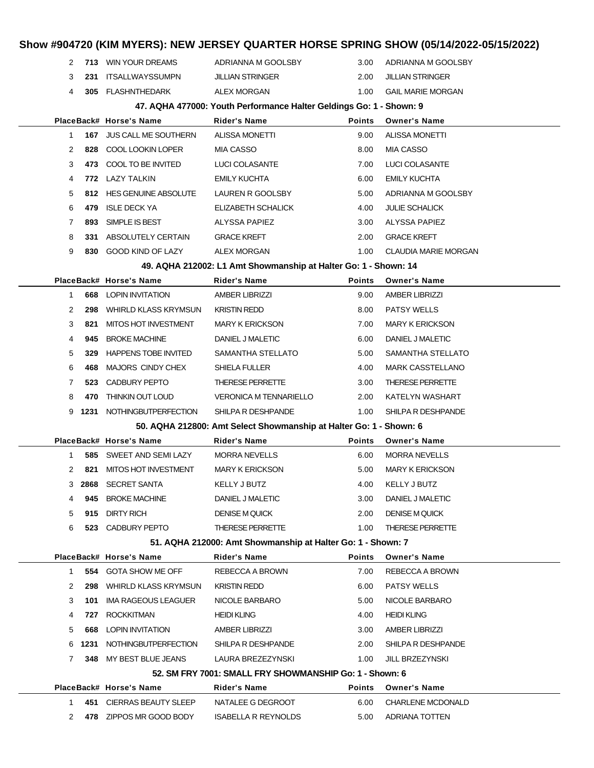# Show #904720 (KIM MYERS): NEW JERSEY QUARTER HORSE SPRING SHOW (05/14/2022-05/15/2022)

| Place | Back# | Horse's Name | Rider's Name | Points | Owner's Name |
|---|---|---|---|---|---|
| 2 | **713** | WIN YOUR DREAMS | ADRIANNA M GOOLSBY | 3.00 | ADRIANNA M GOOLSBY |
| 3 | **231** | ITSALLWAYSSUMPN | JILLIAN STRINGER | 2.00 | JILLIAN STRINGER |
| 4 | **305** | FLASHNTHEDARK | ALEX MORGAN | 1.00 | GAIL MARIE MORGAN |

### 47. AQHA 477000: Youth Performance Halter Geldings Go: 1 - Shown: 9

| Place | Back# | Horse's Name | Rider's Name | Points | Owner's Name |
|---|---|---|---|---|---|
| 1 | **167** | JUS CALL ME SOUTHERN | ALISSA MONETTI | 9.00 | ALISSA MONETTI |
| 2 | **828** | COOL LOOKIN LOPER | MIA CASSO | 8.00 | MIA CASSO |
| 3 | **473** | COOL TO BE INVITED | LUCI COLASANTE | 7.00 | LUCI COLASANTE |
| 4 | **772** | LAZY TALKIN | EMILY KUCHTA | 6.00 | EMILY KUCHTA |
| 5 | **812** | HES GENUINE ABSOLUTE | LAUREN R GOOLSBY | 5.00 | ADRIANNA M GOOLSBY |
| 6 | **479** | ISLE DECK YA | ELIZABETH SCHALICK | 4.00 | JULIE SCHALICK |
| 7 | **893** | SIMPLE IS BEST | ALYSSA PAPIEZ | 3.00 | ALYSSA PAPIEZ |
| 8 | **331** | ABSOLUTELY CERTAIN | GRACE KREFT | 2.00 | GRACE KREFT |
| 9 | **830** | GOOD KIND OF LAZY | ALEX MORGAN | 1.00 | CLAUDIA MARIE MORGAN |

### 49. AQHA 212002: L1 Amt Showmanship at Halter Go: 1 - Shown: 14

| Place | Back# | Horse's Name | Rider's Name | Points | Owner's Name |
|---|---|---|---|---|---|
| 1 | **668** | LOPIN INVITATION | AMBER LIBRIZZI | 9.00 | AMBER LIBRIZZI |
| 2 | **298** | WHIRLD KLASS KRYMSUN | KRISTIN REDD | 8.00 | PATSY WELLS |
| 3 | **821** | MITOS HOT INVESTMENT | MARY K ERICKSON | 7.00 | MARY K ERICKSON |
| 4 | **945** | BROKE MACHINE | DANIEL J MALETIC | 6.00 | DANIEL J MALETIC |
| 5 | **329** | HAPPENS TOBE INVITED | SAMANTHA STELLATO | 5.00 | SAMANTHA STELLATO |
| 6 | **468** | MAJORS CINDY CHEX | SHIELA FULLER | 4.00 | MARK CASSTELLANO |
| 7 | **523** | CADBURY PEPTO | THERESE PERRETTE | 3.00 | THERESE PERRETTE |
| 8 | **470** | THINKIN OUT LOUD | VERONICA M TENNARIELLO | 2.00 | KATELYN WASHART |
| 9 | **1231** | NOTHINGBUTPERFECTION | SHILPA R DESHPANDE | 1.00 | SHILPA R DESHPANDE |

### 50. AQHA 212800: Amt Select Showmanship at Halter Go: 1 - Shown: 6

| Place | Back# | Horse's Name | Rider's Name | Points | Owner's Name |
|---|---|---|---|---|---|
| 1 | **585** | SWEET AND SEMI LAZY | MORRA NEVELLS | 6.00 | MORRA NEVELLS |
| 2 | **821** | MITOS HOT INVESTMENT | MARY K ERICKSON | 5.00 | MARY K ERICKSON |
| 3 | **2868** | SECRET SANTA | KELLY J BUTZ | 4.00 | KELLY J BUTZ |
| 4 | **945** | BROKE MACHINE | DANIEL J MALETIC | 3.00 | DANIEL J MALETIC |
| 5 | **915** | DIRTY RICH | DENISE M QUICK | 2.00 | DENISE M QUICK |
| 6 | **523** | CADBURY PEPTO | THERESE PERRETTE | 1.00 | THERESE PERRETTE |

### 51. AQHA 212000: Amt Showmanship at Halter Go: 1 - Shown: 7

| Place | Back# | Horse's Name | Rider's Name | Points | Owner's Name |
|---|---|---|---|---|---|
| 1 | **554** | GOTA SHOW ME OFF | REBECCA A BROWN | 7.00 | REBECCA A BROWN |
| 2 | **298** | WHIRLD KLASS KRYMSUN | KRISTIN REDD | 6.00 | PATSY WELLS |
| 3 | **101** | IMA RAGEOUS LEAGUER | NICOLE BARBARO | 5.00 | NICOLE BARBARO |
| 4 | **727** | ROCKKITMAN | HEIDI KLING | 4.00 | HEIDI KLING |
| 5 | **668** | LOPIN INVITATION | AMBER LIBRIZZI | 3.00 | AMBER LIBRIZZI |
| 6 | **1231** | NOTHINGBUTPERFECTION | SHILPA R DESHPANDE | 2.00 | SHILPA R DESHPANDE |
| 7 | **348** | MY BEST BLUE JEANS | LAURA BREZEZYNSKI | 1.00 | JILL BRZEZYNSKI |

### 52. SM FRY 7001: SMALL FRY SHOWMANSHIP Go: 1 - Shown: 6

| Place | Back# | Horse's Name | Rider's Name | Points | Owner's Name |
|---|---|---|---|---|---|
| 1 | **451** | CIERRAS BEAUTY SLEEP | NATALEE G DEGROOT | 6.00 | CHARLENE MCDONALD |
| 2 | **478** | ZIPPOS MR GOOD BODY | ISABELLA R REYNOLDS | 5.00 | ADRIANA TOTTEN |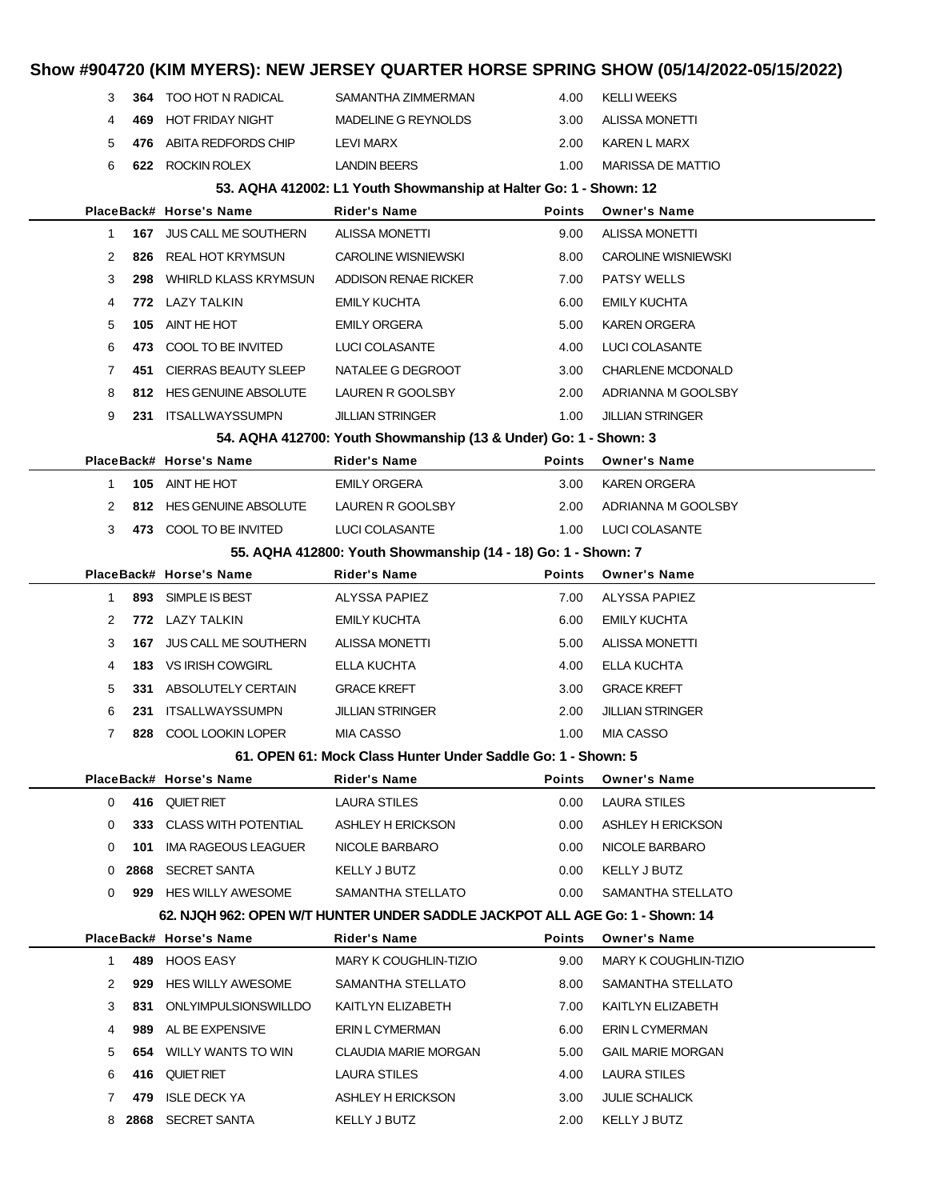# Show #904720 (KIM MYERS): NEW JERSEY QUARTER HORSE SPRING SHOW (05/14/2022-05/15/2022)

| Place | Back# | Horse's Name | Rider's Name | Points | Owner's Name |
|---|---|---|---|---|---|
| 3 | 364 | TOO HOT N RADICAL | SAMANTHA ZIMMERMAN | 4.00 | KELLI WEEKS |
| 4 | 469 | HOT FRIDAY NIGHT | MADELINE G REYNOLDS | 3.00 | ALISSA MONETTI |
| 5 | 476 | ABITA REDFORDS CHIP | LEVI MARX | 2.00 | KAREN L MARX |
| 6 | 622 | ROCKIN ROLEX | LANDIN BEERS | 1.00 | MARISSA DE MATTIO |

### 53. AQHA 412002: L1 Youth Showmanship at Halter Go: 1 - Shown: 12

| Place | Back# | Horse's Name | Rider's Name | Points | Owner's Name |
|---|---|---|---|---|---|
| 1 | 167 | JUS CALL ME SOUTHERN | ALISSA MONETTI | 9.00 | ALISSA MONETTI |
| 2 | 826 | REAL HOT KRYMSUN | CAROLINE WISNIEWSKI | 8.00 | CAROLINE WISNIEWSKI |
| 3 | 298 | WHIRLD KLASS KRYMSUN | ADDISON RENAE RICKER | 7.00 | PATSY WELLS |
| 4 | 772 | LAZY TALKIN | EMILY KUCHTA | 6.00 | EMILY KUCHTA |
| 5 | 105 | AINT HE HOT | EMILY ORGERA | 5.00 | KAREN ORGERA |
| 6 | 473 | COOL TO BE INVITED | LUCI COLASANTE | 4.00 | LUCI COLASANTE |
| 7 | 451 | CIERRAS BEAUTY SLEEP | NATALEE G DEGROOT | 3.00 | CHARLENE MCDONALD |
| 8 | 812 | HES GENUINE ABSOLUTE | LAUREN R GOOLSBY | 2.00 | ADRIANNA M GOOLSBY |
| 9 | 231 | ITSALLWAYSSUMPN | JILLIAN STRINGER | 1.00 | JILLIAN STRINGER |

### 54. AQHA 412700: Youth Showmanship (13 & Under) Go: 1 - Shown: 3

| Place | Back# | Horse's Name | Rider's Name | Points | Owner's Name |
|---|---|---|---|---|---|
| 1 | 105 | AINT HE HOT | EMILY ORGERA | 3.00 | KAREN ORGERA |
| 2 | 812 | HES GENUINE ABSOLUTE | LAUREN R GOOLSBY | 2.00 | ADRIANNA M GOOLSBY |
| 3 | 473 | COOL TO BE INVITED | LUCI COLASANTE | 1.00 | LUCI COLASANTE |

### 55. AQHA 412800: Youth Showmanship (14 - 18) Go: 1 - Shown: 7

| Place | Back# | Horse's Name | Rider's Name | Points | Owner's Name |
|---|---|---|---|---|---|
| 1 | 893 | SIMPLE IS BEST | ALYSSA PAPIEZ | 7.00 | ALYSSA PAPIEZ |
| 2 | 772 | LAZY TALKIN | EMILY KUCHTA | 6.00 | EMILY KUCHTA |
| 3 | 167 | JUS CALL ME SOUTHERN | ALISSA MONETTI | 5.00 | ALISSA MONETTI |
| 4 | 183 | VS IRISH COWGIRL | ELLA KUCHTA | 4.00 | ELLA KUCHTA |
| 5 | 331 | ABSOLUTELY CERTAIN | GRACE KREFT | 3.00 | GRACE KREFT |
| 6 | 231 | ITSALLWAYSSUMPN | JILLIAN STRINGER | 2.00 | JILLIAN STRINGER |
| 7 | 828 | COOL LOOKIN LOPER | MIA CASSO | 1.00 | MIA CASSO |

### 61. OPEN 61: Mock Class Hunter Under Saddle Go: 1 - Shown: 5

| Place | Back# | Horse's Name | Rider's Name | Points | Owner's Name |
|---|---|---|---|---|---|
| 0 | 416 | QUIET RIET | LAURA STILES | 0.00 | LAURA STILES |
| 0 | 333 | CLASS WITH POTENTIAL | ASHLEY H ERICKSON | 0.00 | ASHLEY H ERICKSON |
| 0 | 101 | IMA RAGEOUS LEAGUER | NICOLE BARBARO | 0.00 | NICOLE BARBARO |
| 0 | 2868 | SECRET SANTA | KELLY J BUTZ | 0.00 | KELLY J BUTZ |
| 0 | 929 | HES WILLY AWESOME | SAMANTHA STELLATO | 0.00 | SAMANTHA STELLATO |

### 62. NJQH 962: OPEN W/T HUNTER UNDER SADDLE JACKPOT ALL AGE Go: 1 - Shown: 14

| Place | Back# | Horse's Name | Rider's Name | Points | Owner's Name |
|---|---|---|---|---|---|
| 1 | 489 | HOOS EASY | MARY K COUGHLIN-TIZIO | 9.00 | MARY K COUGHLIN-TIZIO |
| 2 | 929 | HES WILLY AWESOME | SAMANTHA STELLATO | 8.00 | SAMANTHA STELLATO |
| 3 | 831 | ONLYIMPULSIONSWILLDO | KAITLYN ELIZABETH | 7.00 | KAITLYN ELIZABETH |
| 4 | 989 | AL BE EXPENSIVE | ERIN L CYMERMAN | 6.00 | ERIN L CYMERMAN |
| 5 | 654 | WILLY WANTS TO WIN | CLAUDIA MARIE MORGAN | 5.00 | GAIL MARIE MORGAN |
| 6 | 416 | QUIET RIET | LAURA STILES | 4.00 | LAURA STILES |
| 7 | 479 | ISLE DECK YA | ASHLEY H ERICKSON | 3.00 | JULIE SCHALICK |
| 8 | 2868 | SECRET SANTA | KELLY J BUTZ | 2.00 | KELLY J BUTZ |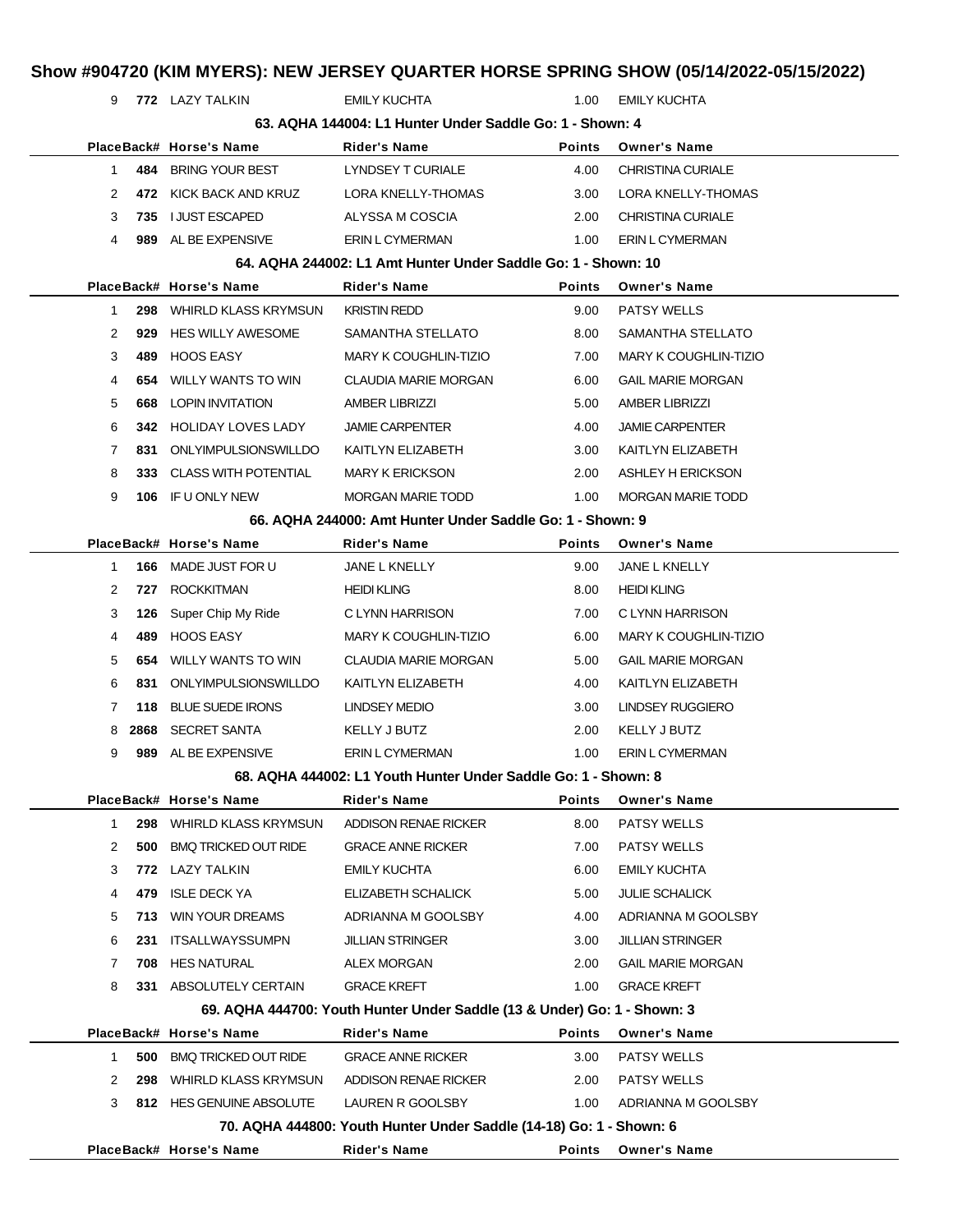# Show #904720 (KIM MYERS): NEW JERSEY QUARTER HORSE SPRING SHOW (05/14/2022-05/15/2022)

| Place | Back# | Horse's Name | Rider's Name | Points | Owner's Name |
|---|---|---|---|---|---|
| 9 | 772 | LAZY TALKIN | EMILY KUCHTA | 1.00 | EMILY KUCHTA |

### 63. AQHA 144004: L1 Hunter Under Saddle Go: 1 - Shown: 4

| Place | Back# | Horse's Name | Rider's Name | Points | Owner's Name |
|---|---|---|---|---|---|
| 1 | 484 | BRING YOUR BEST | LYNDSEY T CURIALE | 4.00 | CHRISTINA CURIALE |
| 2 | 472 | KICK BACK AND KRUZ | LORA KNELLY-THOMAS | 3.00 | LORA KNELLY-THOMAS |
| 3 | 735 | I JUST ESCAPED | ALYSSA M COSCIA | 2.00 | CHRISTINA CURIALE |
| 4 | 989 | AL BE EXPENSIVE | ERIN L CYMERMAN | 1.00 | ERIN L CYMERMAN |

### 64. AQHA 244002: L1 Amt Hunter Under Saddle Go: 1 - Shown: 10

| Place | Back# | Horse's Name | Rider's Name | Points | Owner's Name |
|---|---|---|---|---|---|
| 1 | 298 | WHIRLD KLASS KRYMSUN | KRISTIN REDD | 9.00 | PATSY WELLS |
| 2 | 929 | HES WILLY AWESOME | SAMANTHA STELLATO | 8.00 | SAMANTHA STELLATO |
| 3 | 489 | HOOS EASY | MARY K COUGHLIN-TIZIO | 7.00 | MARY K COUGHLIN-TIZIO |
| 4 | 654 | WILLY WANTS TO WIN | CLAUDIA MARIE MORGAN | 6.00 | GAIL MARIE MORGAN |
| 5 | 668 | LOPIN INVITATION | AMBER LIBRIZZI | 5.00 | AMBER LIBRIZZI |
| 6 | 342 | HOLIDAY LOVES LADY | JAMIE CARPENTER | 4.00 | JAMIE CARPENTER |
| 7 | 831 | ONLYIMPULSIONSWILLDO | KAITLYN ELIZABETH | 3.00 | KAITLYN ELIZABETH |
| 8 | 333 | CLASS WITH POTENTIAL | MARY K ERICKSON | 2.00 | ASHLEY H ERICKSON |
| 9 | 106 | IF U ONLY NEW | MORGAN MARIE TODD | 1.00 | MORGAN MARIE TODD |

### 66. AQHA 244000: Amt Hunter Under Saddle Go: 1 - Shown: 9

| Place | Back# | Horse's Name | Rider's Name | Points | Owner's Name |
|---|---|---|---|---|---|
| 1 | 166 | MADE JUST FOR U | JANE L KNELLY | 9.00 | JANE L KNELLY |
| 2 | 727 | ROCKKITMAN | HEIDI KLING | 8.00 | HEIDI KLING |
| 3 | 126 | Super Chip My Ride | C LYNN HARRISON | 7.00 | C LYNN HARRISON |
| 4 | 489 | HOOS EASY | MARY K COUGHLIN-TIZIO | 6.00 | MARY K COUGHLIN-TIZIO |
| 5 | 654 | WILLY WANTS TO WIN | CLAUDIA MARIE MORGAN | 5.00 | GAIL MARIE MORGAN |
| 6 | 831 | ONLYIMPULSIONSWILLDO | KAITLYN ELIZABETH | 4.00 | KAITLYN ELIZABETH |
| 7 | 118 | BLUE SUEDE IRONS | LINDSEY MEDIO | 3.00 | LINDSEY RUGGIERO |
| 8 | 2868 | SECRET SANTA | KELLY J BUTZ | 2.00 | KELLY J BUTZ |
| 9 | 989 | AL BE EXPENSIVE | ERIN L CYMERMAN | 1.00 | ERIN L CYMERMAN |

### 68. AQHA 444002: L1 Youth Hunter Under Saddle Go: 1 - Shown: 8

| Place | Back# | Horse's Name | Rider's Name | Points | Owner's Name |
|---|---|---|---|---|---|
| 1 | 298 | WHIRLD KLASS KRYMSUN | ADDISON RENAE RICKER | 8.00 | PATSY WELLS |
| 2 | 500 | BMQ TRICKED OUT RIDE | GRACE ANNE RICKER | 7.00 | PATSY WELLS |
| 3 | 772 | LAZY TALKIN | EMILY KUCHTA | 6.00 | EMILY KUCHTA |
| 4 | 479 | ISLE DECK YA | ELIZABETH SCHALICK | 5.00 | JULIE SCHALICK |
| 5 | 713 | WIN YOUR DREAMS | ADRIANNA M GOOLSBY | 4.00 | ADRIANNA M GOOLSBY |
| 6 | 231 | ITSALLWAYSSUMPN | JILLIAN STRINGER | 3.00 | JILLIAN STRINGER |
| 7 | 708 | HES NATURAL | ALEX MORGAN | 2.00 | GAIL MARIE MORGAN |
| 8 | 331 | ABSOLUTELY CERTAIN | GRACE KREFT | 1.00 | GRACE KREFT |

### 69. AQHA 444700: Youth Hunter Under Saddle (13 & Under) Go: 1 - Shown: 3

| Place | Back# | Horse's Name | Rider's Name | Points | Owner's Name |
|---|---|---|---|---|---|
| 1 | 500 | BMQ TRICKED OUT RIDE | GRACE ANNE RICKER | 3.00 | PATSY WELLS |
| 2 | 298 | WHIRLD KLASS KRYMSUN | ADDISON RENAE RICKER | 2.00 | PATSY WELLS |
| 3 | 812 | HES GENUINE ABSOLUTE | LAUREN R GOOLSBY | 1.00 | ADRIANNA M GOOLSBY |

### 70. AQHA 444800: Youth Hunter Under Saddle (14-18) Go: 1 - Shown: 6

| Place | Back# | Horse's Name | Rider's Name | Points | Owner's Name |
|---|---|---|---|---|---|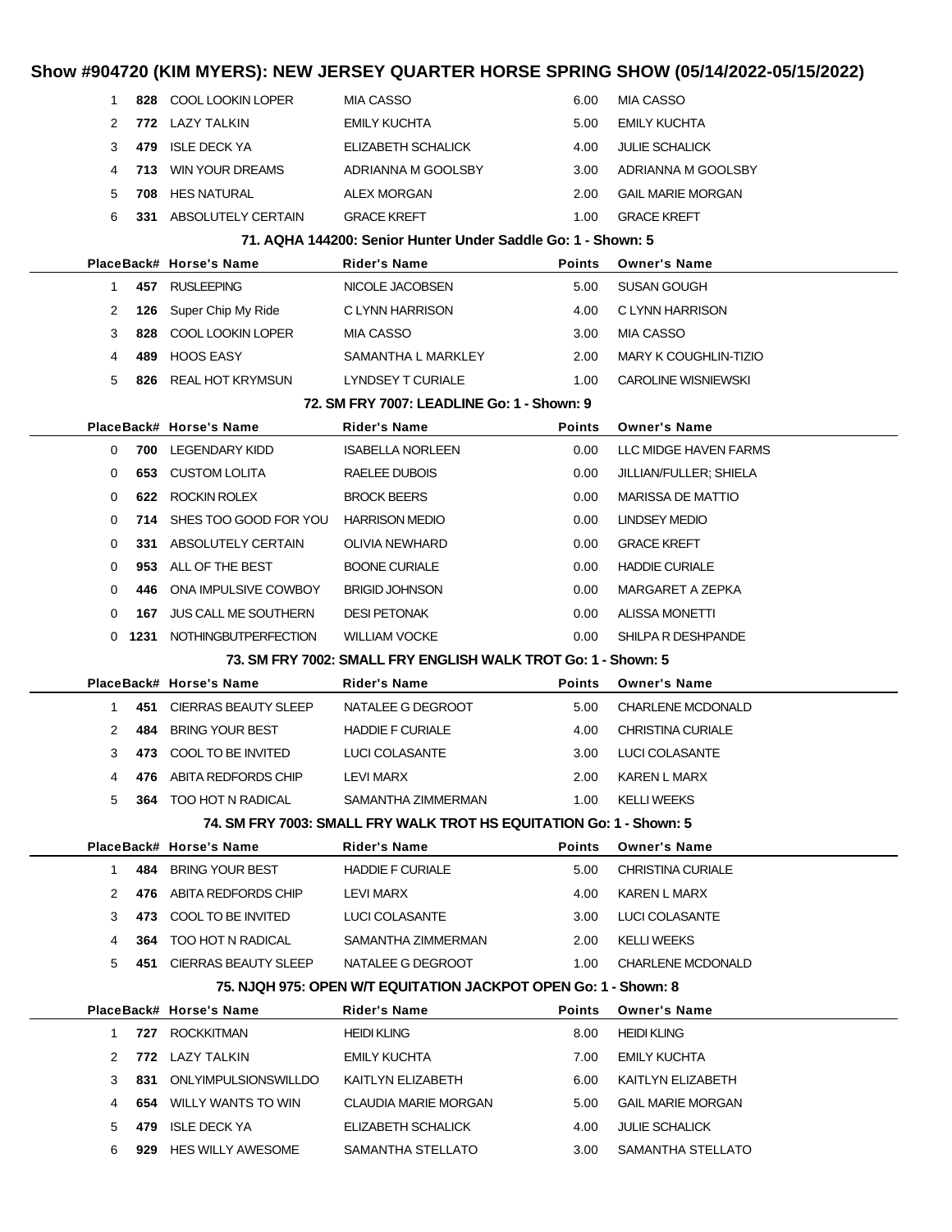# Show #904720 (KIM MYERS): NEW JERSEY QUARTER HORSE SPRING SHOW (05/14/2022-05/15/2022)

| Place | Back# | Horse's Name | Rider's Name | Points | Owner's Name |
|---|---|---|---|---|---|
| 1 | **828** | COOL LOOKIN LOPER | MIA CASSO | 6.00 | MIA CASSO |
| 2 | **772** | LAZY TALKIN | EMILY KUCHTA | 5.00 | EMILY KUCHTA |
| 3 | **479** | ISLE DECK YA | ELIZABETH SCHALICK | 4.00 | JULIE SCHALICK |
| 4 | **713** | WIN YOUR DREAMS | ADRIANNA M GOOLSBY | 3.00 | ADRIANNA M GOOLSBY |
| 5 | **708** | HES NATURAL | ALEX MORGAN | 2.00 | GAIL MARIE MORGAN |
| 6 | **331** | ABSOLUTELY CERTAIN | GRACE KREFT | 1.00 | GRACE KREFT |

### 71. AQHA 144200: Senior Hunter Under Saddle Go: 1 - Shown: 5

| Place | Back# | Horse's Name | Rider's Name | Points | Owner's Name |
|---|---|---|---|---|---|
| 1 | **457** | RUSLEEPING | NICOLE JACOBSEN | 5.00 | SUSAN GOUGH |
| 2 | **126** | Super Chip My Ride | C LYNN HARRISON | 4.00 | C LYNN HARRISON |
| 3 | **828** | COOL LOOKIN LOPER | MIA CASSO | 3.00 | MIA CASSO |
| 4 | **489** | HOOS EASY | SAMANTHA L MARKLEY | 2.00 | MARY K COUGHLIN-TIZIO |
| 5 | **826** | REAL HOT KRYMSUN | LYNDSEY T CURIALE | 1.00 | CAROLINE WISNIEWSKI |

### 72. SM FRY 7007: LEADLINE Go: 1 - Shown: 9

| Place | Back# | Horse's Name | Rider's Name | Points | Owner's Name |
|---|---|---|---|---|---|
| 0 | **700** | LEGENDARY KIDD | ISABELLA NORLEEN | 0.00 | LLC MIDGE HAVEN FARMS |
| 0 | **653** | CUSTOM LOLITA | RAELEE DUBOIS | 0.00 | JILLIAN/FULLER; SHIELA |
| 0 | **622** | ROCKIN ROLEX | BROCK BEERS | 0.00 | MARISSA DE MATTIO |
| 0 | **714** | SHES TOO GOOD FOR YOU | HARRISON MEDIO | 0.00 | LINDSEY MEDIO |
| 0 | **331** | ABSOLUTELY CERTAIN | OLIVIA NEWHARD | 0.00 | GRACE KREFT |
| 0 | **953** | ALL OF THE BEST | BOONE CURIALE | 0.00 | HADDIE CURIALE |
| 0 | **446** | ONA IMPULSIVE COWBOY | BRIGID JOHNSON | 0.00 | MARGARET A ZEPKA |
| 0 | **167** | JUS CALL ME SOUTHERN | DESI PETONAK | 0.00 | ALISSA MONETTI |
| 0 | **1231** | NOTHINGBUTPERFECTION | WILLIAM VOCKE | 0.00 | SHILPA R DESHPANDE |

### 73. SM FRY 7002: SMALL FRY ENGLISH WALK TROT Go: 1 - Shown: 5

| Place | Back# | Horse's Name | Rider's Name | Points | Owner's Name |
|---|---|---|---|---|---|
| 1 | **451** | CIERRAS BEAUTY SLEEP | NATALEE G DEGROOT | 5.00 | CHARLENE MCDONALD |
| 2 | **484** | BRING YOUR BEST | HADDIE F CURIALE | 4.00 | CHRISTINA CURIALE |
| 3 | **473** | COOL TO BE INVITED | LUCI COLASANTE | 3.00 | LUCI COLASANTE |
| 4 | **476** | ABITA REDFORDS CHIP | LEVI MARX | 2.00 | KAREN L MARX |
| 5 | **364** | TOO HOT N RADICAL | SAMANTHA ZIMMERMAN | 1.00 | KELLI WEEKS |

### 74. SM FRY 7003: SMALL FRY WALK TROT HS EQUITATION Go: 1 - Shown: 5

| Place | Back# | Horse's Name | Rider's Name | Points | Owner's Name |
|---|---|---|---|---|---|
| 1 | **484** | BRING YOUR BEST | HADDIE F CURIALE | 5.00 | CHRISTINA CURIALE |
| 2 | **476** | ABITA REDFORDS CHIP | LEVI MARX | 4.00 | KAREN L MARX |
| 3 | **473** | COOL TO BE INVITED | LUCI COLASANTE | 3.00 | LUCI COLASANTE |
| 4 | **364** | TOO HOT N RADICAL | SAMANTHA ZIMMERMAN | 2.00 | KELLI WEEKS |
| 5 | **451** | CIERRAS BEAUTY SLEEP | NATALEE G DEGROOT | 1.00 | CHARLENE MCDONALD |

### 75. NJQH 975: OPEN W/T EQUITATION JACKPOT OPEN Go: 1 - Shown: 8

| Place | Back# | Horse's Name | Rider's Name | Points | Owner's Name |
|---|---|---|---|---|---|
| 1 | **727** | ROCKKITMAN | HEIDI KLING | 8.00 | HEIDI KLING |
| 2 | **772** | LAZY TALKIN | EMILY KUCHTA | 7.00 | EMILY KUCHTA |
| 3 | **831** | ONLYIMPULSIONSWILLDO | KAITLYN ELIZABETH | 6.00 | KAITLYN ELIZABETH |
| 4 | **654** | WILLY WANTS TO WIN | CLAUDIA MARIE MORGAN | 5.00 | GAIL MARIE MORGAN |
| 5 | **479** | ISLE DECK YA | ELIZABETH SCHALICK | 4.00 | JULIE SCHALICK |
| 6 | **929** | HES WILLY AWESOME | SAMANTHA STELLATO | 3.00 | SAMANTHA STELLATO |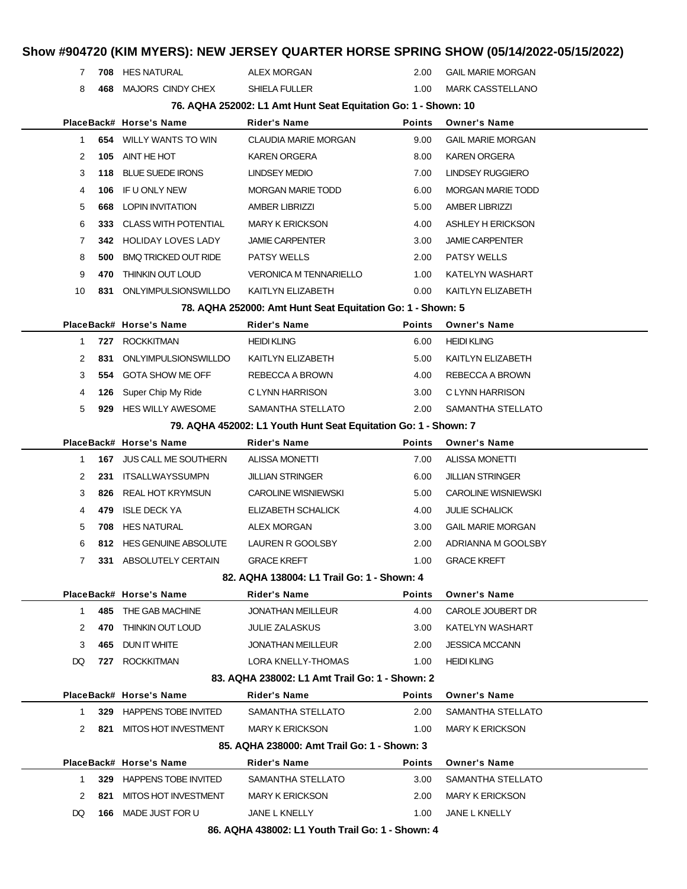# Show #904720 (KIM MYERS): NEW JERSEY QUARTER HORSE SPRING SHOW (05/14/2022-05/15/2022)

| Place | Back# | Horse's Name | Rider's Name | Points | Owner's Name |
|---|---|---|---|---|---|
| 7 | 708 | HES NATURAL | ALEX MORGAN | 2.00 | GAIL MARIE MORGAN |
| 8 | 468 | MAJORS CINDY CHEX | SHIELA FULLER | 1.00 | MARK CASSTELLANO |

### 76. AQHA 252002: L1 Amt Hunt Seat Equitation Go: 1 - Shown: 10

| Place | Back# | Horse's Name | Rider's Name | Points | Owner's Name |
|---|---|---|---|---|---|
| 1 | 654 | WILLY WANTS TO WIN | CLAUDIA MARIE MORGAN | 9.00 | GAIL MARIE MORGAN |
| 2 | 105 | AINT HE HOT | KAREN ORGERA | 8.00 | KAREN ORGERA |
| 3 | 118 | BLUE SUEDE IRONS | LINDSEY MEDIO | 7.00 | LINDSEY RUGGIERO |
| 4 | 106 | IF U ONLY NEW | MORGAN MARIE TODD | 6.00 | MORGAN MARIE TODD |
| 5 | 668 | LOPIN INVITATION | AMBER LIBRIZZI | 5.00 | AMBER LIBRIZZI |
| 6 | 333 | CLASS WITH POTENTIAL | MARY K ERICKSON | 4.00 | ASHLEY H ERICKSON |
| 7 | 342 | HOLIDAY LOVES LADY | JAMIE CARPENTER | 3.00 | JAMIE CARPENTER |
| 8 | 500 | BMQ TRICKED OUT RIDE | PATSY WELLS | 2.00 | PATSY WELLS |
| 9 | 470 | THINKIN OUT LOUD | VERONICA M TENNARIELLO | 1.00 | KATELYN WASHART |
| 10 | 831 | ONLYIMPULSIONSWILLDO | KAITLYN ELIZABETH | 0.00 | KAITLYN ELIZABETH |

### 78. AQHA 252000: Amt Hunt Seat Equitation Go: 1 - Shown: 5

| Place | Back# | Horse's Name | Rider's Name | Points | Owner's Name |
|---|---|---|---|---|---|
| 1 | 727 | ROCKKITMAN | HEIDI KLING | 6.00 | HEIDI KLING |
| 2 | 831 | ONLYIMPULSIONSWILLDO | KAITLYN ELIZABETH | 5.00 | KAITLYN ELIZABETH |
| 3 | 554 | GOTA SHOW ME OFF | REBECCA A BROWN | 4.00 | REBECCA A BROWN |
| 4 | 126 | Super Chip My Ride | C LYNN HARRISON | 3.00 | C LYNN HARRISON |
| 5 | 929 | HES WILLY AWESOME | SAMANTHA STELLATO | 2.00 | SAMANTHA STELLATO |

### 79. AQHA 452002: L1 Youth Hunt Seat Equitation Go: 1 - Shown: 7

| Place | Back# | Horse's Name | Rider's Name | Points | Owner's Name |
|---|---|---|---|---|---|
| 1 | 167 | JUS CALL ME SOUTHERN | ALISSA MONETTI | 7.00 | ALISSA MONETTI |
| 2 | 231 | ITSALLWAYSSUMPN | JILLIAN STRINGER | 6.00 | JILLIAN STRINGER |
| 3 | 826 | REAL HOT KRYMSUN | CAROLINE WISNIEWSKI | 5.00 | CAROLINE WISNIEWSKI |
| 4 | 479 | ISLE DECK YA | ELIZABETH SCHALICK | 4.00 | JULIE SCHALICK |
| 5 | 708 | HES NATURAL | ALEX MORGAN | 3.00 | GAIL MARIE MORGAN |
| 6 | 812 | HES GENUINE ABSOLUTE | LAUREN R GOOLSBY | 2.00 | ADRIANNA M GOOLSBY |
| 7 | 331 | ABSOLUTELY CERTAIN | GRACE KREFT | 1.00 | GRACE KREFT |

### 82. AQHA 138004: L1 Trail Go: 1 - Shown: 4

| Place | Back# | Horse's Name | Rider's Name | Points | Owner's Name |
|---|---|---|---|---|---|
| 1 | 485 | THE GAB MACHINE | JONATHAN MEILLEUR | 4.00 | CAROLE JOUBERT DR |
| 2 | 470 | THINKIN OUT LOUD | JULIE ZALASKUS | 3.00 | KATELYN WASHART |
| 3 | 465 | DUN IT WHITE | JONATHAN MEILLEUR | 2.00 | JESSICA MCCANN |
| DQ | 727 | ROCKKITMAN | LORA KNELLY-THOMAS | 1.00 | HEIDI KLING |

### 83. AQHA 238002: L1 Amt Trail Go: 1 - Shown: 2

| Place | Back# | Horse's Name | Rider's Name | Points | Owner's Name |
|---|---|---|---|---|---|
| 1 | 329 | HAPPENS TOBE INVITED | SAMANTHA STELLATO | 2.00 | SAMANTHA STELLATO |
| 2 | 821 | MITOS HOT INVESTMENT | MARY K ERICKSON | 1.00 | MARY K ERICKSON |

### 85. AQHA 238000: Amt Trail Go: 1 - Shown: 3

| Place | Back# | Horse's Name | Rider's Name | Points | Owner's Name |
|---|---|---|---|---|---|
| 1 | 329 | HAPPENS TOBE INVITED | SAMANTHA STELLATO | 3.00 | SAMANTHA STELLATO |
| 2 | 821 | MITOS HOT INVESTMENT | MARY K ERICKSON | 2.00 | MARY K ERICKSON |
| DQ | 166 | MADE JUST FOR U | JANE L KNELLY | 1.00 | JANE L KNELLY |

### 86. AQHA 438002: L1 Youth Trail Go: 1 - Shown: 4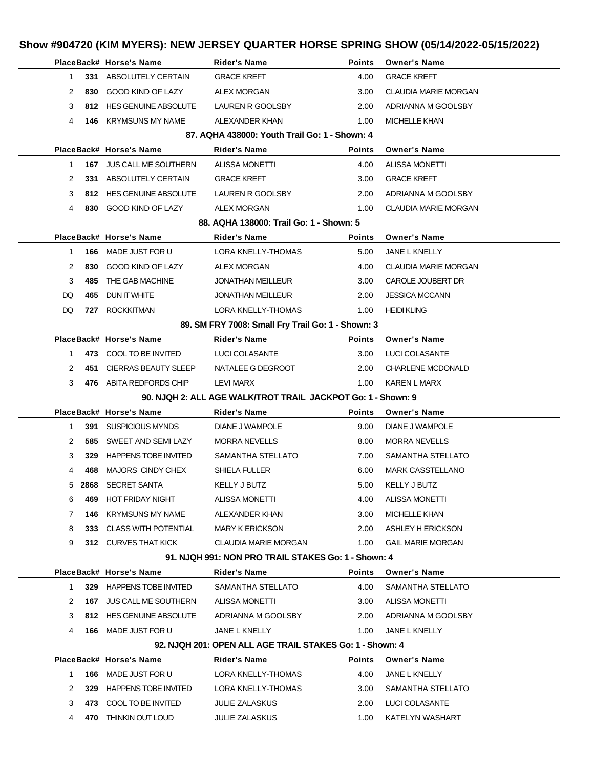# Show #904720 (KIM MYERS): NEW JERSEY QUARTER HORSE SPRING SHOW (05/14/2022-05/15/2022)

| Place | Back# | Horse's Name | Rider's Name | Points | Owner's Name |
|---|---|---|---|---|---|
| 1 | 331 | ABSOLUTELY CERTAIN | GRACE KREFT | 4.00 | GRACE KREFT |
| 2 | 830 | GOOD KIND OF LAZY | ALEX MORGAN | 3.00 | CLAUDIA MARIE MORGAN |
| 3 | 812 | HES GENUINE ABSOLUTE | LAUREN R GOOLSBY | 2.00 | ADRIANNA M GOOLSBY |
| 4 | 146 | KRYMSUNS MY NAME | ALEXANDER KHAN | 1.00 | MICHELLE KHAN |

### 87. AQHA 438000: Youth Trail Go: 1 - Shown: 4

| Place | Back# | Horse's Name | Rider's Name | Points | Owner's Name |
|---|---|---|---|---|---|
| 1 | 167 | JUS CALL ME SOUTHERN | ALISSA MONETTI | 4.00 | ALISSA MONETTI |
| 2 | 331 | ABSOLUTELY CERTAIN | GRACE KREFT | 3.00 | GRACE KREFT |
| 3 | 812 | HES GENUINE ABSOLUTE | LAUREN R GOOLSBY | 2.00 | ADRIANNA M GOOLSBY |
| 4 | 830 | GOOD KIND OF LAZY | ALEX MORGAN | 1.00 | CLAUDIA MARIE MORGAN |

### 88. AQHA 138000: Trail Go: 1 - Shown: 5

| Place | Back# | Horse's Name | Rider's Name | Points | Owner's Name |
|---|---|---|---|---|---|
| 1 | 166 | MADE JUST FOR U | LORA KNELLY-THOMAS | 5.00 | JANE L KNELLY |
| 2 | 830 | GOOD KIND OF LAZY | ALEX MORGAN | 4.00 | CLAUDIA MARIE MORGAN |
| 3 | 485 | THE GAB MACHINE | JONATHAN MEILLEUR | 3.00 | CAROLE JOUBERT DR |
| DQ | 465 | DUN IT WHITE | JONATHAN MEILLEUR | 2.00 | JESSICA MCCANN |
| DQ | 727 | ROCKKITMAN | LORA KNELLY-THOMAS | 1.00 | HEIDI KLING |

### 89. SM FRY 7008: Small Fry Trail Go: 1 - Shown: 3

| Place | Back# | Horse's Name | Rider's Name | Points | Owner's Name |
|---|---|---|---|---|---|
| 1 | 473 | COOL TO BE INVITED | LUCI COLASANTE | 3.00 | LUCI COLASANTE |
| 2 | 451 | CIERRAS BEAUTY SLEEP | NATALEE G DEGROOT | 2.00 | CHARLENE MCDONALD |
| 3 | 476 | ABITA REDFORDS CHIP | LEVI MARX | 1.00 | KAREN L MARX |

### 90. NJQH 2: ALL AGE WALK/TROT TRAIL JACKPOT Go: 1 - Shown: 9

| Place | Back# | Horse's Name | Rider's Name | Points | Owner's Name |
|---|---|---|---|---|---|
| 1 | 391 | SUSPICIOUS MYNDS | DIANE J WAMPOLE | 9.00 | DIANE J WAMPOLE |
| 2 | 585 | SWEET AND SEMI LAZY | MORRA NEVELLS | 8.00 | MORRA NEVELLS |
| 3 | 329 | HAPPENS TOBE INVITED | SAMANTHA STELLATO | 7.00 | SAMANTHA STELLATO |
| 4 | 468 | MAJORS CINDY CHEX | SHIELA FULLER | 6.00 | MARK CASSTELLANO |
| 5 | 2868 | SECRET SANTA | KELLY J BUTZ | 5.00 | KELLY J BUTZ |
| 6 | 469 | HOT FRIDAY NIGHT | ALISSA MONETTI | 4.00 | ALISSA MONETTI |
| 7 | 146 | KRYMSUNS MY NAME | ALEXANDER KHAN | 3.00 | MICHELLE KHAN |
| 8 | 333 | CLASS WITH POTENTIAL | MARY K ERICKSON | 2.00 | ASHLEY H ERICKSON |
| 9 | 312 | CURVES THAT KICK | CLAUDIA MARIE MORGAN | 1.00 | GAIL MARIE MORGAN |

### 91. NJQH 991: NON PRO TRAIL STAKES Go: 1 - Shown: 4

| Place | Back# | Horse's Name | Rider's Name | Points | Owner's Name |
|---|---|---|---|---|---|
| 1 | 329 | HAPPENS TOBE INVITED | SAMANTHA STELLATO | 4.00 | SAMANTHA STELLATO |
| 2 | 167 | JUS CALL ME SOUTHERN | ALISSA MONETTI | 3.00 | ALISSA MONETTI |
| 3 | 812 | HES GENUINE ABSOLUTE | ADRIANNA M GOOLSBY | 2.00 | ADRIANNA M GOOLSBY |
| 4 | 166 | MADE JUST FOR U | JANE L KNELLY | 1.00 | JANE L KNELLY |

### 92. NJQH 201: OPEN ALL AGE TRAIL STAKES Go: 1 - Shown: 4

| Place | Back# | Horse's Name | Rider's Name | Points | Owner's Name |
|---|---|---|---|---|---|
| 1 | 166 | MADE JUST FOR U | LORA KNELLY-THOMAS | 4.00 | JANE L KNELLY |
| 2 | 329 | HAPPENS TOBE INVITED | LORA KNELLY-THOMAS | 3.00 | SAMANTHA STELLATO |
| 3 | 473 | COOL TO BE INVITED | JULIE ZALASKUS | 2.00 | LUCI COLASANTE |
| 4 | 470 | THINKIN OUT LOUD | JULIE ZALASKUS | 1.00 | KATELYN WASHART |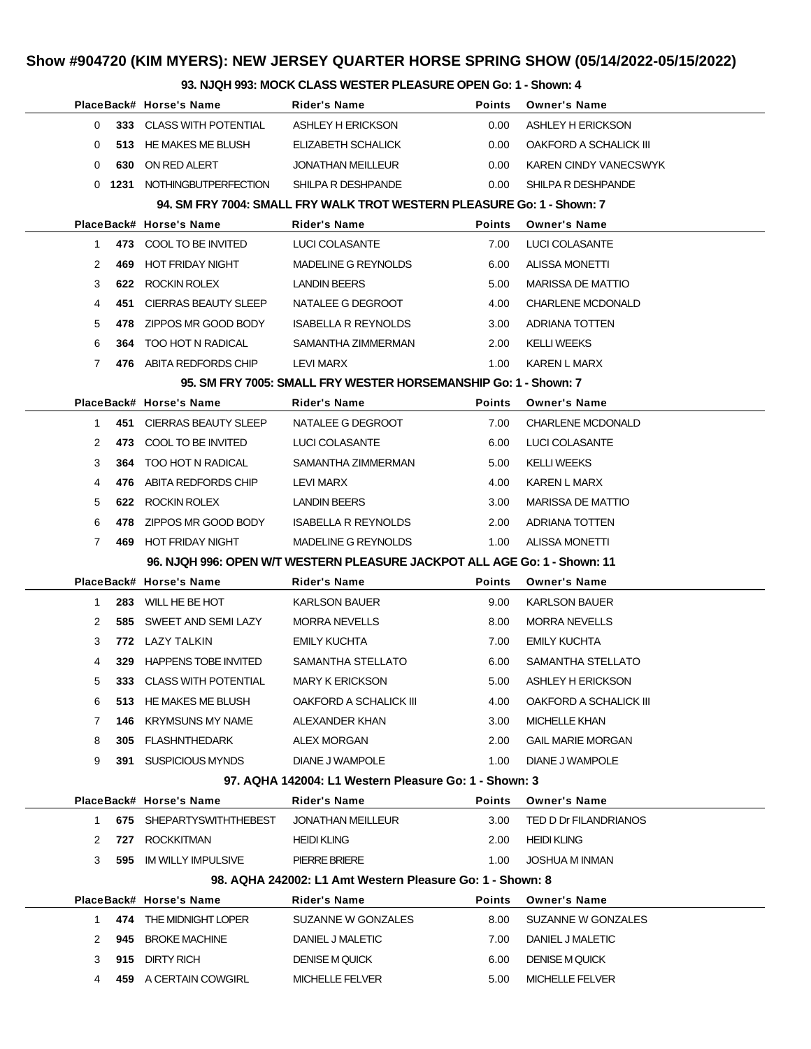# Show #904720 (KIM MYERS): NEW JERSEY QUARTER HORSE SPRING SHOW (05/14/2022-05/15/2022)

### 93. NJQH 993: MOCK CLASS WESTER PLEASURE OPEN Go: 1 - Shown: 4

| Place | Back# | Horse's Name | Rider's Name | Points | Owner's Name |
|---|---|---|---|---|---|
| 0 | 333 | CLASS WITH POTENTIAL | ASHLEY H ERICKSON | 0.00 | ASHLEY H ERICKSON |
| 0 | 513 | HE MAKES ME BLUSH | ELIZABETH SCHALICK | 0.00 | OAKFORD A SCHALICK III |
| 0 | 630 | ON RED ALERT | JONATHAN MEILLEUR | 0.00 | KAREN CINDY VANECSWYK |
| 0 | 1231 | NOTHINGBUTPERFECTION | SHILPA R DESHPANDE | 0.00 | SHILPA R DESHPANDE |

### 94. SM FRY 7004: SMALL FRY WALK TROT WESTERN PLEASURE Go: 1 - Shown: 7

| Place | Back# | Horse's Name | Rider's Name | Points | Owner's Name |
|---|---|---|---|---|---|
| 1 | 473 | COOL TO BE INVITED | LUCI COLASANTE | 7.00 | LUCI COLASANTE |
| 2 | 469 | HOT FRIDAY NIGHT | MADELINE G REYNOLDS | 6.00 | ALISSA MONETTI |
| 3 | 622 | ROCKIN ROLEX | LANDIN BEERS | 5.00 | MARISSA DE MATTIO |
| 4 | 451 | CIERRAS BEAUTY SLEEP | NATALEE G DEGROOT | 4.00 | CHARLENE MCDONALD |
| 5 | 478 | ZIPPOS MR GOOD BODY | ISABELLA R REYNOLDS | 3.00 | ADRIANA TOTTEN |
| 6 | 364 | TOO HOT N RADICAL | SAMANTHA ZIMMERMAN | 2.00 | KELLI WEEKS |
| 7 | 476 | ABITA REDFORDS CHIP | LEVI MARX | 1.00 | KAREN L MARX |

### 95. SM FRY 7005: SMALL FRY WESTER HORSEMANSHIP Go: 1 - Shown: 7

| Place | Back# | Horse's Name | Rider's Name | Points | Owner's Name |
|---|---|---|---|---|---|
| 1 | 451 | CIERRAS BEAUTY SLEEP | NATALEE G DEGROOT | 7.00 | CHARLENE MCDONALD |
| 2 | 473 | COOL TO BE INVITED | LUCI COLASANTE | 6.00 | LUCI COLASANTE |
| 3 | 364 | TOO HOT N RADICAL | SAMANTHA ZIMMERMAN | 5.00 | KELLI WEEKS |
| 4 | 476 | ABITA REDFORDS CHIP | LEVI MARX | 4.00 | KAREN L MARX |
| 5 | 622 | ROCKIN ROLEX | LANDIN BEERS | 3.00 | MARISSA DE MATTIO |
| 6 | 478 | ZIPPOS MR GOOD BODY | ISABELLA R REYNOLDS | 2.00 | ADRIANA TOTTEN |
| 7 | 469 | HOT FRIDAY NIGHT | MADELINE G REYNOLDS | 1.00 | ALISSA MONETTI |

### 96. NJQH 996: OPEN W/T WESTERN PLEASURE JACKPOT ALL AGE Go: 1 - Shown: 11

| Place | Back# | Horse's Name | Rider's Name | Points | Owner's Name |
|---|---|---|---|---|---|
| 1 | 283 | WILL HE BE HOT | KARLSON BAUER | 9.00 | KARLSON BAUER |
| 2 | 585 | SWEET AND SEMI LAZY | MORRA NEVELLS | 8.00 | MORRA NEVELLS |
| 3 | 772 | LAZY TALKIN | EMILY KUCHTA | 7.00 | EMILY KUCHTA |
| 4 | 329 | HAPPENS TOBE INVITED | SAMANTHA STELLATO | 6.00 | SAMANTHA STELLATO |
| 5 | 333 | CLASS WITH POTENTIAL | MARY K ERICKSON | 5.00 | ASHLEY H ERICKSON |
| 6 | 513 | HE MAKES ME BLUSH | OAKFORD A SCHALICK III | 4.00 | OAKFORD A SCHALICK III |
| 7 | 146 | KRYMSUNS MY NAME | ALEXANDER KHAN | 3.00 | MICHELLE KHAN |
| 8 | 305 | FLASHNTHEDARK | ALEX MORGAN | 2.00 | GAIL MARIE MORGAN |
| 9 | 391 | SUSPICIOUS MYNDS | DIANE J WAMPOLE | 1.00 | DIANE J WAMPOLE |

### 97. AQHA 142004: L1 Western Pleasure Go: 1 - Shown: 3

| Place | Back# | Horse's Name | Rider's Name | Points | Owner's Name |
|---|---|---|---|---|---|
| 1 | 675 | SHEPARTYSWITHTHEBEST | JONATHAN MEILLEUR | 3.00 | TED D Dr FILANDRIANOS |
| 2 | 727 | ROCKKITMAN | HEIDI KLING | 2.00 | HEIDI KLING |
| 3 | 595 | IM WILLY IMPULSIVE | PIERRE BRIERE | 1.00 | JOSHUA M INMAN |

### 98. AQHA 242002: L1 Amt Western Pleasure Go: 1 - Shown: 8

| Place | Back# | Horse's Name | Rider's Name | Points | Owner's Name |
|---|---|---|---|---|---|
| 1 | 474 | THE MIDNIGHT LOPER | SUZANNE W GONZALES | 8.00 | SUZANNE W GONZALES |
| 2 | 945 | BROKE MACHINE | DANIEL J MALETIC | 7.00 | DANIEL J MALETIC |
| 3 | 915 | DIRTY RICH | DENISE M QUICK | 6.00 | DENISE M QUICK |
| 4 | 459 | A CERTAIN COWGIRL | MICHELLE FELVER | 5.00 | MICHELLE FELVER |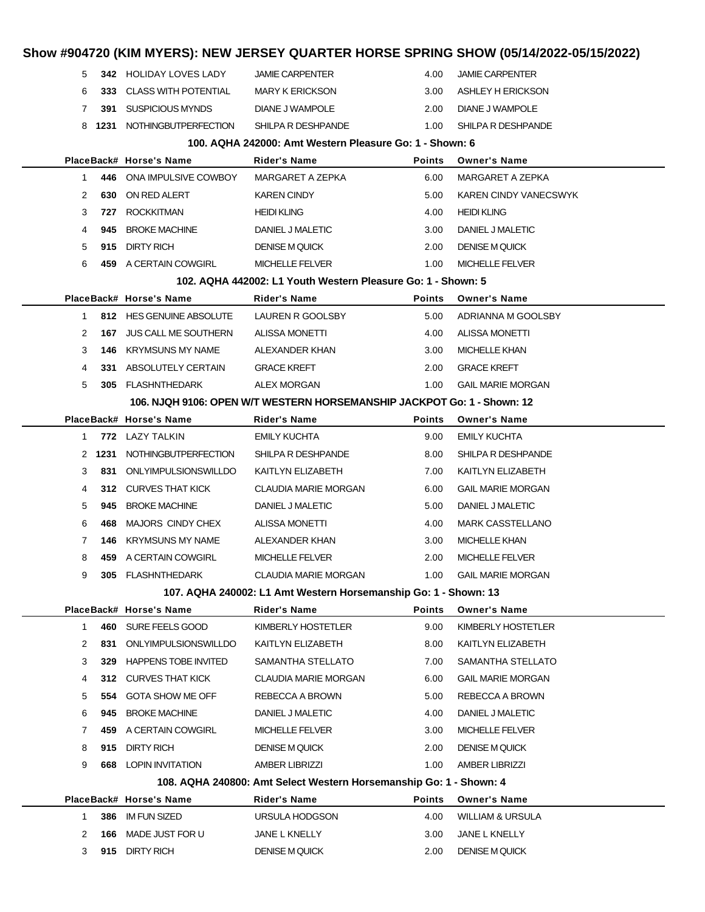# Show #904720 (KIM MYERS): NEW JERSEY QUARTER HORSE SPRING SHOW (05/14/2022-05/15/2022)

| Place | Back# | Horse's Name | Rider's Name | Points | Owner's Name |
|---|---|---|---|---|---|
| 5 | 342 | HOLIDAY LOVES LADY | JAMIE CARPENTER | 4.00 | JAMIE CARPENTER |
| 6 | 333 | CLASS WITH POTENTIAL | MARY K ERICKSON | 3.00 | ASHLEY H ERICKSON |
| 7 | 391 | SUSPICIOUS MYNDS | DIANE J WAMPOLE | 2.00 | DIANE J WAMPOLE |
| 8 | 1231 | NOTHINGBUTPERFECTION | SHILPA R DESHPANDE | 1.00 | SHILPA R DESHPANDE |

### 100. AQHA 242000: Amt Western Pleasure Go: 1 - Shown: 6

| Place | Back# | Horse's Name | Rider's Name | Points | Owner's Name |
|---|---|---|---|---|---|
| 1 | 446 | ONA IMPULSIVE COWBOY | MARGARET A ZEPKA | 6.00 | MARGARET A ZEPKA |
| 2 | 630 | ON RED ALERT | KAREN CINDY | 5.00 | KAREN CINDY VANECSWYK |
| 3 | 727 | ROCKKITMAN | HEIDI KLING | 4.00 | HEIDI KLING |
| 4 | 945 | BROKE MACHINE | DANIEL J MALETIC | 3.00 | DANIEL J MALETIC |
| 5 | 915 | DIRTY RICH | DENISE M QUICK | 2.00 | DENISE M QUICK |
| 6 | 459 | A CERTAIN COWGIRL | MICHELLE FELVER | 1.00 | MICHELLE FELVER |

### 102. AQHA 442002: L1 Youth Western Pleasure Go: 1 - Shown: 5

| Place | Back# | Horse's Name | Rider's Name | Points | Owner's Name |
|---|---|---|---|---|---|
| 1 | 812 | HES GENUINE ABSOLUTE | LAUREN R GOOLSBY | 5.00 | ADRIANNA M GOOLSBY |
| 2 | 167 | JUS CALL ME SOUTHERN | ALISSA MONETTI | 4.00 | ALISSA MONETTI |
| 3 | 146 | KRYMSUNS MY NAME | ALEXANDER KHAN | 3.00 | MICHELLE KHAN |
| 4 | 331 | ABSOLUTELY CERTAIN | GRACE KREFT | 2.00 | GRACE KREFT |
| 5 | 305 | FLASHNTHEDARK | ALEX MORGAN | 1.00 | GAIL MARIE MORGAN |

### 106. NJQH 9106: OPEN W/T WESTERN HORSEMANSHIP JACKPOT Go: 1 - Shown: 12

| Place | Back# | Horse's Name | Rider's Name | Points | Owner's Name |
|---|---|---|---|---|---|
| 1 | 772 | LAZY TALKIN | EMILY KUCHTA | 9.00 | EMILY KUCHTA |
| 2 | 1231 | NOTHINGBUTPERFECTION | SHILPA R DESHPANDE | 8.00 | SHILPA R DESHPANDE |
| 3 | 831 | ONLYIMPULSIONSWILLDO | KAITLYN ELIZABETH | 7.00 | KAITLYN ELIZABETH |
| 4 | 312 | CURVES THAT KICK | CLAUDIA MARIE MORGAN | 6.00 | GAIL MARIE MORGAN |
| 5 | 945 | BROKE MACHINE | DANIEL J MALETIC | 5.00 | DANIEL J MALETIC |
| 6 | 468 | MAJORS CINDY CHEX | ALISSA MONETTI | 4.00 | MARK CASSTELLANO |
| 7 | 146 | KRYMSUNS MY NAME | ALEXANDER KHAN | 3.00 | MICHELLE KHAN |
| 8 | 459 | A CERTAIN COWGIRL | MICHELLE FELVER | 2.00 | MICHELLE FELVER |
| 9 | 305 | FLASHNTHEDARK | CLAUDIA MARIE MORGAN | 1.00 | GAIL MARIE MORGAN |

### 107. AQHA 240002: L1 Amt Western Horsemanship Go: 1 - Shown: 13

| Place | Back# | Horse's Name | Rider's Name | Points | Owner's Name |
|---|---|---|---|---|---|
| 1 | 460 | SURE FEELS GOOD | KIMBERLY HOSTETLER | 9.00 | KIMBERLY HOSTETLER |
| 2 | 831 | ONLYIMPULSIONSWILLDO | KAITLYN ELIZABETH | 8.00 | KAITLYN ELIZABETH |
| 3 | 329 | HAPPENS TOBE INVITED | SAMANTHA STELLATO | 7.00 | SAMANTHA STELLATO |
| 4 | 312 | CURVES THAT KICK | CLAUDIA MARIE MORGAN | 6.00 | GAIL MARIE MORGAN |
| 5 | 554 | GOTA SHOW ME OFF | REBECCA A BROWN | 5.00 | REBECCA A BROWN |
| 6 | 945 | BROKE MACHINE | DANIEL J MALETIC | 4.00 | DANIEL J MALETIC |
| 7 | 459 | A CERTAIN COWGIRL | MICHELLE FELVER | 3.00 | MICHELLE FELVER |
| 8 | 915 | DIRTY RICH | DENISE M QUICK | 2.00 | DENISE M QUICK |
| 9 | 668 | LOPIN INVITATION | AMBER LIBRIZZI | 1.00 | AMBER LIBRIZZI |

### 108. AQHA 240800: Amt Select Western Horsemanship Go: 1 - Shown: 4

| Place | Back# | Horse's Name | Rider's Name | Points | Owner's Name |
|---|---|---|---|---|---|
| 1 | 386 | IM FUN SIZED | URSULA HODGSON | 4.00 | WILLIAM & URSULA |
| 2 | 166 | MADE JUST FOR U | JANE L KNELLY | 3.00 | JANE L KNELLY |
| 3 | 915 | DIRTY RICH | DENISE M QUICK | 2.00 | DENISE M QUICK |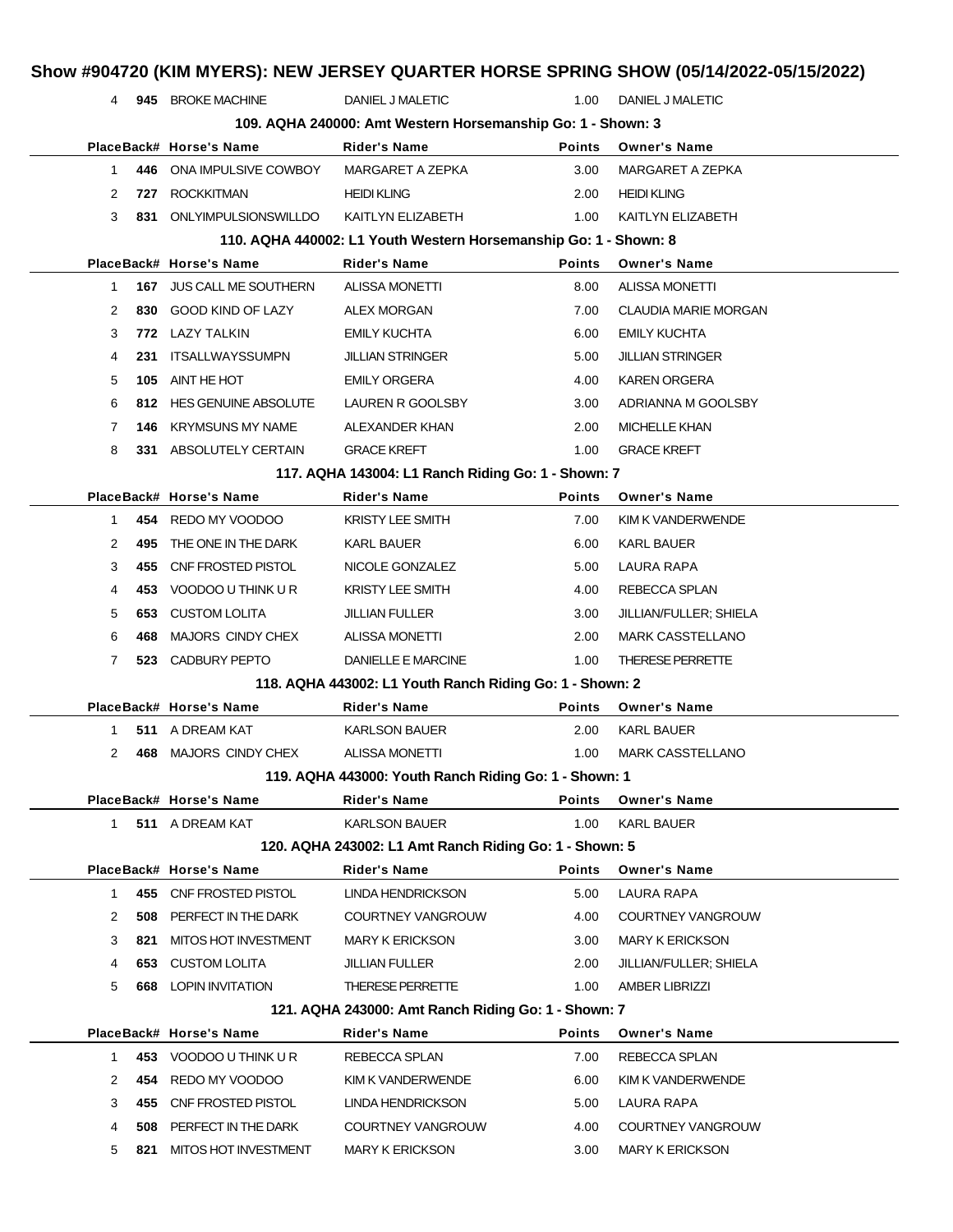# Show #904720 (KIM MYERS): NEW JERSEY QUARTER HORSE SPRING SHOW (05/14/2022-05/15/2022)

| Place | Back# | Horse's Name | Rider's Name | Points | Owner's Name |
|---|---|---|---|---|---|
| 4 | 945 | BROKE MACHINE | DANIEL J MALETIC | 1.00 | DANIEL J MALETIC |

### 109. AQHA 240000: Amt Western Horsemanship Go: 1 - Shown: 3

| Place | Back# | Horse's Name | Rider's Name | Points | Owner's Name |
|---|---|---|---|---|---|
| 1 | 446 | ONA IMPULSIVE COWBOY | MARGARET A ZEPKA | 3.00 | MARGARET A ZEPKA |
| 2 | 727 | ROCKKITMAN | HEIDI KLING | 2.00 | HEIDI KLING |
| 3 | 831 | ONLYIMPULSIONSWILLDO | KAITLYN ELIZABETH | 1.00 | KAITLYN ELIZABETH |

### 110. AQHA 440002: L1 Youth Western Horsemanship Go: 1 - Shown: 8

| Place | Back# | Horse's Name | Rider's Name | Points | Owner's Name |
|---|---|---|---|---|---|
| 1 | 167 | JUS CALL ME SOUTHERN | ALISSA MONETTI | 8.00 | ALISSA MONETTI |
| 2 | 830 | GOOD KIND OF LAZY | ALEX MORGAN | 7.00 | CLAUDIA MARIE MORGAN |
| 3 | 772 | LAZY TALKIN | EMILY KUCHTA | 6.00 | EMILY KUCHTA |
| 4 | 231 | ITSALLWAYSSUMPN | JILLIAN STRINGER | 5.00 | JILLIAN STRINGER |
| 5 | 105 | AINT HE HOT | EMILY ORGERA | 4.00 | KAREN ORGERA |
| 6 | 812 | HES GENUINE ABSOLUTE | LAUREN R GOOLSBY | 3.00 | ADRIANNA M GOOLSBY |
| 7 | 146 | KRYMSUNS MY NAME | ALEXANDER KHAN | 2.00 | MICHELLE KHAN |
| 8 | 331 | ABSOLUTELY CERTAIN | GRACE KREFT | 1.00 | GRACE KREFT |

### 117. AQHA 143004: L1 Ranch Riding Go: 1 - Shown: 7

| Place | Back# | Horse's Name | Rider's Name | Points | Owner's Name |
|---|---|---|---|---|---|
| 1 | 454 | REDO MY VOODOO | KRISTY LEE SMITH | 7.00 | KIM K VANDERWENDE |
| 2 | 495 | THE ONE IN THE DARK | KARL BAUER | 6.00 | KARL BAUER |
| 3 | 455 | CNF FROSTED PISTOL | NICOLE GONZALEZ | 5.00 | LAURA RAPA |
| 4 | 453 | VOODOO U THINK U R | KRISTY LEE SMITH | 4.00 | REBECCA SPLAN |
| 5 | 653 | CUSTOM LOLITA | JILLIAN FULLER | 3.00 | JILLIAN/FULLER; SHIELA |
| 6 | 468 | MAJORS CINDY CHEX | ALISSA MONETTI | 2.00 | MARK CASSTELLANO |
| 7 | 523 | CADBURY PEPTO | DANIELLE E MARCINE | 1.00 | THERESE PERRETTE |

### 118. AQHA 443002: L1 Youth Ranch Riding Go: 1 - Shown: 2

| Place | Back# | Horse's Name | Rider's Name | Points | Owner's Name |
|---|---|---|---|---|---|
| 1 | 511 | A DREAM KAT | KARLSON BAUER | 2.00 | KARL BAUER |
| 2 | 468 | MAJORS CINDY CHEX | ALISSA MONETTI | 1.00 | MARK CASSTELLANO |

### 119. AQHA 443000: Youth Ranch Riding Go: 1 - Shown: 1

| Place | Back# | Horse's Name | Rider's Name | Points | Owner's Name |
|---|---|---|---|---|---|
| 1 | 511 | A DREAM KAT | KARLSON BAUER | 1.00 | KARL BAUER |

### 120. AQHA 243002: L1 Amt Ranch Riding Go: 1 - Shown: 5

| Place | Back# | Horse's Name | Rider's Name | Points | Owner's Name |
|---|---|---|---|---|---|
| 1 | 455 | CNF FROSTED PISTOL | LINDA HENDRICKSON | 5.00 | LAURA RAPA |
| 2 | 508 | PERFECT IN THE DARK | COURTNEY VANGROUW | 4.00 | COURTNEY VANGROUW |
| 3 | 821 | MITOS HOT INVESTMENT | MARY K ERICKSON | 3.00 | MARY K ERICKSON |
| 4 | 653 | CUSTOM LOLITA | JILLIAN FULLER | 2.00 | JILLIAN/FULLER; SHIELA |
| 5 | 668 | LOPIN INVITATION | THERESE PERRETTE | 1.00 | AMBER LIBRIZZI |

### 121. AQHA 243000: Amt Ranch Riding Go: 1 - Shown: 7

| Place | Back# | Horse's Name | Rider's Name | Points | Owner's Name |
|---|---|---|---|---|---|
| 1 | 453 | VOODOO U THINK U R | REBECCA SPLAN | 7.00 | REBECCA SPLAN |
| 2 | 454 | REDO MY VOODOO | KIM K VANDERWENDE | 6.00 | KIM K VANDERWENDE |
| 3 | 455 | CNF FROSTED PISTOL | LINDA HENDRICKSON | 5.00 | LAURA RAPA |
| 4 | 508 | PERFECT IN THE DARK | COURTNEY VANGROUW | 4.00 | COURTNEY VANGROUW |
| 5 | 821 | MITOS HOT INVESTMENT | MARY K ERICKSON | 3.00 | MARY K ERICKSON |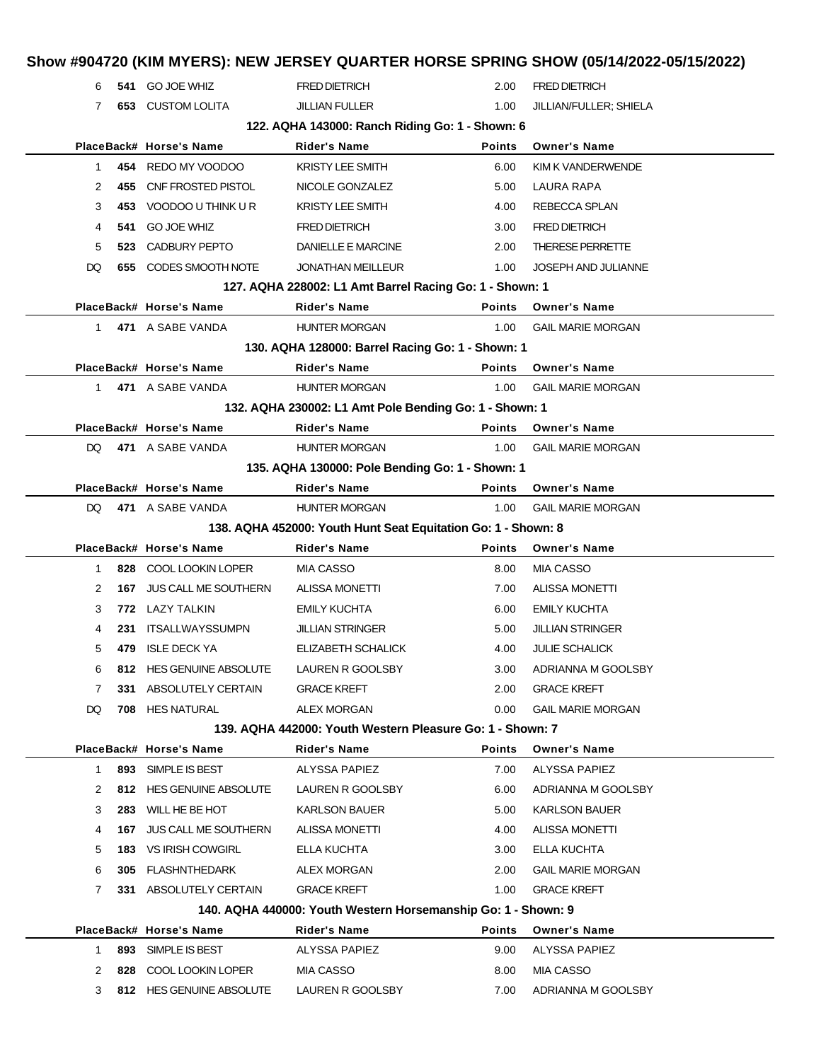# Show #904720 (KIM MYERS): NEW JERSEY QUARTER HORSE SPRING SHOW (05/14/2022-05/15/2022)

| Place | Back# | Horse's Name | Rider's Name | Points | Owner's Name |
|---|---|---|---|---|---|
| 6 | 541 | GO JOE WHIZ | FRED DIETRICH | 2.00 | FRED DIETRICH |
| 7 | 653 | CUSTOM LOLITA | JILLIAN FULLER | 1.00 | JILLIAN/FULLER; SHIELA |

### 122. AQHA 143000: Ranch Riding Go: 1 - Shown: 6

| Place | Back# | Horse's Name | Rider's Name | Points | Owner's Name |
|---|---|---|---|---|---|
| 1 | 454 | REDO MY VOODOO | KRISTY LEE SMITH | 6.00 | KIM K VANDERWENDE |
| 2 | 455 | CNF FROSTED PISTOL | NICOLE GONZALEZ | 5.00 | LAURA RAPA |
| 3 | 453 | VOODOO U THINK U R | KRISTY LEE SMITH | 4.00 | REBECCA SPLAN |
| 4 | 541 | GO JOE WHIZ | FRED DIETRICH | 3.00 | FRED DIETRICH |
| 5 | 523 | CADBURY PEPTO | DANIELLE E MARCINE | 2.00 | THERESE PERRETTE |
| DQ | 655 | CODES SMOOTH NOTE | JONATHAN MEILLEUR | 1.00 | JOSEPH AND JULIANNE |

### 127. AQHA 228002: L1 Amt Barrel Racing Go: 1 - Shown: 1

| Place | Back# | Horse's Name | Rider's Name | Points | Owner's Name |
|---|---|---|---|---|---|
| 1 | 471 | A SABE VANDA | HUNTER MORGAN | 1.00 | GAIL MARIE MORGAN |

### 130. AQHA 128000: Barrel Racing Go: 1 - Shown: 1

| Place | Back# | Horse's Name | Rider's Name | Points | Owner's Name |
|---|---|---|---|---|---|
| 1 | 471 | A SABE VANDA | HUNTER MORGAN | 1.00 | GAIL MARIE MORGAN |

### 132. AQHA 230002: L1 Amt Pole Bending Go: 1 - Shown: 1

| Place | Back# | Horse's Name | Rider's Name | Points | Owner's Name |
|---|---|---|---|---|---|
| DQ | 471 | A SABE VANDA | HUNTER MORGAN | 1.00 | GAIL MARIE MORGAN |

### 135. AQHA 130000: Pole Bending Go: 1 - Shown: 1

| Place | Back# | Horse's Name | Rider's Name | Points | Owner's Name |
|---|---|---|---|---|---|
| DQ | 471 | A SABE VANDA | HUNTER MORGAN | 1.00 | GAIL MARIE MORGAN |

### 138. AQHA 452000: Youth Hunt Seat Equitation Go: 1 - Shown: 8

| Place | Back# | Horse's Name | Rider's Name | Points | Owner's Name |
|---|---|---|---|---|---|
| 1 | 828 | COOL LOOKIN LOPER | MIA CASSO | 8.00 | MIA CASSO |
| 2 | 167 | JUS CALL ME SOUTHERN | ALISSA MONETTI | 7.00 | ALISSA MONETTI |
| 3 | 772 | LAZY TALKIN | EMILY KUCHTA | 6.00 | EMILY KUCHTA |
| 4 | 231 | ITSALLWAYSSUMPN | JILLIAN STRINGER | 5.00 | JILLIAN STRINGER |
| 5 | 479 | ISLE DECK YA | ELIZABETH SCHALICK | 4.00 | JULIE SCHALICK |
| 6 | 812 | HES GENUINE ABSOLUTE | LAUREN R GOOLSBY | 3.00 | ADRIANNA M GOOLSBY |
| 7 | 331 | ABSOLUTELY CERTAIN | GRACE KREFT | 2.00 | GRACE KREFT |
| DQ | 708 | HES NATURAL | ALEX MORGAN | 0.00 | GAIL MARIE MORGAN |

### 139. AQHA 442000: Youth Western Pleasure Go: 1 - Shown: 7

| Place | Back# | Horse's Name | Rider's Name | Points | Owner's Name |
|---|---|---|---|---|---|
| 1 | 893 | SIMPLE IS BEST | ALYSSA PAPIEZ | 7.00 | ALYSSA PAPIEZ |
| 2 | 812 | HES GENUINE ABSOLUTE | LAUREN R GOOLSBY | 6.00 | ADRIANNA M GOOLSBY |
| 3 | 283 | WILL HE BE HOT | KARLSON BAUER | 5.00 | KARLSON BAUER |
| 4 | 167 | JUS CALL ME SOUTHERN | ALISSA MONETTI | 4.00 | ALISSA MONETTI |
| 5 | 183 | VS IRISH COWGIRL | ELLA KUCHTA | 3.00 | ELLA KUCHTA |
| 6 | 305 | FLASHNTHEDARK | ALEX MORGAN | 2.00 | GAIL MARIE MORGAN |
| 7 | 331 | ABSOLUTELY CERTAIN | GRACE KREFT | 1.00 | GRACE KREFT |

### 140. AQHA 440000: Youth Western Horsemanship Go: 1 - Shown: 9

| Place | Back# | Horse's Name | Rider's Name | Points | Owner's Name |
|---|---|---|---|---|---|
| 1 | 893 | SIMPLE IS BEST | ALYSSA PAPIEZ | 9.00 | ALYSSA PAPIEZ |
| 2 | 828 | COOL LOOKIN LOPER | MIA CASSO | 8.00 | MIA CASSO |
| 3 | 812 | HES GENUINE ABSOLUTE | LAUREN R GOOLSBY | 7.00 | ADRIANNA M GOOLSBY |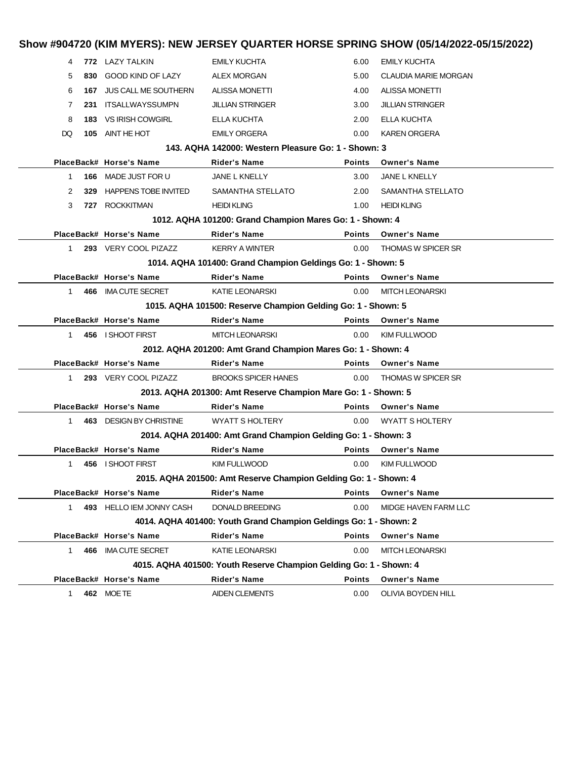# Show #904720 (KIM MYERS): NEW JERSEY QUARTER HORSE SPRING SHOW (05/14/2022-05/15/2022)

| | | | | | |
|---|---|---|---|---|---|
| 4 | **772** | LAZY TALKIN | EMILY KUCHTA | 6.00 | EMILY KUCHTA |
| 5 | **830** | GOOD KIND OF LAZY | ALEX MORGAN | 5.00 | CLAUDIA MARIE MORGAN |
| 6 | **167** | JUS CALL ME SOUTHERN | ALISSA MONETTI | 4.00 | ALISSA MONETTI |
| 7 | **231** | ITSALLWAYSSUMPN | JILLIAN STRINGER | 3.00 | JILLIAN STRINGER |
| 8 | **183** | VS IRISH COWGIRL | ELLA KUCHTA | 2.00 | ELLA KUCHTA |
| DQ | **105** | AINT HE HOT | EMILY ORGERA | 0.00 | KAREN ORGERA |

### 143. AQHA 142000: Western Pleasure Go: 1 - Shown: 3

| Place | Back# | Horse's Name | Rider's Name | Points | Owner's Name |
|---|---|---|---|---|---|
| 1 | **166** | MADE JUST FOR U | JANE L KNELLY | 3.00 | JANE L KNELLY |
| 2 | **329** | HAPPENS TOBE INVITED | SAMANTHA STELLATO | 2.00 | SAMANTHA STELLATO |
| 3 | **727** | ROCKKITMAN | HEIDI KLING | 1.00 | HEIDI KLING |

### 1012. AQHA 101200: Grand Champion Mares Go: 1 - Shown: 4

| Place | Back# | Horse's Name | Rider's Name | Points | Owner's Name |
|---|---|---|---|---|---|
| 1 | **293** | VERY COOL PIZAZZ | KERRY A WINTER | 0.00 | THOMAS W SPICER SR |

### 1014. AQHA 101400: Grand Champion Geldings Go: 1 - Shown: 5

| Place | Back# | Horse's Name | Rider's Name | Points | Owner's Name |
|---|---|---|---|---|---|
| 1 | **466** | IMA CUTE SECRET | KATIE LEONARSKI | 0.00 | MITCH LEONARSKI |

### 1015. AQHA 101500: Reserve Champion Gelding Go: 1 - Shown: 5

| Place | Back# | Horse's Name | Rider's Name | Points | Owner's Name |
|---|---|---|---|---|---|
| 1 | **456** | I SHOOT FIRST | MITCH LEONARSKI | 0.00 | KIM FULLWOOD |

### 2012. AQHA 201200: Amt Grand Champion Mares Go: 1 - Shown: 4

| Place | Back# | Horse's Name | Rider's Name | Points | Owner's Name |
|---|---|---|---|---|---|
| 1 | **293** | VERY COOL PIZAZZ | BROOKS SPICER HANES | 0.00 | THOMAS W SPICER SR |

### 2013. AQHA 201300: Amt Reserve Champion Mare Go: 1 - Shown: 5

| Place | Back# | Horse's Name | Rider's Name | Points | Owner's Name |
|---|---|---|---|---|---|
| 1 | **463** | DESIGN BY CHRISTINE | WYATT S HOLTERY | 0.00 | WYATT S HOLTERY |

### 2014. AQHA 201400: Amt Grand Champion Gelding Go: 1 - Shown: 3

| Place | Back# | Horse's Name | Rider's Name | Points | Owner's Name |
|---|---|---|---|---|---|
| 1 | **456** | I SHOOT FIRST | KIM FULLWOOD | 0.00 | KIM FULLWOOD |

### 2015. AQHA 201500: Amt Reserve Champion Gelding Go: 1 - Shown: 4

| Place | Back# | Horse's Name | Rider's Name | Points | Owner's Name |
|---|---|---|---|---|---|
| 1 | **493** | HELLO IEM JONNY CASH | DONALD BREEDING | 0.00 | MIDGE HAVEN FARM LLC |

### 4014. AQHA 401400: Youth Grand Champion Geldings Go: 1 - Shown: 2

| Place | Back# | Horse's Name | Rider's Name | Points | Owner's Name |
|---|---|---|---|---|---|
| 1 | **466** | IMA CUTE SECRET | KATIE LEONARSKI | 0.00 | MITCH LEONARSKI |

### 4015. AQHA 401500: Youth Reserve Champion Gelding Go: 1 - Shown: 4

| Place | Back# | Horse's Name | Rider's Name | Points | Owner's Name |
|---|---|---|---|---|---|
| 1 | **462** | MOE TE | AIDEN CLEMENTS | 0.00 | OLIVIA BOYDEN HILL |